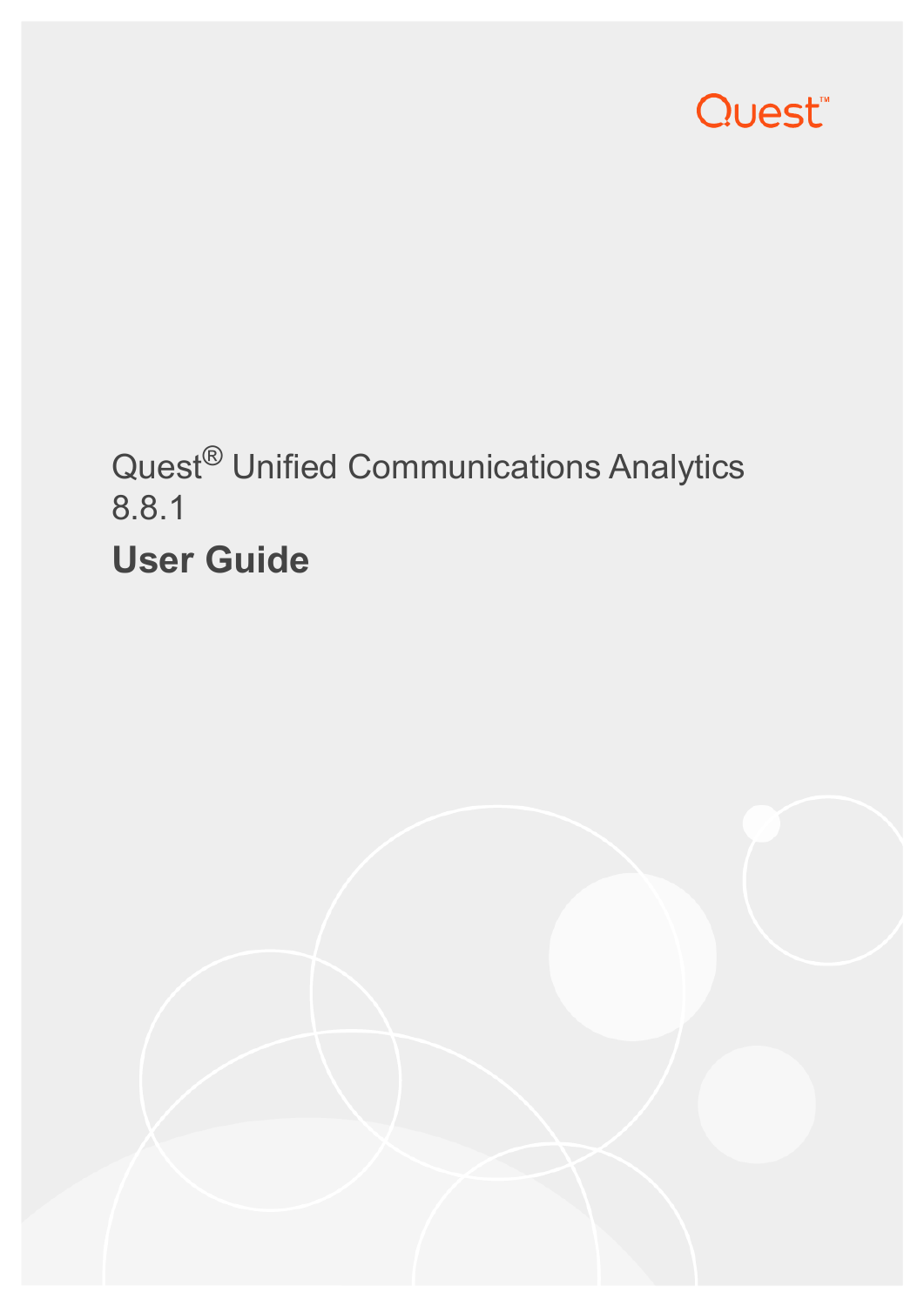Quest

Quest® Unified Communications Analytics 8.8.1

# User Guide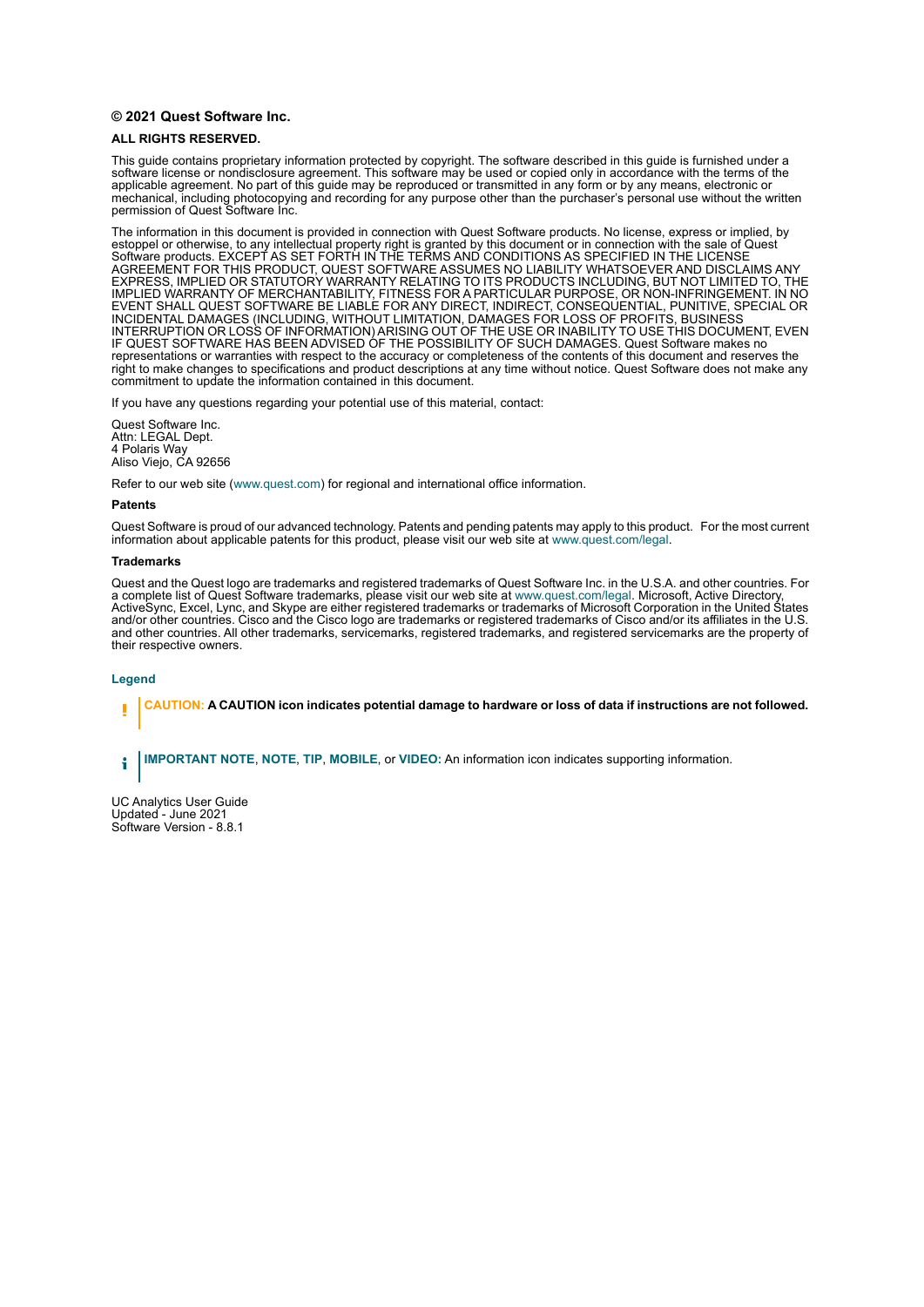**© 2021 Quest Software Inc.**

**ALL RIGHTS RESERVED.**

This guide contains proprietary information protected by copyright. The software described in this guide is furnished under a software license or nondisclosure agreement. This software may be used or copied only in accordance with the terms of the applicable agreement. No part of this guide may be reproduced or transmitted in any form or by any means, electronic or mechanical, including photocopying and recording for any purpose other than the purchaser's personal use without the written permission of Quest Software Inc.

The information in this document is provided in connection with Quest Software products. No license, express or implied, by estoppel or otherwise, to any intellectual property right is granted by this document or in connection with the sale of Quest Software products. EXCEPT AS SET FORTH IN THE TERMS AND CONDITIONS AS SPECIFIED IN THE LICENSE AGREEMENT FOR THIS PRODUCT, QUEST SOFTWARE ASSUMES NO LIABILITY WHATSOEVER AND DISCLAIMS ANY EXPRESS, IMPLIED OR STATUTORY WARRANTY RELATING TO ITS PRODUCTS INCLUDING, BUT NOT LIMITED TO, THE IMPLIED WARRANTY OF MERCHANTABILITY, FITNESS FOR A PARTICULAR PURPOSE, OR NON-INFRINGEMENT. IN NO EVENT SHALL QUEST SOFTWARE BE LIABLE FOR ANY DIRECT, INDIRECT, CONSEQUENTIAL, PUNITIVE, SPECIAL OR INCIDENTAL DAMAGES (INCLUDING, WITHOUT LIMITATION, DAMAGES FOR LOSS OF PROFITS, BUSINESS INTERRUPTION OR LOSS OF INFORMATION) ARISING OUT OF THE USE OR INABILITY TO USE THIS DOCUMENT, EVEN IF QUEST SOFTWARE HAS BEEN ADVISED OF THE POSSIBILITY OF SUCH DAMAGES. Quest Software makes no representations or warranties with respect to the accuracy or completeness of the contents of this document and reserves the right to make changes to specifications and product descriptions at any time without notice. Quest Software does not make any commitment to update the information contained in this document.

If you have any questions regarding your potential use of this material, contact:

Quest Software Inc.
Attn: LEGAL Dept.
4 Polaris Way
Aliso Viejo, CA 92656

Refer to our web site (www.quest.com) for regional and international office information.

**Patents**

Quest Software is proud of our advanced technology. Patents and pending patents may apply to this product. For the most current information about applicable patents for this product, please visit our web site at www.quest.com/legal.

**Trademarks**

Quest and the Quest logo are trademarks and registered trademarks of Quest Software Inc. in the U.S.A. and other countries. For a complete list of Quest Software trademarks, please visit our web site at www.quest.com/legal. Microsoft, Active Directory, ActiveSync, Excel, Lync, and Skype are either registered trademarks or trademarks of Microsoft Corporation in the United States and/or other countries. Cisco and the Cisco logo are trademarks or registered trademarks of Cisco and/or its affiliates in the U.S. and other countries. All other trademarks, servicemarks, registered trademarks, and registered servicemarks are the property of their respective owners.

**Legend**

**CAUTION: A CAUTION icon indicates potential damage to hardware or loss of data if instructions are not followed.**

**IMPORTANT NOTE**, **NOTE**, **TIP**, **MOBILE**, or **VIDEO:** An information icon indicates supporting information.

UC Analytics User Guide
Updated - June 2021
Software Version - 8.8.1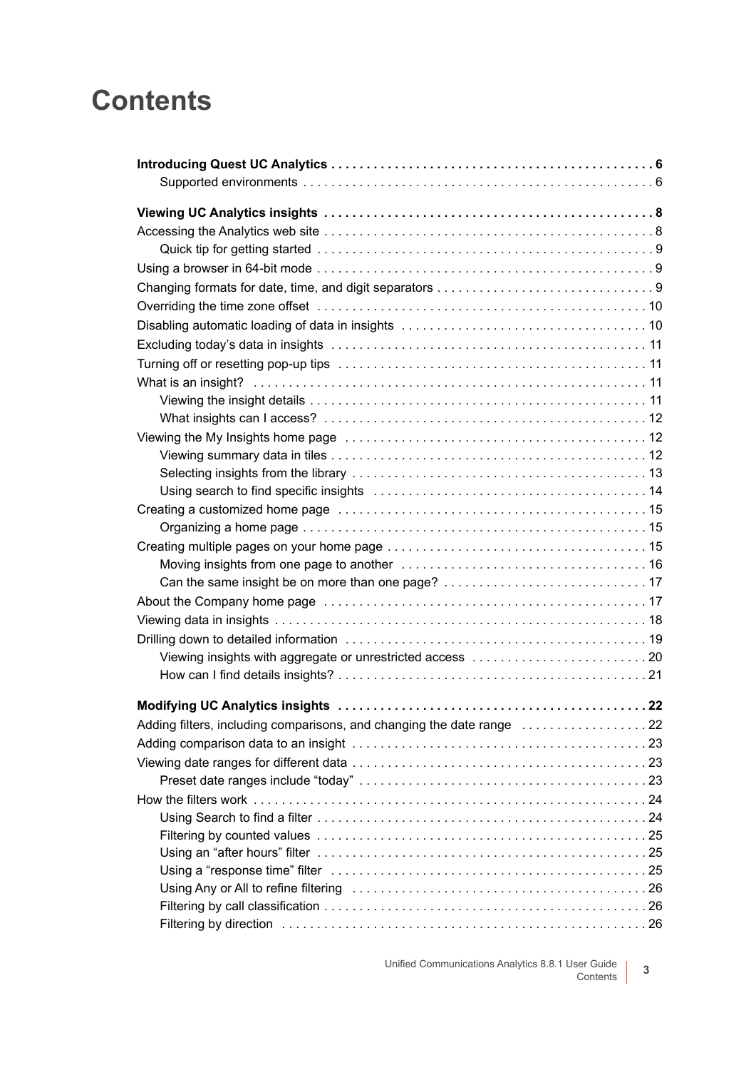# Contents

**Introducing Quest UC Analytics . . . . . . . . . . . . . . . . . . . . . . . . . . . . . . . . . . . . . . . . . . . . . 6**

- Supported environments . . . . . . . . . . . . . . . . . . . . . . . . . . . . . . . . . . . . . . . . . . . . . . . . . 6

**Viewing UC Analytics insights . . . . . . . . . . . . . . . . . . . . . . . . . . . . . . . . . . . . . . . . . . . . . 8**

Accessing the Analytics web site . . . . . . . . . . . . . . . . . . . . . . . . . . . . . . . . . . . . . . . . . . . . . . 8
- Quick tip for getting started . . . . . . . . . . . . . . . . . . . . . . . . . . . . . . . . . . . . . . . . . . . . . . . 9

Using a browser in 64-bit mode . . . . . . . . . . . . . . . . . . . . . . . . . . . . . . . . . . . . . . . . . . . . . . . 9

Changing formats for date, time, and digit separators . . . . . . . . . . . . . . . . . . . . . . . . . . . . . . 9

Overriding the time zone offset . . . . . . . . . . . . . . . . . . . . . . . . . . . . . . . . . . . . . . . . . . . . . 10

Disabling automatic loading of data in insights . . . . . . . . . . . . . . . . . . . . . . . . . . . . . . . . . . 10

Excluding today's data in insights . . . . . . . . . . . . . . . . . . . . . . . . . . . . . . . . . . . . . . . . . . . . 11

Turning off or resetting pop-up tips . . . . . . . . . . . . . . . . . . . . . . . . . . . . . . . . . . . . . . . . . . . 11

What is an insight? . . . . . . . . . . . . . . . . . . . . . . . . . . . . . . . . . . . . . . . . . . . . . . . . . . . . . . . 11
- Viewing the insight details . . . . . . . . . . . . . . . . . . . . . . . . . . . . . . . . . . . . . . . . . . . . . . . . 11
- What insights can I access? . . . . . . . . . . . . . . . . . . . . . . . . . . . . . . . . . . . . . . . . . . . . . . 12

Viewing the My Insights home page . . . . . . . . . . . . . . . . . . . . . . . . . . . . . . . . . . . . . . . . . . 12
- Viewing summary data in tiles . . . . . . . . . . . . . . . . . . . . . . . . . . . . . . . . . . . . . . . . . . . . . 12
- Selecting insights from the library . . . . . . . . . . . . . . . . . . . . . . . . . . . . . . . . . . . . . . . . . . 13
- Using search to find specific insights . . . . . . . . . . . . . . . . . . . . . . . . . . . . . . . . . . . . . . . 14

Creating a customized home page . . . . . . . . . . . . . . . . . . . . . . . . . . . . . . . . . . . . . . . . . . . 15
- Organizing a home page . . . . . . . . . . . . . . . . . . . . . . . . . . . . . . . . . . . . . . . . . . . . . . . . . 15

Creating multiple pages on your home page . . . . . . . . . . . . . . . . . . . . . . . . . . . . . . . . . . . . 15
- Moving insights from one page to another . . . . . . . . . . . . . . . . . . . . . . . . . . . . . . . . . . . 16
- Can the same insight be on more than one page? . . . . . . . . . . . . . . . . . . . . . . . . . . . . . 17

About the Company home page . . . . . . . . . . . . . . . . . . . . . . . . . . . . . . . . . . . . . . . . . . . . . 17

Viewing data in insights . . . . . . . . . . . . . . . . . . . . . . . . . . . . . . . . . . . . . . . . . . . . . . . . . . . . 18

Drilling down to detailed information . . . . . . . . . . . . . . . . . . . . . . . . . . . . . . . . . . . . . . . . . . 19
- Viewing insights with aggregate or unrestricted access . . . . . . . . . . . . . . . . . . . . . . . . . 20
- How can I find details insights? . . . . . . . . . . . . . . . . . . . . . . . . . . . . . . . . . . . . . . . . . . . . 21

**Modifying UC Analytics insights . . . . . . . . . . . . . . . . . . . . . . . . . . . . . . . . . . . . . . . . . . . . 22**

Adding filters, including comparisons, and changing the date range . . . . . . . . . . . . . . . . . . 22

Adding comparison data to an insight . . . . . . . . . . . . . . . . . . . . . . . . . . . . . . . . . . . . . . . . . 23

Viewing date ranges for different data . . . . . . . . . . . . . . . . . . . . . . . . . . . . . . . . . . . . . . . . . 23
- Preset date ranges include "today" . . . . . . . . . . . . . . . . . . . . . . . . . . . . . . . . . . . . . . . . . 23

How the filters work . . . . . . . . . . . . . . . . . . . . . . . . . . . . . . . . . . . . . . . . . . . . . . . . . . . . . . . 24
- Using Search to find a filter . . . . . . . . . . . . . . . . . . . . . . . . . . . . . . . . . . . . . . . . . . . . . . . 24
- Filtering by counted values . . . . . . . . . . . . . . . . . . . . . . . . . . . . . . . . . . . . . . . . . . . . . . . 25
- Using an "after hours" filter . . . . . . . . . . . . . . . . . . . . . . . . . . . . . . . . . . . . . . . . . . . . . . . 25
- Using a "response time" filter . . . . . . . . . . . . . . . . . . . . . . . . . . . . . . . . . . . . . . . . . . . . . 25
- Using Any or All to refine filtering . . . . . . . . . . . . . . . . . . . . . . . . . . . . . . . . . . . . . . . . . . 26
- Filtering by call classification . . . . . . . . . . . . . . . . . . . . . . . . . . . . . . . . . . . . . . . . . . . . . . 26
- Filtering by direction . . . . . . . . . . . . . . . . . . . . . . . . . . . . . . . . . . . . . . . . . . . . . . . . . . . . 26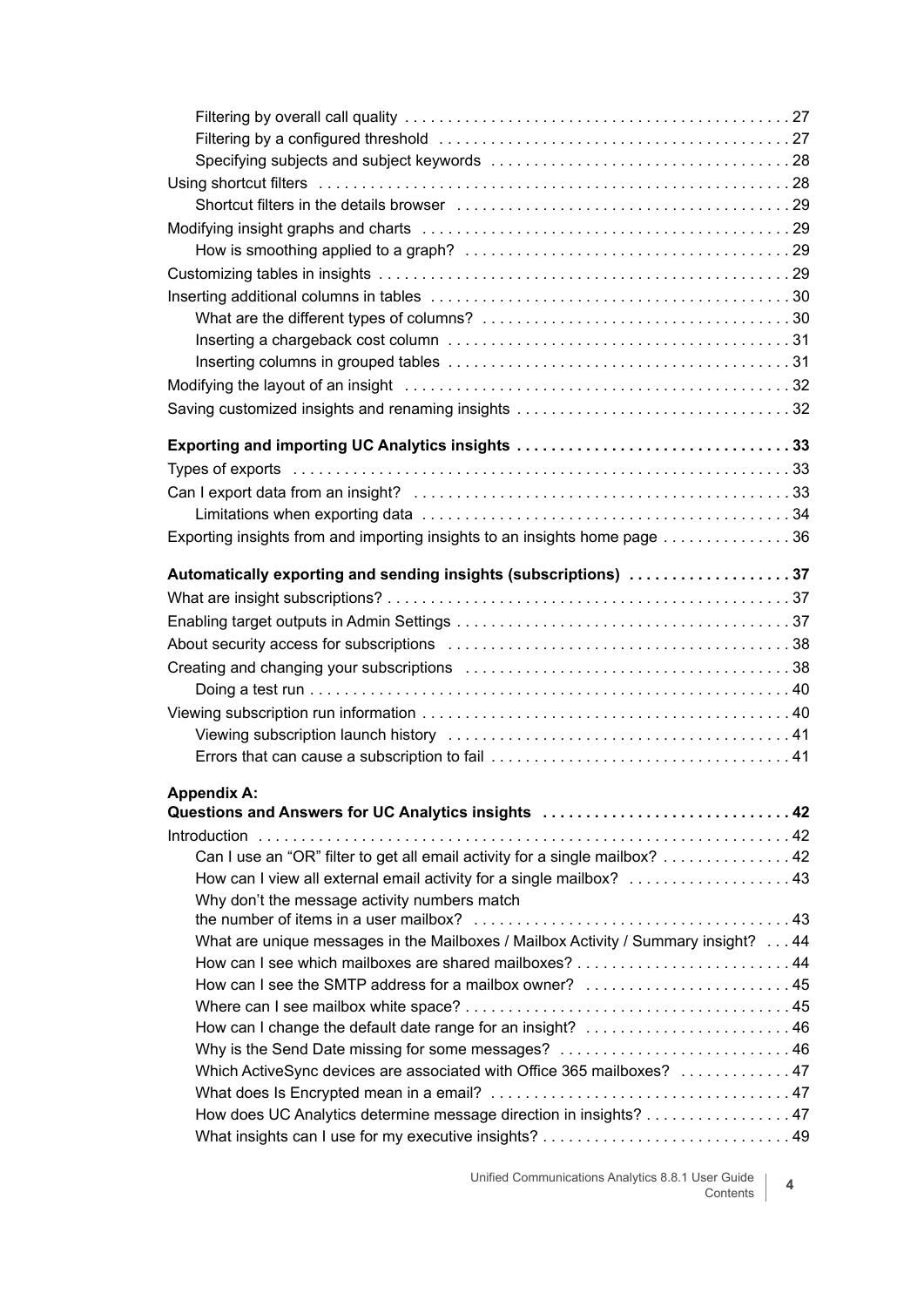- Filtering by overall call quality . . . . . . . . . . . . . . . . . . . . . . . . . . . . . . . . . . . . . . . . . . . . . 27
- Filtering by a configured threshold . . . . . . . . . . . . . . . . . . . . . . . . . . . . . . . . . . . . . . . . . 27
- Specifying subjects and subject keywords . . . . . . . . . . . . . . . . . . . . . . . . . . . . . . . . . . 28

Using shortcut filters . . . . . . . . . . . . . . . . . . . . . . . . . . . . . . . . . . . . . . . . . . . . . . . . . . . . . . 28

- Shortcut filters in the details browser . . . . . . . . . . . . . . . . . . . . . . . . . . . . . . . . . . . . . . 29

Modifying insight graphs and charts . . . . . . . . . . . . . . . . . . . . . . . . . . . . . . . . . . . . . . . . . . 29

- How is smoothing applied to a graph? . . . . . . . . . . . . . . . . . . . . . . . . . . . . . . . . . . . . . . 29

Customizing tables in insights . . . . . . . . . . . . . . . . . . . . . . . . . . . . . . . . . . . . . . . . . . . . . . . 29

Inserting additional columns in tables . . . . . . . . . . . . . . . . . . . . . . . . . . . . . . . . . . . . . . . . . 30

- What are the different types of columns? . . . . . . . . . . . . . . . . . . . . . . . . . . . . . . . . . . . 30
- Inserting a chargeback cost column . . . . . . . . . . . . . . . . . . . . . . . . . . . . . . . . . . . . . . . 31
- Inserting columns in grouped tables . . . . . . . . . . . . . . . . . . . . . . . . . . . . . . . . . . . . . . . 31

Modifying the layout of an insight . . . . . . . . . . . . . . . . . . . . . . . . . . . . . . . . . . . . . . . . . . . . 32

Saving customized insights and renaming insights . . . . . . . . . . . . . . . . . . . . . . . . . . . . . . . 32

**Exporting and importing UC Analytics insights . . . . . . . . . . . . . . . . . . . . . . . . . . . . . . . 33**

Types of exports . . . . . . . . . . . . . . . . . . . . . . . . . . . . . . . . . . . . . . . . . . . . . . . . . . . . . . . . . 33

Can I export data from an insight? . . . . . . . . . . . . . . . . . . . . . . . . . . . . . . . . . . . . . . . . . . . 33

- Limitations when exporting data . . . . . . . . . . . . . . . . . . . . . . . . . . . . . . . . . . . . . . . . . . 34

Exporting insights from and importing insights to an insights home page . . . . . . . . . . . . . . . 36

**Automatically exporting and sending insights (subscriptions) . . . . . . . . . . . . . . . . . . . 37**

What are insight subscriptions? . . . . . . . . . . . . . . . . . . . . . . . . . . . . . . . . . . . . . . . . . . . . . . 37

Enabling target outputs in Admin Settings . . . . . . . . . . . . . . . . . . . . . . . . . . . . . . . . . . . . . . 37

About security access for subscriptions . . . . . . . . . . . . . . . . . . . . . . . . . . . . . . . . . . . . . . . . 38

Creating and changing your subscriptions . . . . . . . . . . . . . . . . . . . . . . . . . . . . . . . . . . . . . . 38

- Doing a test run . . . . . . . . . . . . . . . . . . . . . . . . . . . . . . . . . . . . . . . . . . . . . . . . . . . . . . . 40

Viewing subscription run information . . . . . . . . . . . . . . . . . . . . . . . . . . . . . . . . . . . . . . . . . . 40

- Viewing subscription launch history . . . . . . . . . . . . . . . . . . . . . . . . . . . . . . . . . . . . . . . . 41
- Errors that can cause a subscription to fail . . . . . . . . . . . . . . . . . . . . . . . . . . . . . . . . . . . 41

**Appendix A:**
**Questions and Answers for UC Analytics insights . . . . . . . . . . . . . . . . . . . . . . . . . . . . . 42**

Introduction . . . . . . . . . . . . . . . . . . . . . . . . . . . . . . . . . . . . . . . . . . . . . . . . . . . . . . . . . . . . . 42

- Can I use an “OR” filter to get all email activity for a single mailbox? . . . . . . . . . . . . . . . 42
- How can I view all external email activity for a single mailbox? . . . . . . . . . . . . . . . . . . . 43
- Why don’t the message activity numbers match the number of items in a user mailbox? . . . . . . . . . . . . . . . . . . . . . . . . . . . . . . . . . . . . . 43
- What are unique messages in the Mailboxes / Mailbox Activity / Summary insight? . . . 44
- How can I see which mailboxes are shared mailboxes? . . . . . . . . . . . . . . . . . . . . . . . . . 44
- How can I see the SMTP address for a mailbox owner? . . . . . . . . . . . . . . . . . . . . . . . . 45
- Where can I see mailbox white space? . . . . . . . . . . . . . . . . . . . . . . . . . . . . . . . . . . . . . 45
- How can I change the default date range for an insight? . . . . . . . . . . . . . . . . . . . . . . . . 46
- Why is the Send Date missing for some messages? . . . . . . . . . . . . . . . . . . . . . . . . . . . 46
- Which ActiveSync devices are associated with Office 365 mailboxes? . . . . . . . . . . . . . 47
- What does Is Encrypted mean in a email? . . . . . . . . . . . . . . . . . . . . . . . . . . . . . . . . . . . 47
- How does UC Analytics determine message direction in insights? . . . . . . . . . . . . . . . . . 47
- What insights can I use for my executive insights? . . . . . . . . . . . . . . . . . . . . . . . . . . . . . 49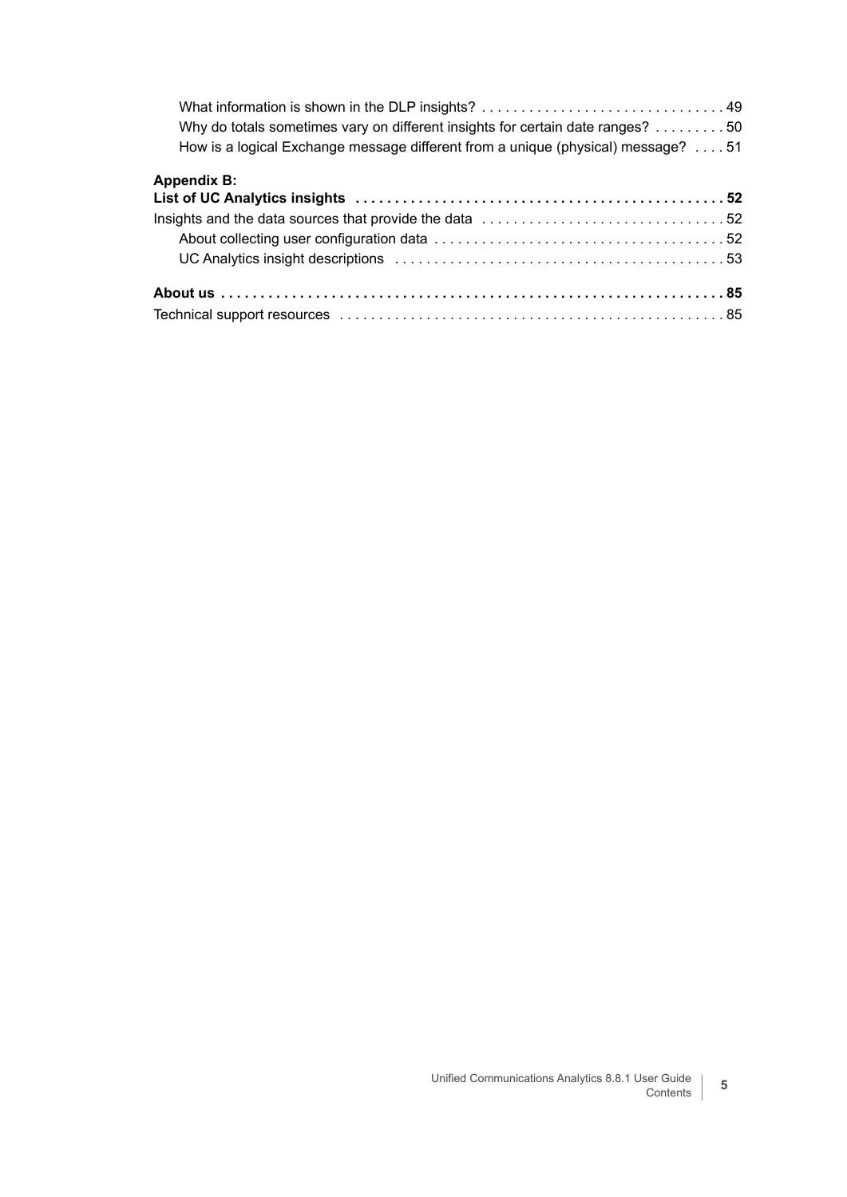What information is shown in the DLP insights? . . . . . . . . . . . . . . . . . . . . . . . . . . . . . . . 49

Why do totals sometimes vary on different insights for certain date ranges? . . . . . . . . . 50

How is a logical Exchange message different from a unique (physical) message? . . . . 51

**Appendix B:**
**List of UC Analytics insights . . . . . . . . . . . . . . . . . . . . . . . . . . . . . . . . . . . . . . . . . . . . . . . 52**

Insights and the data sources that provide the data . . . . . . . . . . . . . . . . . . . . . . . . . . . . . . . 52

About collecting user configuration data . . . . . . . . . . . . . . . . . . . . . . . . . . . . . . . . . . . . . 52

UC Analytics insight descriptions . . . . . . . . . . . . . . . . . . . . . . . . . . . . . . . . . . . . . . . . . . 53

**About us . . . . . . . . . . . . . . . . . . . . . . . . . . . . . . . . . . . . . . . . . . . . . . . . . . . . . . . . . . . . . . . 85**

Technical support resources . . . . . . . . . . . . . . . . . . . . . . . . . . . . . . . . . . . . . . . . . . . . . . . . . 85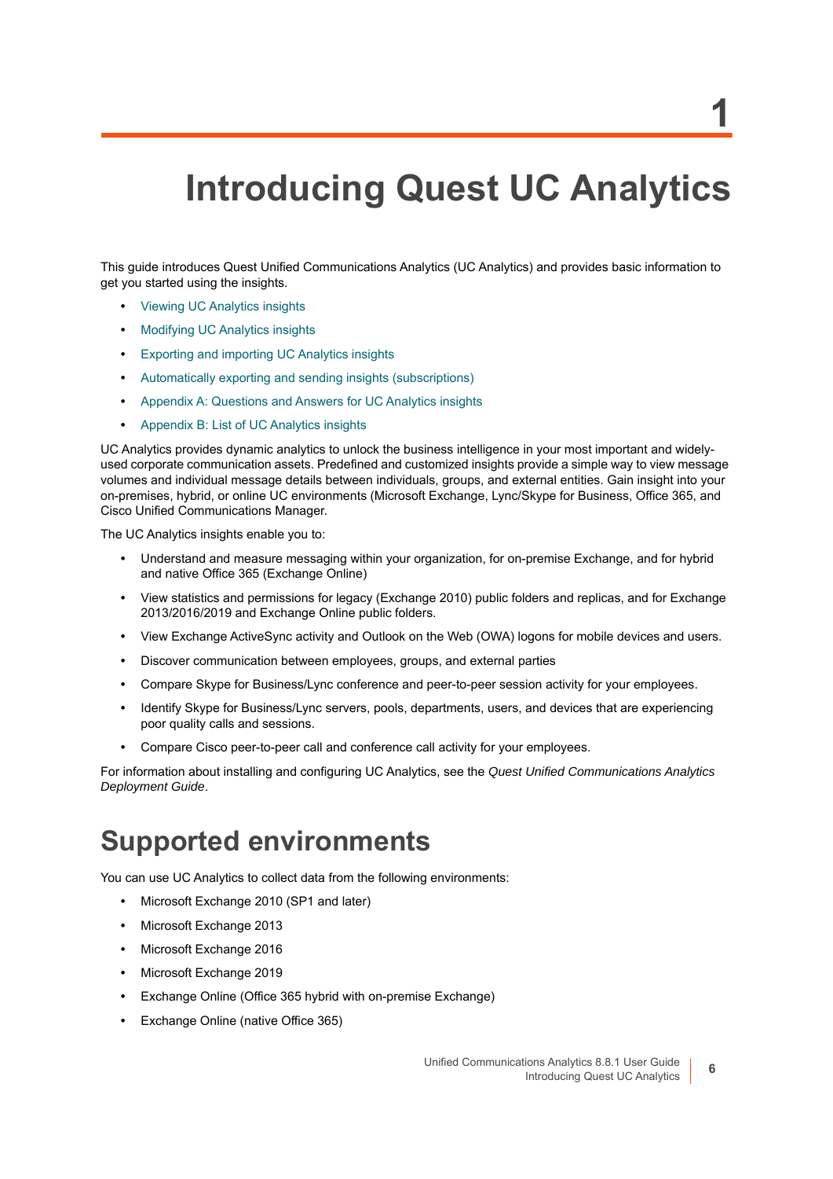# 1 Introducing Quest UC Analytics

This guide introduces Quest Unified Communications Analytics (UC Analytics) and provides basic information to get you started using the insights.

- Viewing UC Analytics insights
- Modifying UC Analytics insights
- Exporting and importing UC Analytics insights
- Automatically exporting and sending insights (subscriptions)
- Appendix A: Questions and Answers for UC Analytics insights
- Appendix B: List of UC Analytics insights

UC Analytics provides dynamic analytics to unlock the business intelligence in your most important and widely-used corporate communication assets. Predefined and customized insights provide a simple way to view message volumes and individual message details between individuals, groups, and external entities. Gain insight into your on-premises, hybrid, or online UC environments (Microsoft Exchange, Lync/Skype for Business, Office 365, and Cisco Unified Communications Manager.

The UC Analytics insights enable you to:

- Understand and measure messaging within your organization, for on-premise Exchange, and for hybrid and native Office 365 (Exchange Online)
- View statistics and permissions for legacy (Exchange 2010) public folders and replicas, and for Exchange 2013/2016/2019 and Exchange Online public folders.
- View Exchange ActiveSync activity and Outlook on the Web (OWA) logons for mobile devices and users.
- Discover communication between employees, groups, and external parties
- Compare Skype for Business/Lync conference and peer-to-peer session activity for your employees.
- Identify Skype for Business/Lync servers, pools, departments, users, and devices that are experiencing poor quality calls and sessions.
- Compare Cisco peer-to-peer call and conference call activity for your employees.

For information about installing and configuring UC Analytics, see the *Quest Unified Communications Analytics Deployment Guide*.

## Supported environments

You can use UC Analytics to collect data from the following environments:

- Microsoft Exchange 2010 (SP1 and later)
- Microsoft Exchange 2013
- Microsoft Exchange 2016
- Microsoft Exchange 2019
- Exchange Online (Office 365 hybrid with on-premise Exchange)
- Exchange Online (native Office 365)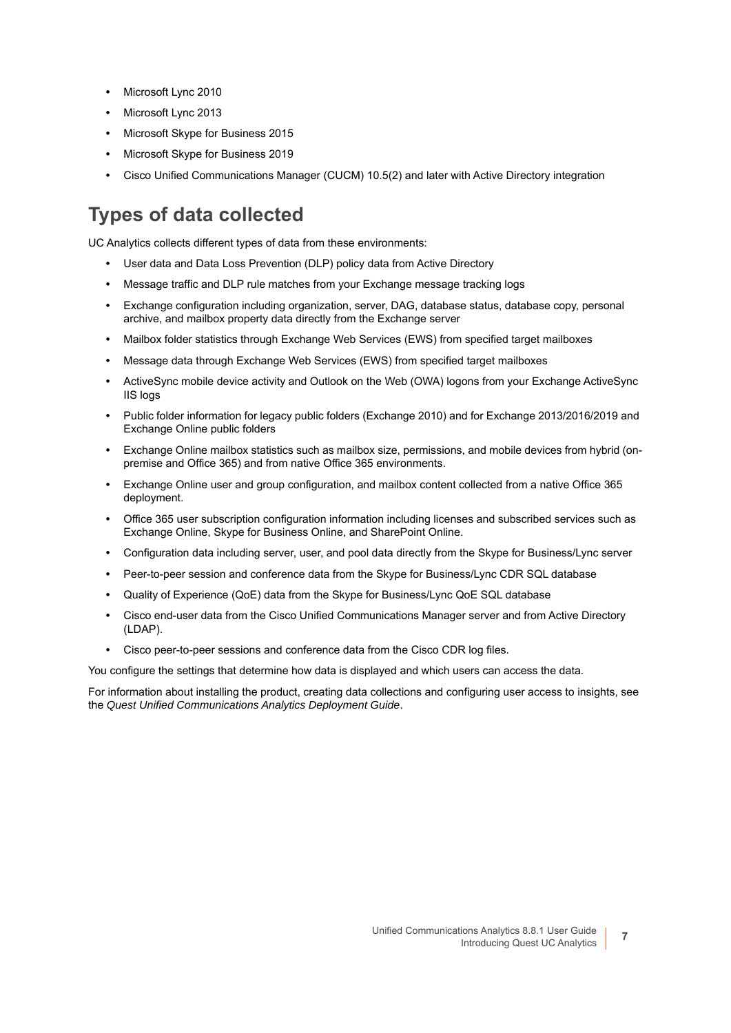- Microsoft Lync 2010
- Microsoft Lync 2013
- Microsoft Skype for Business 2015
- Microsoft Skype for Business 2019
- Cisco Unified Communications Manager (CUCM) 10.5(2) and later with Active Directory integration

## Types of data collected

UC Analytics collects different types of data from these environments:

- User data and Data Loss Prevention (DLP) policy data from Active Directory
- Message traffic and DLP rule matches from your Exchange message tracking logs
- Exchange configuration including organization, server, DAG, database status, database copy, personal archive, and mailbox property data directly from the Exchange server
- Mailbox folder statistics through Exchange Web Services (EWS) from specified target mailboxes
- Message data through Exchange Web Services (EWS) from specified target mailboxes
- ActiveSync mobile device activity and Outlook on the Web (OWA) logons from your Exchange ActiveSync IIS logs
- Public folder information for legacy public folders (Exchange 2010) and for Exchange 2013/2016/2019 and Exchange Online public folders
- Exchange Online mailbox statistics such as mailbox size, permissions, and mobile devices from hybrid (on-premise and Office 365) and from native Office 365 environments.
- Exchange Online user and group configuration, and mailbox content collected from a native Office 365 deployment.
- Office 365 user subscription configuration information including licenses and subscribed services such as Exchange Online, Skype for Business Online, and SharePoint Online.
- Configuration data including server, user, and pool data directly from the Skype for Business/Lync server
- Peer-to-peer session and conference data from the Skype for Business/Lync CDR SQL database
- Quality of Experience (QoE) data from the Skype for Business/Lync QoE SQL database
- Cisco end-user data from the Cisco Unified Communications Manager server and from Active Directory (LDAP).
- Cisco peer-to-peer sessions and conference data from the Cisco CDR log files.

You configure the settings that determine how data is displayed and which users can access the data.

For information about installing the product, creating data collections and configuring user access to insights, see the *Quest Unified Communications Analytics Deployment Guide*.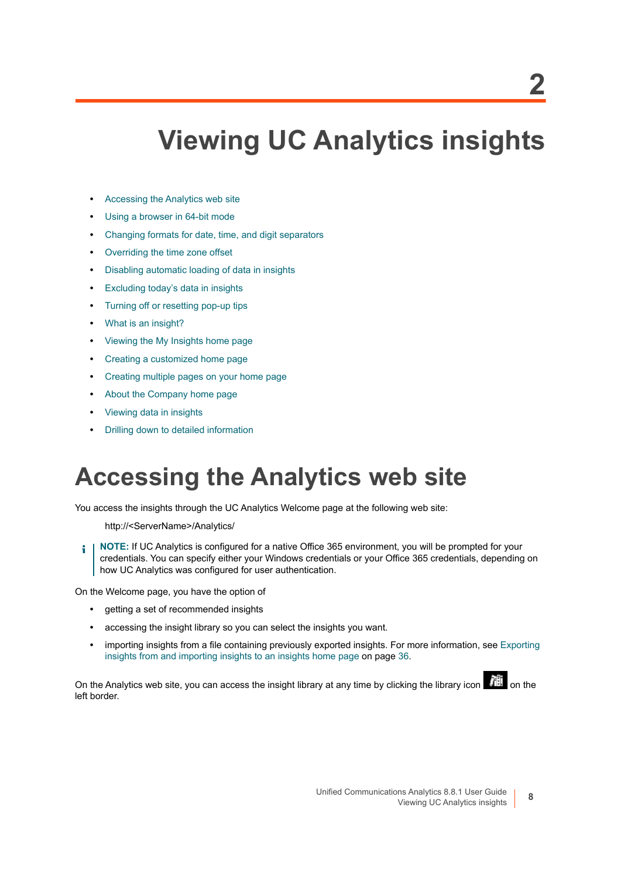# 2 Viewing UC Analytics insights

- Accessing the Analytics web site
- Using a browser in 64-bit mode
- Changing formats for date, time, and digit separators
- Overriding the time zone offset
- Disabling automatic loading of data in insights
- Excluding today's data in insights
- Turning off or resetting pop-up tips
- What is an insight?
- Viewing the My Insights home page
- Creating a customized home page
- Creating multiple pages on your home page
- About the Company home page
- Viewing data in insights
- Drilling down to detailed information

## Accessing the Analytics web site

You access the insights through the UC Analytics Welcome page at the following web site:

http://<ServerName>/Analytics/

> **NOTE:** If UC Analytics is configured for a native Office 365 environment, you will be prompted for your credentials. You can specify either your Windows credentials or your Office 365 credentials, depending on how UC Analytics was configured for user authentication.

On the Welcome page, you have the option of

- getting a set of recommended insights
- accessing the insight library so you can select the insights you want.
- importing insights from a file containing previously exported insights. For more information, see Exporting insights from and importing insights to an insights home page on page 36.

On the Analytics web site, you can access the insight library at any time by clicking the library icon on the left border.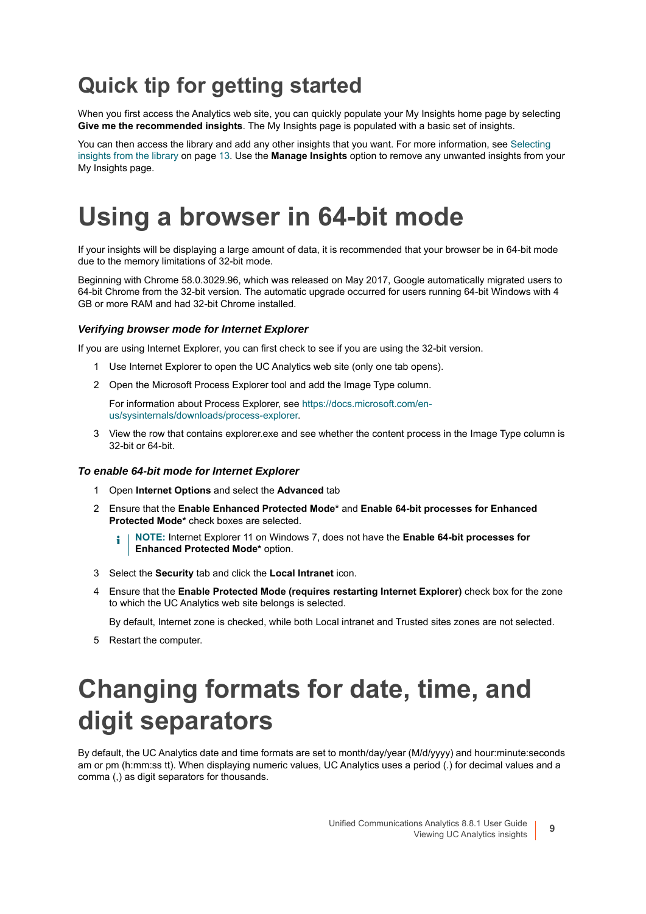## Quick tip for getting started

When you first access the Analytics web site, you can quickly populate your My Insights home page by selecting **Give me the recommended insights**. The My Insights page is populated with a basic set of insights.

You can then access the library and add any other insights that you want. For more information, see Selecting insights from the library on page 13. Use the **Manage Insights** option to remove any unwanted insights from your My Insights page.

# Using a browser in 64-bit mode

If your insights will be displaying a large amount of data, it is recommended that your browser be in 64-bit mode due to the memory limitations of 32-bit mode.

Beginning with Chrome 58.0.3029.96, which was released on May 2017, Google automatically migrated users to 64-bit Chrome from the 32-bit version. The automatic upgrade occurred for users running 64-bit Windows with 4 GB or more RAM and had 32-bit Chrome installed.

#### *Verifying browser mode for Internet Explorer*

If you are using Internet Explorer, you can first check to see if you are using the 32-bit version.

1. Use Internet Explorer to open the UC Analytics web site (only one tab opens).
2. Open the Microsoft Process Explorer tool and add the Image Type column.

   For information about Process Explorer, see https://docs.microsoft.com/en-us/sysinternals/downloads/process-explorer.
3. View the row that contains explorer.exe and see whether the content process in the Image Type column is 32-bit or 64-bit.

#### *To enable 64-bit mode for Internet Explorer*

1. Open **Internet Options** and select the **Advanced** tab
2. Ensure that the **Enable Enhanced Protected Mode*** and **Enable 64-bit processes for Enhanced Protected Mode*** check boxes are selected.

   **NOTE:** Internet Explorer 11 on Windows 7, does not have the **Enable 64-bit processes for Enhanced Protected Mode*** option.
3. Select the **Security** tab and click the **Local Intranet** icon.
4. Ensure that the **Enable Protected Mode (requires restarting Internet Explorer)** check box for the zone to which the UC Analytics web site belongs is selected.

   By default, Internet zone is checked, while both Local intranet and Trusted sites zones are not selected.
5. Restart the computer.

# Changing formats for date, time, and digit separators

By default, the UC Analytics date and time formats are set to month/day/year (M/d/yyyy) and hour:minute:seconds am or pm (h:mm:ss tt). When displaying numeric values, UC Analytics uses a period (.) for decimal values and a comma (,) as digit separators for thousands.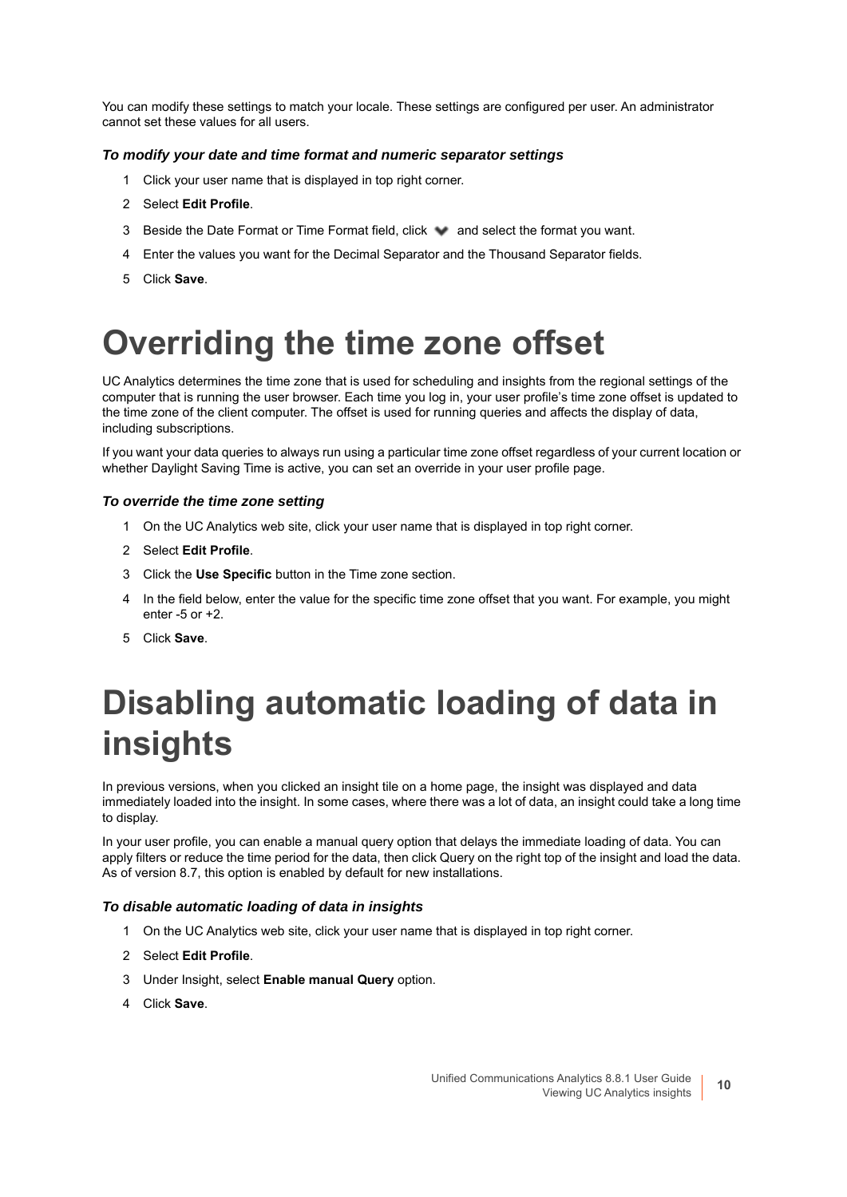You can modify these settings to match your locale. These settings are configured per user. An administrator cannot set these values for all users.

***To modify your date and time format and numeric separator settings***

1. Click your user name that is displayed in top right corner.
2. Select **Edit Profile**.
3. Beside the Date Format or Time Format field, click and select the format you want.
4. Enter the values you want for the Decimal Separator and the Thousand Separator fields.
5. Click **Save**.

# Overriding the time zone offset

UC Analytics determines the time zone that is used for scheduling and insights from the regional settings of the computer that is running the user browser. Each time you log in, your user profile's time zone offset is updated to the time zone of the client computer. The offset is used for running queries and affects the display of data, including subscriptions.

If you want your data queries to always run using a particular time zone offset regardless of your current location or whether Daylight Saving Time is active, you can set an override in your user profile page.

***To override the time zone setting***

1. On the UC Analytics web site, click your user name that is displayed in top right corner.
2. Select **Edit Profile**.
3. Click the **Use Specific** button in the Time zone section.
4. In the field below, enter the value for the specific time zone offset that you want. For example, you might enter -5 or +2.
5. Click **Save**.

# Disabling automatic loading of data in insights

In previous versions, when you clicked an insight tile on a home page, the insight was displayed and data immediately loaded into the insight. In some cases, where there was a lot of data, an insight could take a long time to display.

In your user profile, you can enable a manual query option that delays the immediate loading of data. You can apply filters or reduce the time period for the data, then click Query on the right top of the insight and load the data. As of version 8.7, this option is enabled by default for new installations.

***To disable automatic loading of data in insights***

1. On the UC Analytics web site, click your user name that is displayed in top right corner.
2. Select **Edit Profile**.
3. Under Insight, select **Enable manual Query** option.
4. Click **Save**.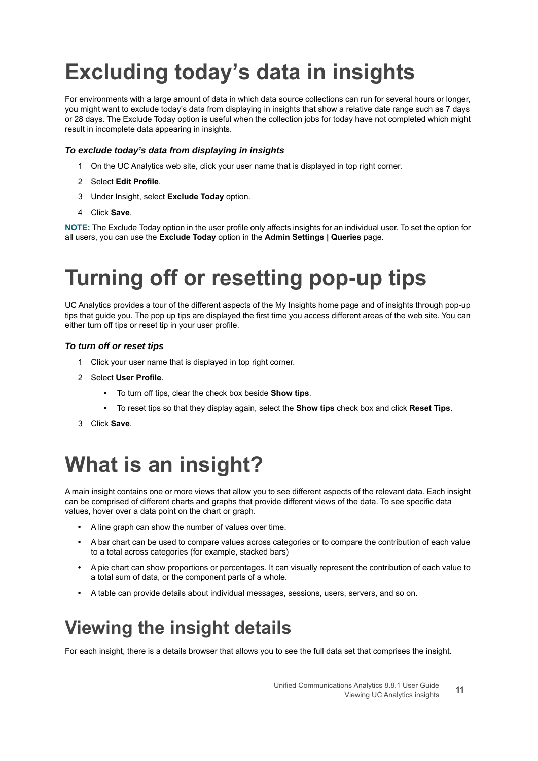# Excluding today's data in insights

For environments with a large amount of data in which data source collections can run for several hours or longer, you might want to exclude today's data from displaying in insights that show a relative date range such as 7 days or 28 days. The Exclude Today option is useful when the collection jobs for today have not completed which might result in incomplete data appearing in insights.

### *To exclude today's data from displaying in insights*

1. On the UC Analytics web site, click your user name that is displayed in top right corner.
2. Select **Edit Profile**.
3. Under Insight, select **Exclude Today** option.
4. Click **Save**.

**NOTE:** The Exclude Today option in the user profile only affects insights for an individual user. To set the option for all users, you can use the **Exclude Today** option in the **Admin Settings | Queries** page.

# Turning off or resetting pop-up tips

UC Analytics provides a tour of the different aspects of the My Insights home page and of insights through pop-up tips that guide you. The pop up tips are displayed the first time you access different areas of the web site. You can either turn off tips or reset tip in your user profile.

### *To turn off or reset tips*

1. Click your user name that is displayed in top right corner.
2. Select **User Profile**.
   - To turn off tips, clear the check box beside **Show tips**.
   - To reset tips so that they display again, select the **Show tips** check box and click **Reset Tips**.
3. Click **Save**.

# What is an insight?

A main insight contains one or more views that allow you to see different aspects of the relevant data. Each insight can be comprised of different charts and graphs that provide different views of the data. To see specific data values, hover over a data point on the chart or graph.

- A line graph can show the number of values over time.
- A bar chart can be used to compare values across categories or to compare the contribution of each value to a total across categories (for example, stacked bars)
- A pie chart can show proportions or percentages. It can visually represent the contribution of each value to a total sum of data, or the component parts of a whole.
- A table can provide details about individual messages, sessions, users, servers, and so on.

## Viewing the insight details

For each insight, there is a details browser that allows you to see the full data set that comprises the insight.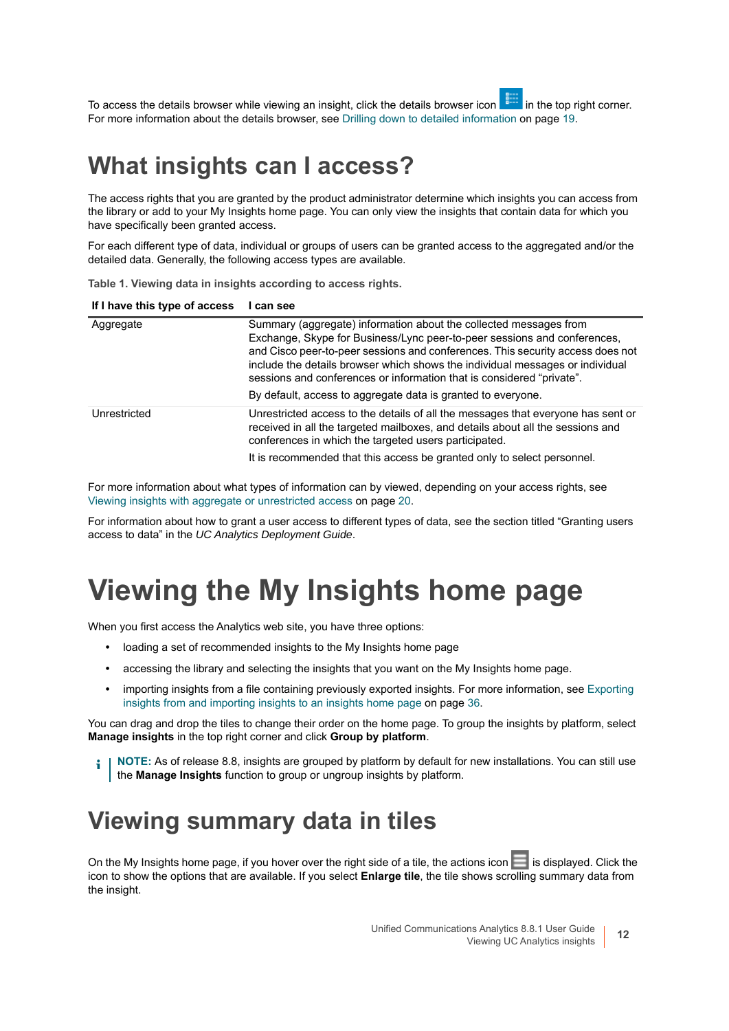To access the details browser while viewing an insight, click the details browser icon in the top right corner. For more information about the details browser, see Drilling down to detailed information on page 19.

# What insights can I access?

The access rights that you are granted by the product administrator determine which insights you can access from the library or add to your My Insights home page. You can only view the insights that contain data for which you have specifically been granted access.

For each different type of data, individual or groups of users can be granted access to the aggregated and/or the detailed data. Generally, the following access types are available.

**Table 1. Viewing data in insights according to access rights.**

| If I have this type of access | I can see |
|---|---|
| Aggregate | Summary (aggregate) information about the collected messages from Exchange, Skype for Business/Lync peer-to-peer sessions and conferences, and Cisco peer-to-peer sessions and conferences. This security access does not include the details browser which shows the individual messages or individual sessions and conferences or information that is considered “private”. By default, access to aggregate data is granted to everyone. |
| Unrestricted | Unrestricted access to the details of all the messages that everyone has sent or received in all the targeted mailboxes, and details about all the sessions and conferences in which the targeted users participated. It is recommended that this access be granted only to select personnel. |

For more information about what types of information can by viewed, depending on your access rights, see Viewing insights with aggregate or unrestricted access on page 20.

For information about how to grant a user access to different types of data, see the section titled “Granting users access to data” in the *UC Analytics Deployment Guide*.

# Viewing the My Insights home page

When you first access the Analytics web site, you have three options:

- loading a set of recommended insights to the My Insights home page
- accessing the library and selecting the insights that you want on the My Insights home page.
- importing insights from a file containing previously exported insights. For more information, see Exporting insights from and importing insights to an insights home page on page 36.

You can drag and drop the tiles to change their order on the home page. To group the insights by platform, select **Manage insights** in the top right corner and click **Group by platform**.

**NOTE:** As of release 8.8, insights are grouped by platform by default for new installations. You can still use the **Manage Insights** function to group or ungroup insights by platform.

## Viewing summary data in tiles

On the My Insights home page, if you hover over the right side of a tile, the actions icon is displayed. Click the icon to show the options that are available. If you select **Enlarge tile**, the tile shows scrolling summary data from the insight.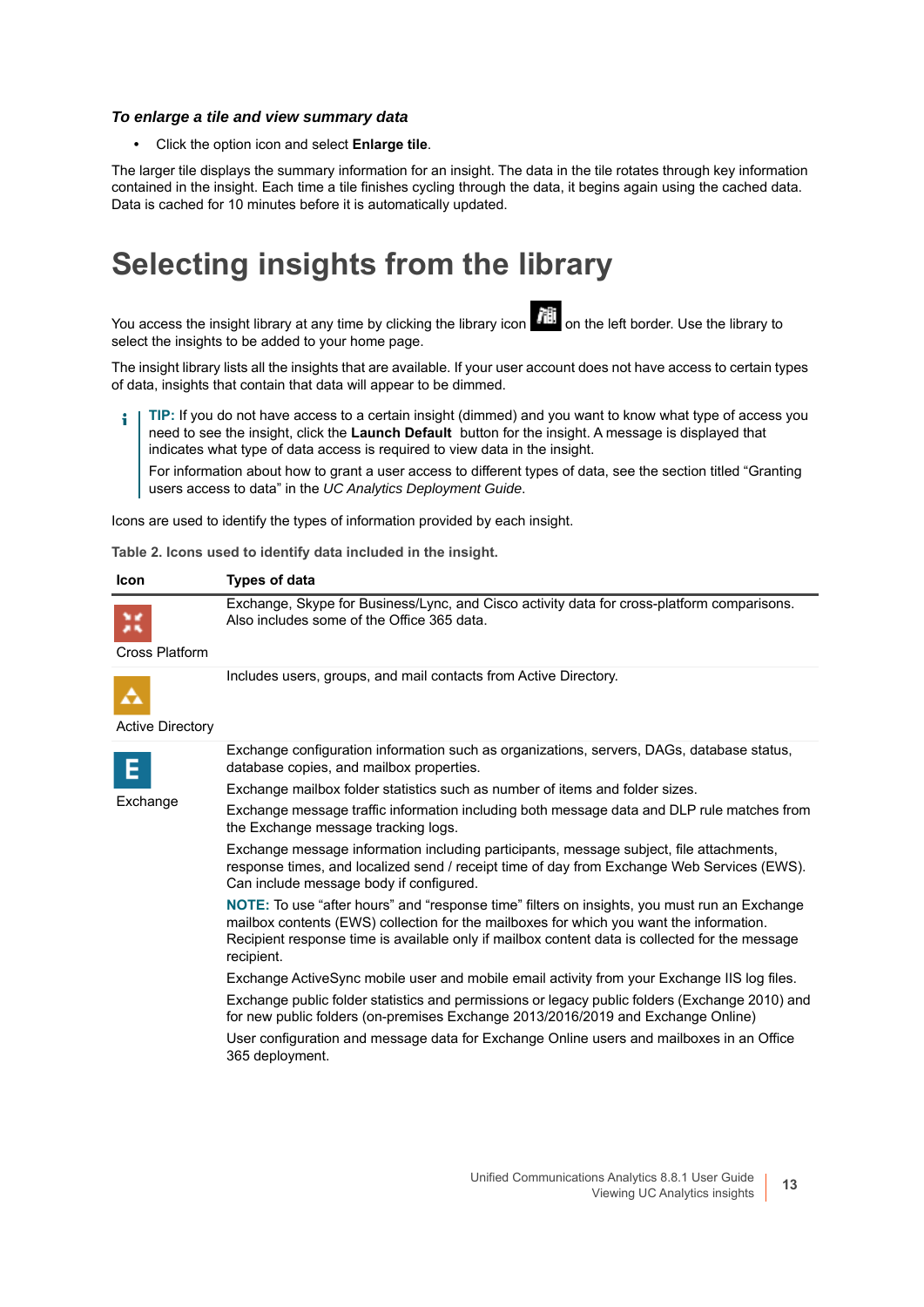***To enlarge a tile and view summary data***

- Click the option icon and select **Enlarge tile**.

The larger tile displays the summary information for an insight. The data in the tile rotates through key information contained in the insight. Each time a tile finishes cycling through the data, it begins again using the cached data. Data is cached for 10 minutes before it is automatically updated.

# Selecting insights from the library

You access the insight library at any time by clicking the library icon on the left border. Use the library to select the insights to be added to your home page.

The insight library lists all the insights that are available. If your user account does not have access to certain types of data, insights that contain that data will appear to be dimmed.

> **TIP:** If you do not have access to a certain insight (dimmed) and you want to know what type of access you need to see the insight, click the **Launch Default** button for the insight. A message is displayed that indicates what type of data access is required to view data in the insight.
>
> For information about how to grant a user access to different types of data, see the section titled "Granting users access to data" in the *UC Analytics Deployment Guide*.

Icons are used to identify the types of information provided by each insight.

**Table 2. Icons used to identify data included in the insight.**

| Icon | Types of data |
|---|---|
| Cross Platform | Exchange, Skype for Business/Lync, and Cisco activity data for cross-platform comparisons. Also includes some of the Office 365 data. |
| Active Directory | Includes users, groups, and mail contacts from Active Directory. |
| Exchange | Exchange configuration information such as organizations, servers, DAGs, database status, database copies, and mailbox properties.<br><br>Exchange mailbox folder statistics such as number of items and folder sizes.<br><br>Exchange message traffic information including both message data and DLP rule matches from the Exchange message tracking logs.<br><br>Exchange message information including participants, message subject, file attachments, response times, and localized send / receipt time of day from Exchange Web Services (EWS). Can include message body if configured.<br><br>**NOTE:** To use "after hours" and "response time" filters on insights, you must run an Exchange mailbox contents (EWS) collection for the mailboxes for which you want the information. Recipient response time is available only if mailbox content data is collected for the message recipient.<br><br>Exchange ActiveSync mobile user and mobile email activity from your Exchange IIS log files.<br><br>Exchange public folder statistics and permissions or legacy public folders (Exchange 2010) and for new public folders (on-premises Exchange 2013/2016/2019 and Exchange Online)<br><br>User configuration and message data for Exchange Online users and mailboxes in an Office 365 deployment. |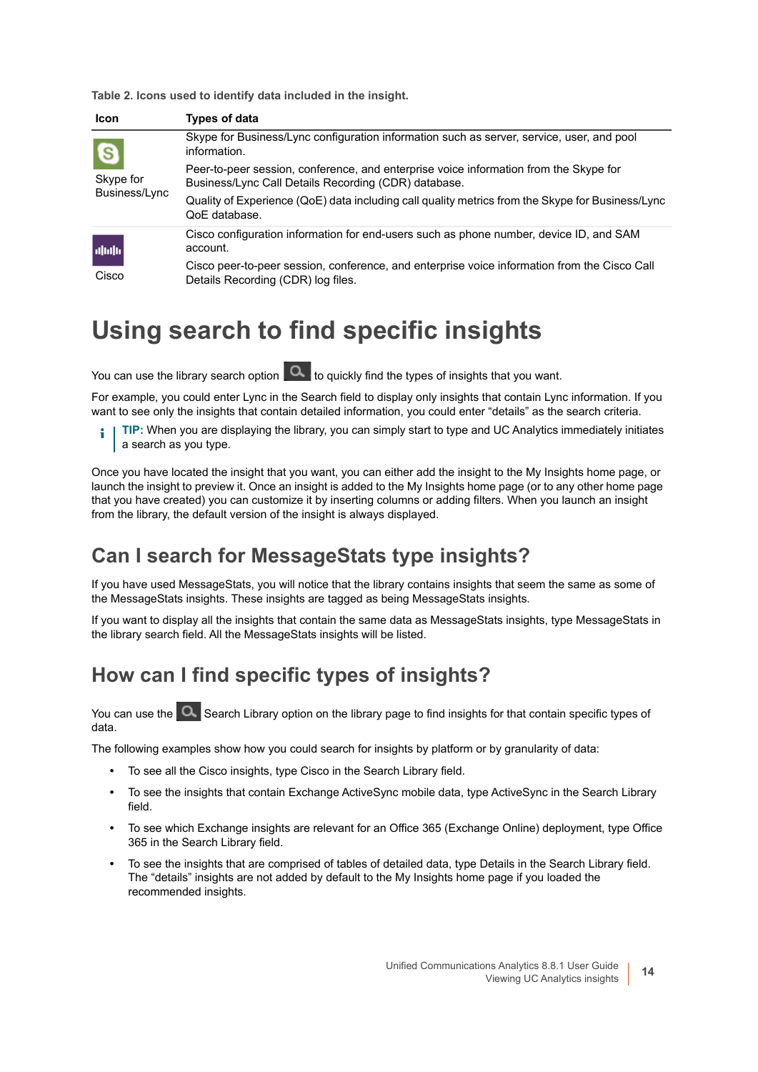Table 2. Icons used to identify data included in the insight.

| Icon | Types of data |
| --- | --- |
| Skype for Business/Lync | Skype for Business/Lync configuration information such as server, service, user, and pool information.<br>Peer-to-peer session, conference, and enterprise voice information from the Skype for Business/Lync Call Details Recording (CDR) database.<br>Quality of Experience (QoE) data including call quality metrics from the Skype for Business/Lync QoE database. |
| Cisco | Cisco configuration information for end-users such as phone number, device ID, and SAM account.<br>Cisco peer-to-peer session, conference, and enterprise voice information from the Cisco Call Details Recording (CDR) log files. |

# Using search to find specific insights

You can use the library search option to quickly find the types of insights that you want.

For example, you could enter Lync in the Search field to display only insights that contain Lync information. If you want to see only the insights that contain detailed information, you could enter "details" as the search criteria.

**TIP:** When you are displaying the library, you can simply start to type and UC Analytics immediately initiates a search as you type.

Once you have located the insight that you want, you can either add the insight to the My Insights home page, or launch the insight to preview it. Once an insight is added to the My Insights home page (or to any other home page that you have created) you can customize it by inserting columns or adding filters. When you launch an insight from the library, the default version of the insight is always displayed.

## Can I search for MessageStats type insights?

If you have used MessageStats, you will notice that the library contains insights that seem the same as some of the MessageStats insights. These insights are tagged as being MessageStats insights.

If you want to display all the insights that contain the same data as MessageStats insights, type MessageStats in the library search field. All the MessageStats insights will be listed.

## How can I find specific types of insights?

You can use the Search Library option on the library page to find insights for that contain specific types of data.

The following examples show how you could search for insights by platform or by granularity of data:

- To see all the Cisco insights, type Cisco in the Search Library field.
- To see the insights that contain Exchange ActiveSync mobile data, type ActiveSync in the Search Library field.
- To see which Exchange insights are relevant for an Office 365 (Exchange Online) deployment, type Office 365 in the Search Library field.
- To see the insights that are comprised of tables of detailed data, type Details in the Search Library field. The "details" insights are not added by default to the My Insights home page if you loaded the recommended insights.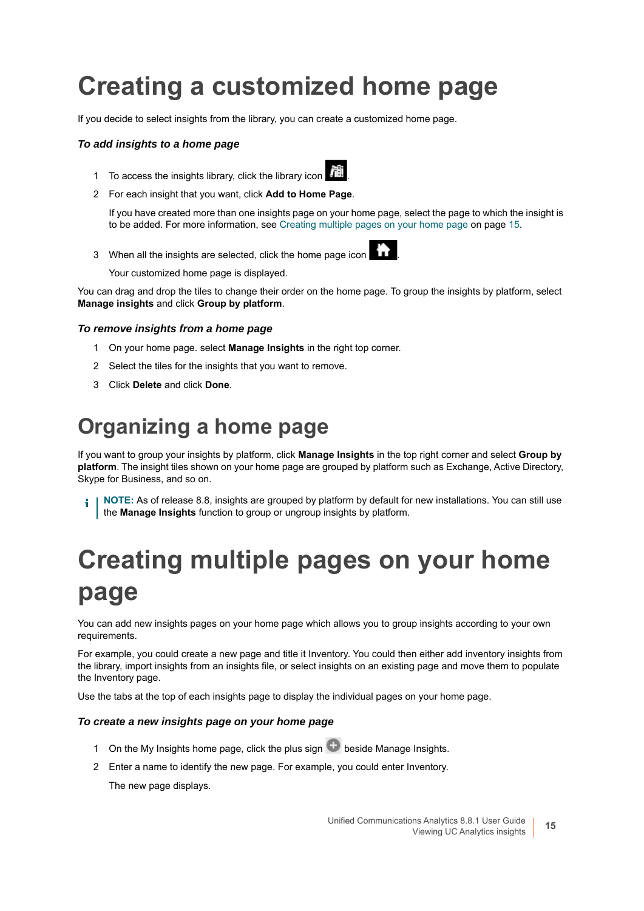# Creating a customized home page

If you decide to select insights from the library, you can create a customized home page.

***To add insights to a home page***

1. To access the insights library, click the library icon .
2. For each insight that you want, click **Add to Home Page**.

   If you have created more than one insights page on your home page, select the page to which the insight is to be added. For more information, see Creating multiple pages on your home page on page 15.

3. When all the insights are selected, click the home page icon .

   Your customized home page is displayed.

You can drag and drop the tiles to change their order on the home page. To group the insights by platform, select **Manage insights** and click **Group by platform**.

***To remove insights from a home page***

1. On your home page. select **Manage Insights** in the right top corner.
2. Select the tiles for the insights that you want to remove.
3. Click **Delete** and click **Done**.

# Organizing a home page

If you want to group your insights by platform, click **Manage Insights** in the top right corner and select **Group by platform**. The insight tiles shown on your home page are grouped by platform such as Exchange, Active Directory, Skype for Business, and so on.

**NOTE:** As of release 8.8, insights are grouped by platform by default for new installations. You can still use the **Manage Insights** function to group or ungroup insights by platform.

# Creating multiple pages on your home page

You can add new insights pages on your home page which allows you to group insights according to your own requirements.

For example, you could create a new page and title it Inventory. You could then either add inventory insights from the library, import insights from an insights file, or select insights on an existing page and move them to populate the Inventory page.

Use the tabs at the top of each insights page to display the individual pages on your home page.

***To create a new insights page on your home page***

1. On the My Insights home page, click the plus sign  beside Manage Insights.
2. Enter a name to identify the new page. For example, you could enter Inventory.

   The new page displays.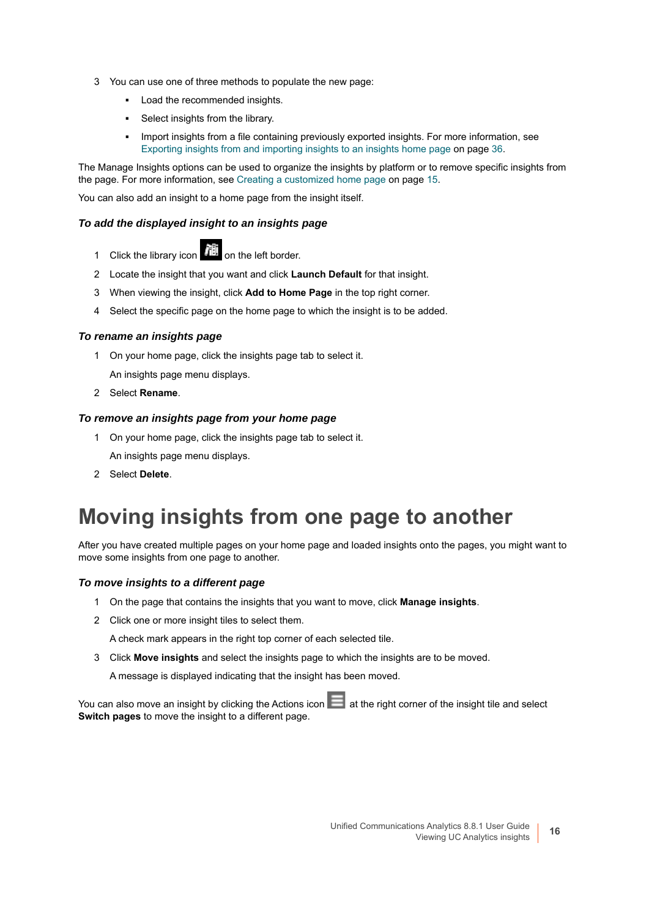3 You can use one of three methods to populate the new page:

- Load the recommended insights.
- Select insights from the library.
- Import insights from a file containing previously exported insights. For more information, see Exporting insights from and importing insights to an insights home page on page 36.

The Manage Insights options can be used to organize the insights by platform or to remove specific insights from the page. For more information, see Creating a customized home page on page 15.

You can also add an insight to a home page from the insight itself.

### *To add the displayed insight to an insights page*

1 Click the library icon on the left border.

2 Locate the insight that you want and click **Launch Default** for that insight.

3 When viewing the insight, click **Add to Home Page** in the top right corner.

4 Select the specific page on the home page to which the insight is to be added.

### *To rename an insights page*

1 On your home page, click the insights page tab to select it.

An insights page menu displays.

2 Select **Rename**.

### *To remove an insights page from your home page*

1 On your home page, click the insights page tab to select it.

An insights page menu displays.

2 Select **Delete**.

# Moving insights from one page to another

After you have created multiple pages on your home page and loaded insights onto the pages, you might want to move some insights from one page to another.

### *To move insights to a different page*

1 On the page that contains the insights that you want to move, click **Manage insights**.

2 Click one or more insight tiles to select them.

A check mark appears in the right top corner of each selected tile.

3 Click **Move insights** and select the insights page to which the insights are to be moved.

A message is displayed indicating that the insight has been moved.

You can also move an insight by clicking the Actions icon at the right corner of the insight tile and select **Switch pages** to move the insight to a different page.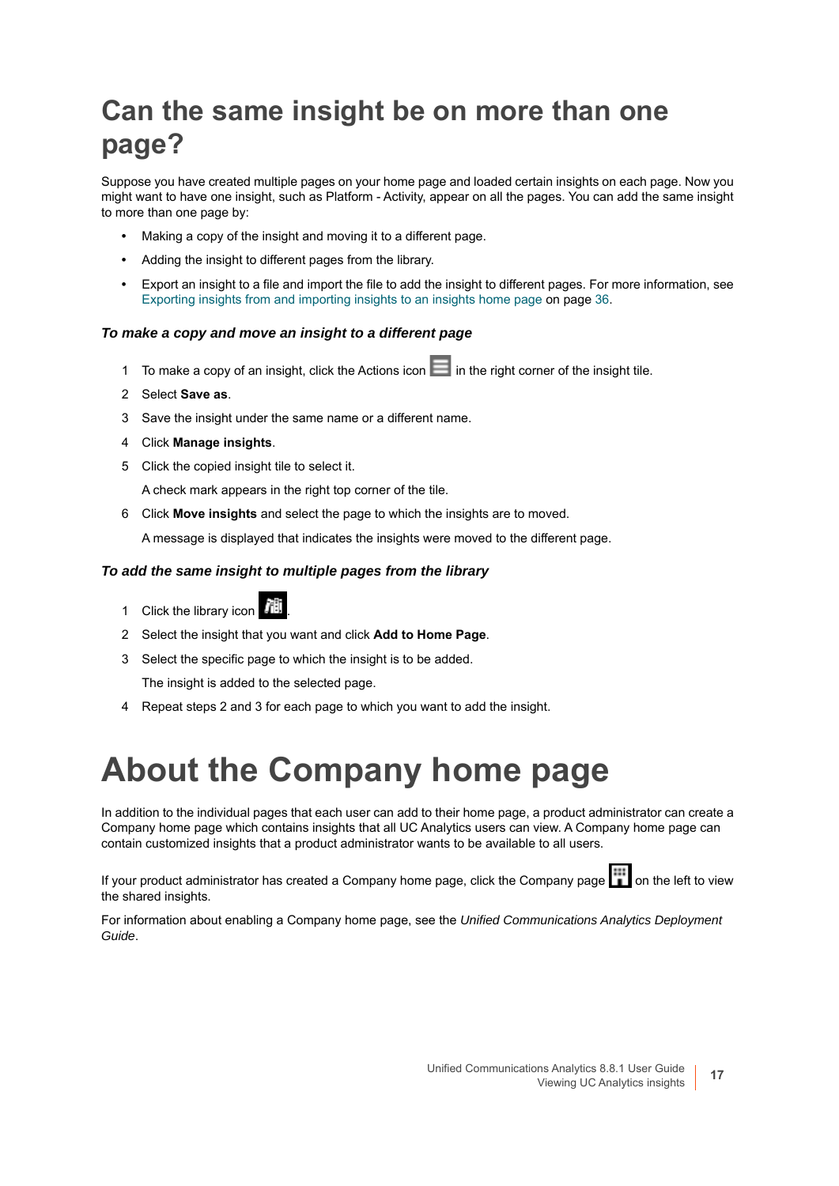## Can the same insight be on more than one page?

Suppose you have created multiple pages on your home page and loaded certain insights on each page. Now you might want to have one insight, such as Platform - Activity, appear on all the pages. You can add the same insight to more than one page by:

- Making a copy of the insight and moving it to a different page.
- Adding the insight to different pages from the library.
- Export an insight to a file and import the file to add the insight to different pages. For more information, see Exporting insights from and importing insights to an insights home page on page 36.

#### *To make a copy and move an insight to a different page*

1. To make a copy of an insight, click the Actions icon in the right corner of the insight tile.
2. Select **Save as**.
3. Save the insight under the same name or a different name.
4. Click **Manage insights**.
5. Click the copied insight tile to select it.

   A check mark appears in the right top corner of the tile.
6. Click **Move insights** and select the page to which the insights are to moved.

   A message is displayed that indicates the insights were moved to the different page.

#### *To add the same insight to multiple pages from the library*

1. Click the library icon .
2. Select the insight that you want and click **Add to Home Page**.
3. Select the specific page to which the insight is to be added.

   The insight is added to the selected page.
4. Repeat steps 2 and 3 for each page to which you want to add the insight.

# About the Company home page

In addition to the individual pages that each user can add to their home page, a product administrator can create a Company home page which contains insights that all UC Analytics users can view. A Company home page can contain customized insights that a product administrator wants to be available to all users.

If your product administrator has created a Company home page, click the Company page on the left to view the shared insights.

For information about enabling a Company home page, see the *Unified Communications Analytics Deployment Guide*.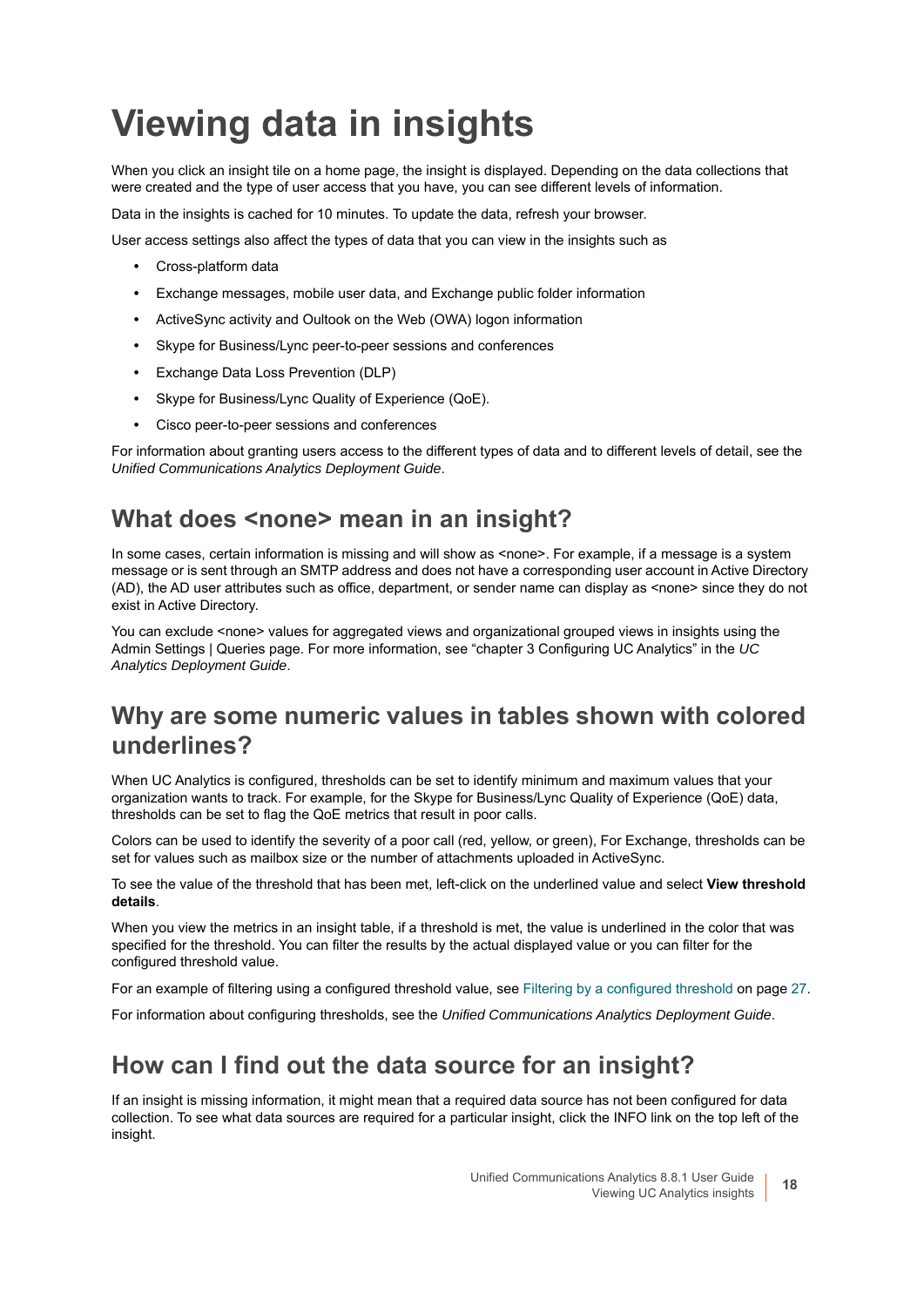# Viewing data in insights

When you click an insight tile on a home page, the insight is displayed. Depending on the data collections that were created and the type of user access that you have, you can see different levels of information.

Data in the insights is cached for 10 minutes. To update the data, refresh your browser.

User access settings also affect the types of data that you can view in the insights such as

- Cross-platform data
- Exchange messages, mobile user data, and Exchange public folder information
- ActiveSync activity and Oultook on the Web (OWA) logon information
- Skype for Business/Lync peer-to-peer sessions and conferences
- Exchange Data Loss Prevention (DLP)
- Skype for Business/Lync Quality of Experience (QoE).
- Cisco peer-to-peer sessions and conferences

For information about granting users access to the different types of data and to different levels of detail, see the *Unified Communications Analytics Deployment Guide*.

## What does <none> mean in an insight?

In some cases, certain information is missing and will show as <none>. For example, if a message is a system message or is sent through an SMTP address and does not have a corresponding user account in Active Directory (AD), the AD user attributes such as office, department, or sender name can display as <none> since they do not exist in Active Directory.

You can exclude <none> values for aggregated views and organizational grouped views in insights using the Admin Settings | Queries page. For more information, see “chapter 3 Configuring UC Analytics” in the *UC Analytics Deployment Guide*.

## Why are some numeric values in tables shown with colored underlines?

When UC Analytics is configured, thresholds can be set to identify minimum and maximum values that your organization wants to track. For example, for the Skype for Business/Lync Quality of Experience (QoE) data, thresholds can be set to flag the QoE metrics that result in poor calls.

Colors can be used to identify the severity of a poor call (red, yellow, or green), For Exchange, thresholds can be set for values such as mailbox size or the number of attachments uploaded in ActiveSync.

To see the value of the threshold that has been met, left-click on the underlined value and select **View threshold details**.

When you view the metrics in an insight table, if a threshold is met, the value is underlined in the color that was specified for the threshold. You can filter the results by the actual displayed value or you can filter for the configured threshold value.

For an example of filtering using a configured threshold value, see Filtering by a configured threshold on page 27.

For information about configuring thresholds, see the *Unified Communications Analytics Deployment Guide*.

## How can I find out the data source for an insight?

If an insight is missing information, it might mean that a required data source has not been configured for data collection. To see what data sources are required for a particular insight, click the INFO link on the top left of the insight.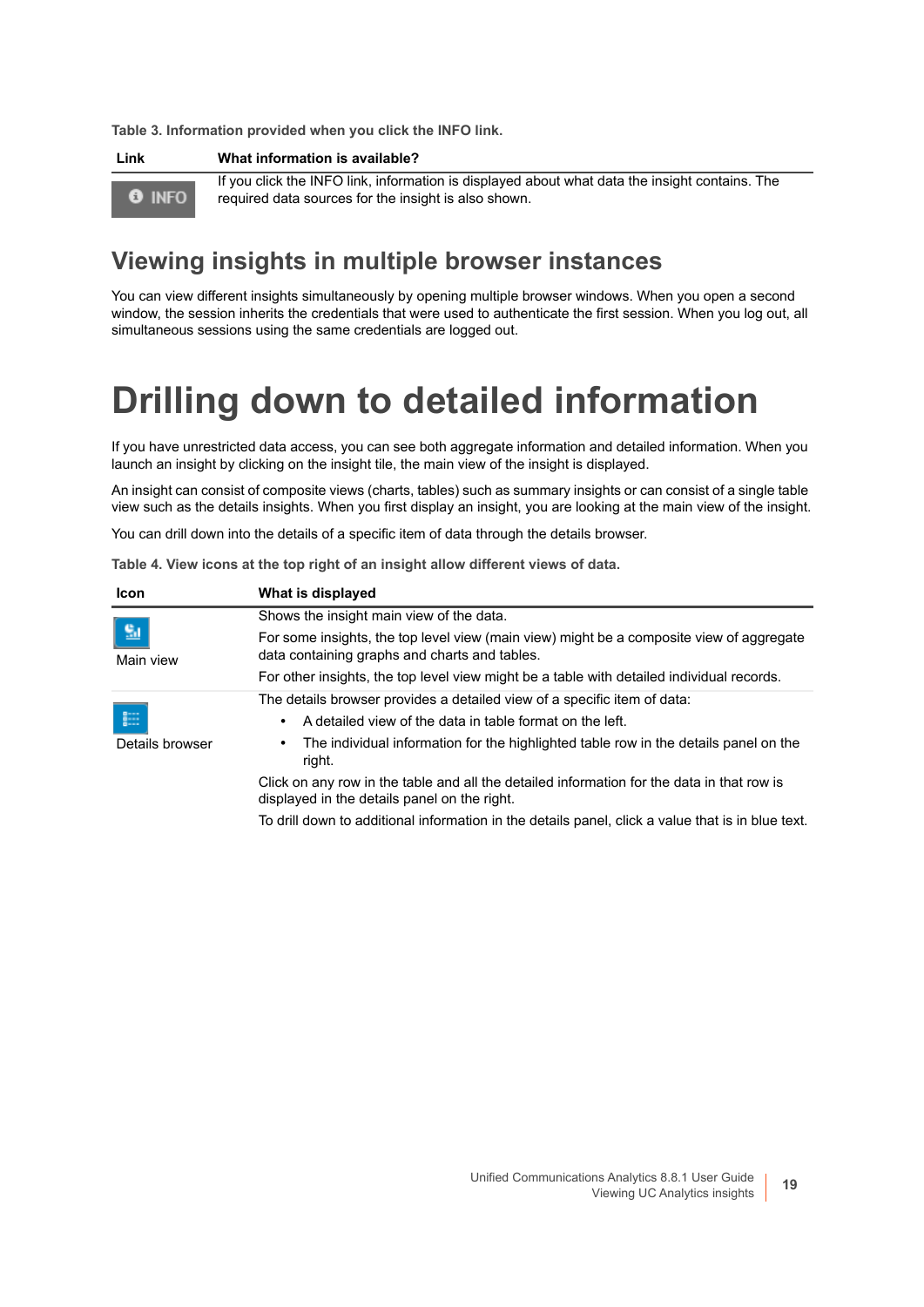Table 3. Information provided when you click the INFO link.

| Link | What information is available? |
| --- | --- |
| INFO | If you click the INFO link, information is displayed about what data the insight contains. The required data sources for the insight is also shown. |

## Viewing insights in multiple browser instances

You can view different insights simultaneously by opening multiple browser windows. When you open a second window, the session inherits the credentials that were used to authenticate the first session. When you log out, all simultaneous sessions using the same credentials are logged out.

# Drilling down to detailed information

If you have unrestricted data access, you can see both aggregate information and detailed information. When you launch an insight by clicking on the insight tile, the main view of the insight is displayed.

An insight can consist of composite views (charts, tables) such as summary insights or can consist of a single table view such as the details insights. When you first display an insight, you are looking at the main view of the insight.

You can drill down into the details of a specific item of data through the details browser.

Table 4. View icons at the top right of an insight allow different views of data.

| Icon | What is displayed |
| --- | --- |
| Main view | Shows the insight main view of the data.<br>For some insights, the top level view (main view) might be a composite view of aggregate data containing graphs and charts and tables.<br>For other insights, the top level view might be a table with detailed individual records. |
| Details browser | The details browser provides a detailed view of a specific item of data:<br>• A detailed view of the data in table format on the left.<br>• The individual information for the highlighted table row in the details panel on the right.<br>Click on any row in the table and all the detailed information for the data in that row is displayed in the details panel on the right.<br>To drill down to additional information in the details panel, click a value that is in blue text. |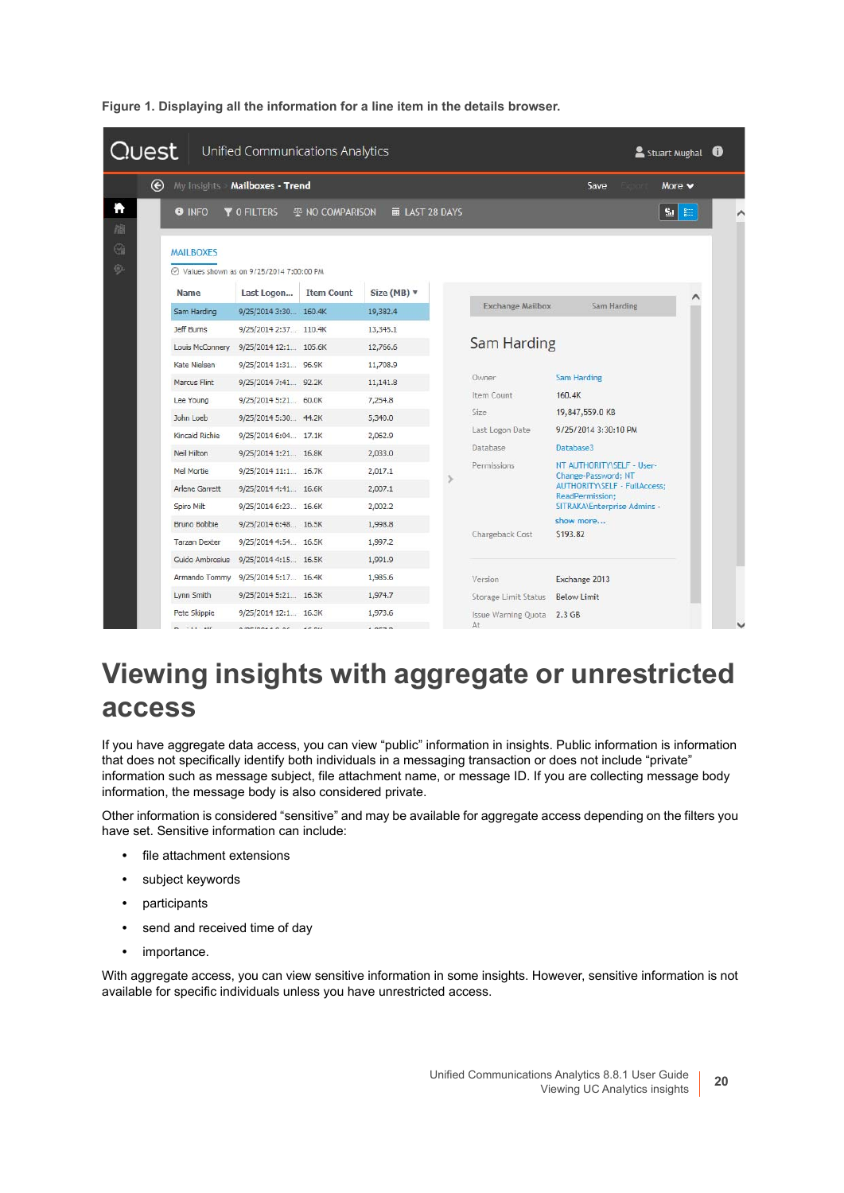**Figure 1. Displaying all the information for a line item in the details browser.**

# Viewing insights with aggregate or unrestricted access

If you have aggregate data access, you can view “public” information in insights. Public information is information that does not specifically identify both individuals in a messaging transaction or does not include “private” information such as message subject, file attachment name, or message ID. If you are collecting message body information, the message body is also considered private.

Other information is considered “sensitive” and may be available for aggregate access depending on the filters you have set. Sensitive information can include:

- file attachment extensions
- subject keywords
- participants
- send and received time of day
- importance.

With aggregate access, you can view sensitive information in some insights. However, sensitive information is not available for specific individuals unless you have unrestricted access.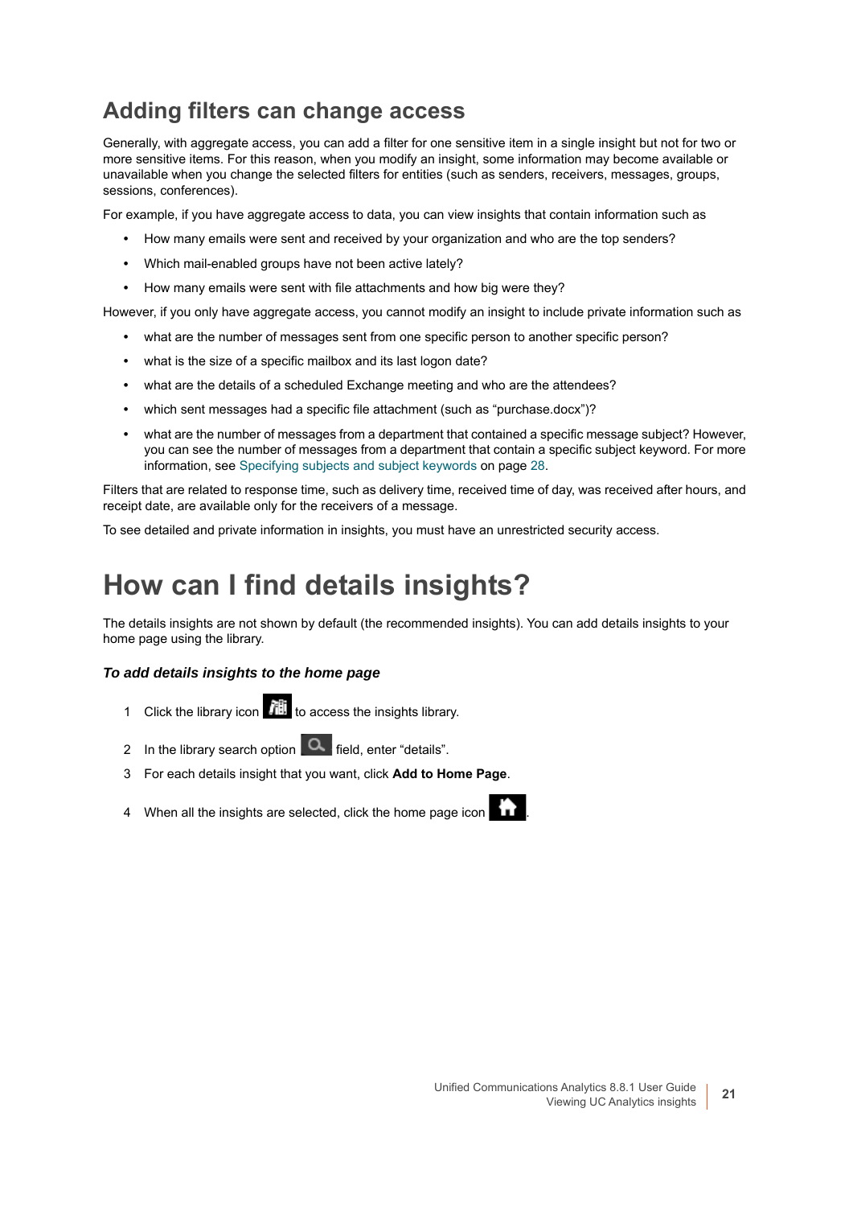## Adding filters can change access

Generally, with aggregate access, you can add a filter for one sensitive item in a single insight but not for two or more sensitive items. For this reason, when you modify an insight, some information may become available or unavailable when you change the selected filters for entities (such as senders, receivers, messages, groups, sessions, conferences).

For example, if you have aggregate access to data, you can view insights that contain information such as

- How many emails were sent and received by your organization and who are the top senders?
- Which mail-enabled groups have not been active lately?
- How many emails were sent with file attachments and how big were they?

However, if you only have aggregate access, you cannot modify an insight to include private information such as

- what are the number of messages sent from one specific person to another specific person?
- what is the size of a specific mailbox and its last logon date?
- what are the details of a scheduled Exchange meeting and who are the attendees?
- which sent messages had a specific file attachment (such as "purchase.docx")?
- what are the number of messages from a department that contained a specific message subject? However, you can see the number of messages from a department that contain a specific subject keyword. For more information, see Specifying subjects and subject keywords on page 28.

Filters that are related to response time, such as delivery time, received time of day, was received after hours, and receipt date, are available only for the receivers of a message.

To see detailed and private information in insights, you must have an unrestricted security access.

# How can I find details insights?

The details insights are not shown by default (the recommended insights). You can add details insights to your home page using the library.

***To add details insights to the home page***

1. Click the library icon to access the insights library.
2. In the library search option field, enter "details".
3. For each details insight that you want, click **Add to Home Page**.
4. When all the insights are selected, click the home page icon .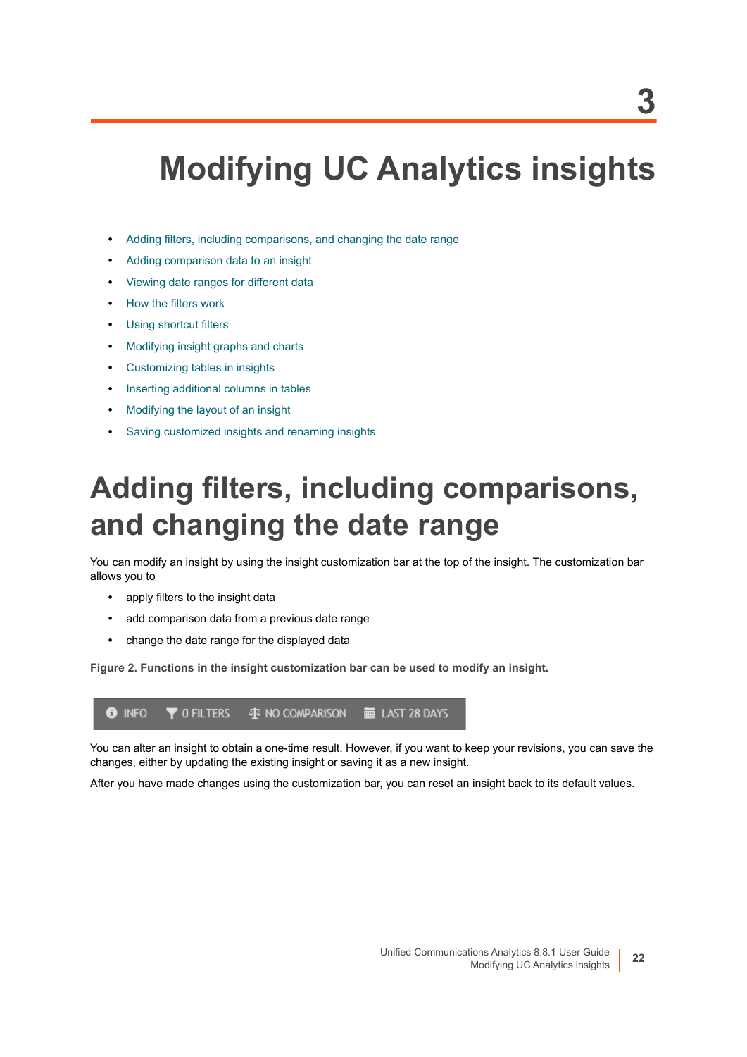3

# Modifying UC Analytics insights

- Adding filters, including comparisons, and changing the date range
- Adding comparison data to an insight
- Viewing date ranges for different data
- How the filters work
- Using shortcut filters
- Modifying insight graphs and charts
- Customizing tables in insights
- Inserting additional columns in tables
- Modifying the layout of an insight
- Saving customized insights and renaming insights

# Adding filters, including comparisons, and changing the date range

You can modify an insight by using the insight customization bar at the top of the insight. The customization bar allows you to

- apply filters to the insight data
- add comparison data from a previous date range
- change the date range for the displayed data

**Figure 2. Functions in the insight customization bar can be used to modify an insight.**

INFO | 0 FILTERS | NO COMPARISON | LAST 28 DAYS

You can alter an insight to obtain a one-time result. However, if you want to keep your revisions, you can save the changes, either by updating the existing insight or saving it as a new insight.

After you have made changes using the customization bar, you can reset an insight back to its default values.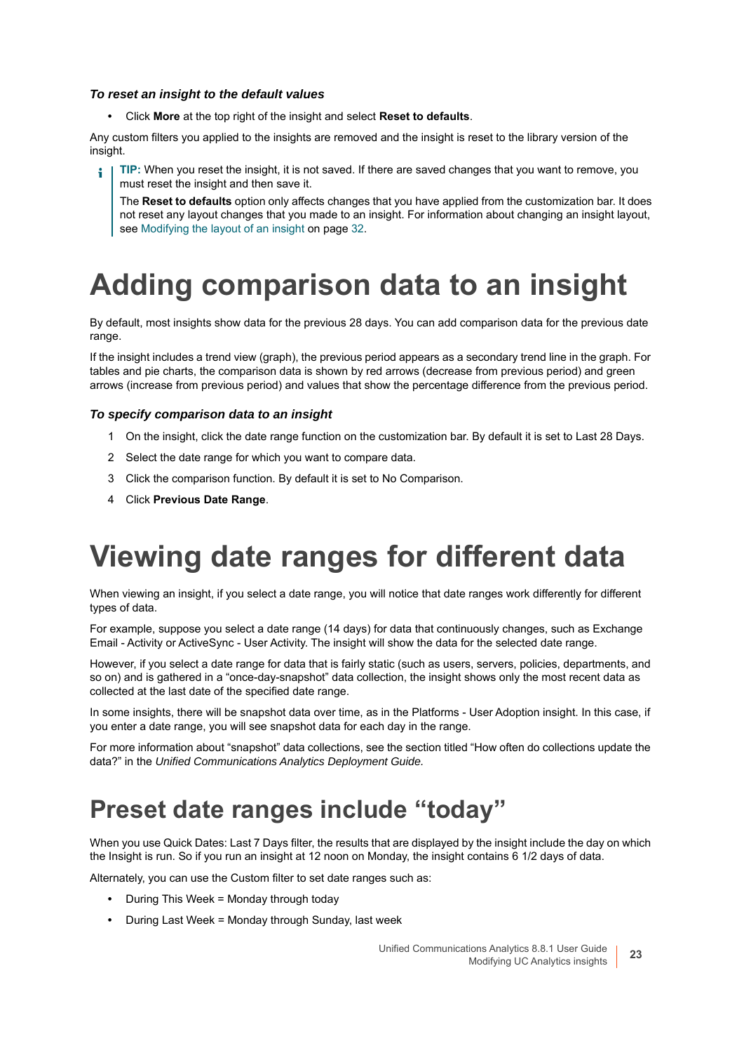### *To reset an insight to the default values*

- Click **More** at the top right of the insight and select **Reset to defaults**.

Any custom filters you applied to the insights are removed and the insight is reset to the library version of the insight.

> **TIP:** When you reset the insight, it is not saved. If there are saved changes that you want to remove, you must reset the insight and then save it.
>
> The **Reset to defaults** option only affects changes that you have applied from the customization bar. It does not reset any layout changes that you made to an insight. For information about changing an insight layout, see Modifying the layout of an insight on page 32.

# Adding comparison data to an insight

By default, most insights show data for the previous 28 days. You can add comparison data for the previous date range.

If the insight includes a trend view (graph), the previous period appears as a secondary trend line in the graph. For tables and pie charts, the comparison data is shown by red arrows (decrease from previous period) and green arrows (increase from previous period) and values that show the percentage difference from the previous period.

### *To specify comparison data to an insight*

1. On the insight, click the date range function on the customization bar. By default it is set to Last 28 Days.
2. Select the date range for which you want to compare data.
3. Click the comparison function. By default it is set to No Comparison.
4. Click **Previous Date Range**.

# Viewing date ranges for different data

When viewing an insight, if you select a date range, you will notice that date ranges work differently for different types of data.

For example, suppose you select a date range (14 days) for data that continuously changes, such as Exchange Email - Activity or ActiveSync - User Activity. The insight will show the data for the selected date range.

However, if you select a date range for data that is fairly static (such as users, servers, policies, departments, and so on) and is gathered in a “once-day-snapshot” data collection, the insight shows only the most recent data as collected at the last date of the specified date range.

In some insights, there will be snapshot data over time, as in the Platforms - User Adoption insight. In this case, if you enter a date range, you will see snapshot data for each day in the range.

For more information about “snapshot” data collections, see the section titled “How often do collections update the data?” in the *Unified Communications Analytics Deployment Guide.*

## Preset date ranges include “today”

When you use Quick Dates: Last 7 Days filter, the results that are displayed by the insight include the day on which the Insight is run. So if you run an insight at 12 noon on Monday, the insight contains 6 1/2 days of data.

Alternately, you can use the Custom filter to set date ranges such as:

- During This Week = Monday through today
- During Last Week = Monday through Sunday, last week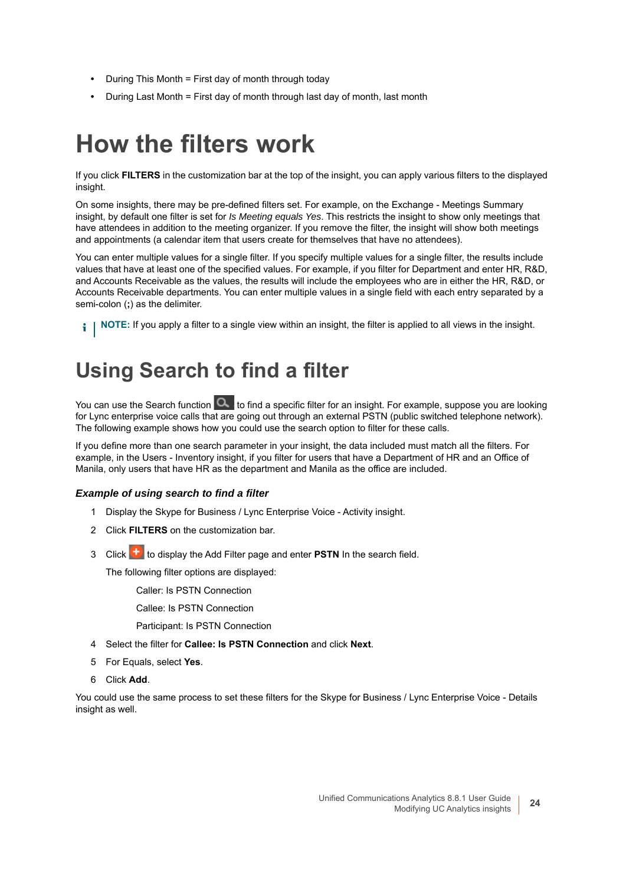- During This Month = First day of month through today
- During Last Month = First day of month through last day of month, last month

# How the filters work

If you click **FILTERS** in the customization bar at the top of the insight, you can apply various filters to the displayed insight.

On some insights, there may be pre-defined filters set. For example, on the Exchange - Meetings Summary insight, by default one filter is set for *Is Meeting equals Yes*. This restricts the insight to show only meetings that have attendees in addition to the meeting organizer. If you remove the filter, the insight will show both meetings and appointments (a calendar item that users create for themselves that have no attendees).

You can enter multiple values for a single filter. If you specify multiple values for a single filter, the results include values that have at least one of the specified values. For example, if you filter for Department and enter HR, R&D, and Accounts Receivable as the values, the results will include the employees who are in either the HR, R&D, or Accounts Receivable departments. You can enter multiple values in a single field with each entry separated by a semi-colon (**;**) as the delimiter.

**NOTE:** If you apply a filter to a single view within an insight, the filter is applied to all views in the insight.

# Using Search to find a filter

You can use the Search function to find a specific filter for an insight. For example, suppose you are looking for Lync enterprise voice calls that are going out through an external PSTN (public switched telephone network). The following example shows how you could use the search option to filter for these calls.

If you define more than one search parameter in your insight, the data included must match all the filters. For example, in the Users - Inventory insight, if you filter for users that have a Department of HR and an Office of Manila, only users that have HR as the department and Manila as the office are included.

### *Example of using search to find a filter*

1. Display the Skype for Business / Lync Enterprise Voice - Activity insight.
2. Click **FILTERS** on the customization bar.
3. Click to display the Add Filter page and enter **PSTN** In the search field.

   The following filter options are displayed:

      Caller: Is PSTN Connection

      Callee: Is PSTN Connection

      Participant: Is PSTN Connection
4. Select the filter for **Callee: Is PSTN Connection** and click **Next**.
5. For Equals, select **Yes**.
6. Click **Add**.

You could use the same process to set these filters for the Skype for Business / Lync Enterprise Voice - Details insight as well.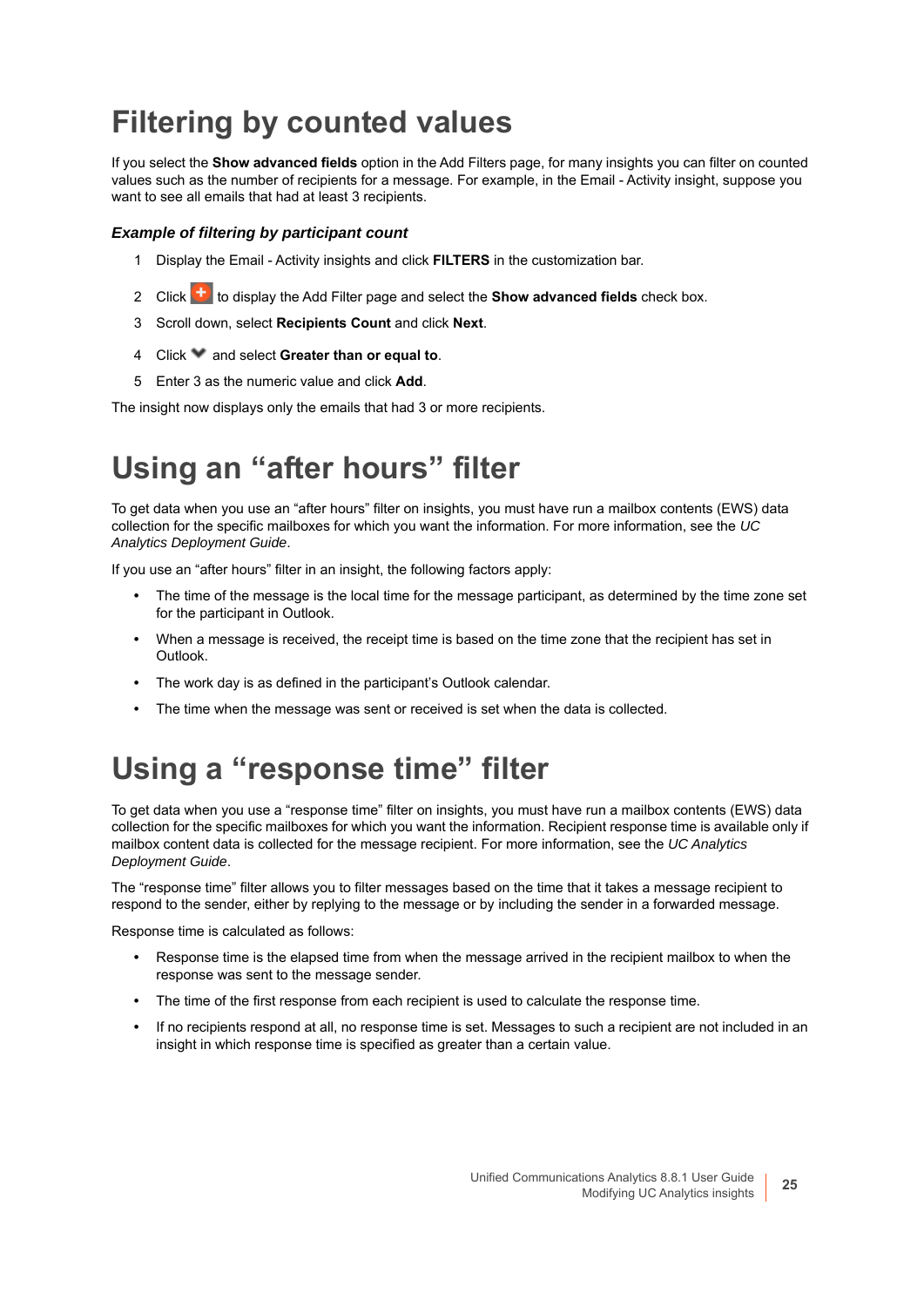# Filtering by counted values

If you select the **Show advanced fields** option in the Add Filters page, for many insights you can filter on counted values such as the number of recipients for a message. For example, in the Email - Activity insight, suppose you want to see all emails that had at least 3 recipients.

### *Example of filtering by participant count*

1. Display the Email - Activity insights and click **FILTERS** in the customization bar.
2. Click to display the Add Filter page and select the **Show advanced fields** check box.
3. Scroll down, select **Recipients Count** and click **Next**.
4. Click and select **Greater than or equal to**.
5. Enter 3 as the numeric value and click **Add**.

The insight now displays only the emails that had 3 or more recipients.

# Using an “after hours” filter

To get data when you use an “after hours” filter on insights, you must have run a mailbox contents (EWS) data collection for the specific mailboxes for which you want the information. For more information, see the *UC Analytics Deployment Guide*.

If you use an “after hours” filter in an insight, the following factors apply:

- The time of the message is the local time for the message participant, as determined by the time zone set for the participant in Outlook.
- When a message is received, the receipt time is based on the time zone that the recipient has set in Outlook.
- The work day is as defined in the participant’s Outlook calendar.
- The time when the message was sent or received is set when the data is collected.

# Using a “response time” filter

To get data when you use a “response time” filter on insights, you must have run a mailbox contents (EWS) data collection for the specific mailboxes for which you want the information. Recipient response time is available only if mailbox content data is collected for the message recipient. For more information, see the *UC Analytics Deployment Guide*.

The “response time” filter allows you to filter messages based on the time that it takes a message recipient to respond to the sender, either by replying to the message or by including the sender in a forwarded message.

Response time is calculated as follows:

- Response time is the elapsed time from when the message arrived in the recipient mailbox to when the response was sent to the message sender.
- The time of the first response from each recipient is used to calculate the response time.
- If no recipients respond at all, no response time is set. Messages to such a recipient are not included in an insight in which response time is specified as greater than a certain value.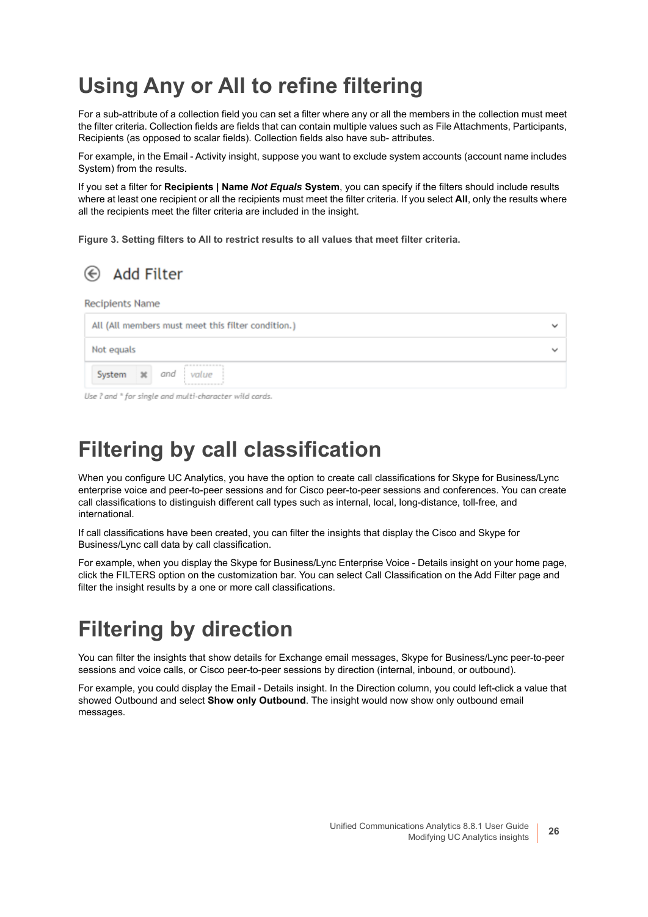# Using Any or All to refine filtering

For a sub-attribute of a collection field you can set a filter where any or all the members in the collection must meet the filter criteria. Collection fields are fields that can contain multiple values such as File Attachments, Participants, Recipients (as opposed to scalar fields). Collection fields also have sub- attributes.

For example, in the Email - Activity insight, suppose you want to exclude system accounts (account name includes System) from the results.

If you set a filter for **Recipients | Name *Not Equals* System**, you can specify if the filters should include results where at least one recipient or all the recipients must meet the filter criteria. If you select **All**, only the results where all the recipients meet the filter criteria are included in the insight.

**Figure 3. Setting filters to All to restrict results to all values that meet filter criteria.**

Add Filter

Recipients Name

All (All members must meet this filter condition.)

Not equals

System and value

*Use ? and * for single and multi-character wild cards.*

# Filtering by call classification

When you configure UC Analytics, you have the option to create call classifications for Skype for Business/Lync enterprise voice and peer-to-peer sessions and for Cisco peer-to-peer sessions and conferences. You can create call classifications to distinguish different call types such as internal, local, long-distance, toll-free, and international.

If call classifications have been created, you can filter the insights that display the Cisco and Skype for Business/Lync call data by call classification.

For example, when you display the Skype for Business/Lync Enterprise Voice - Details insight on your home page, click the FILTERS option on the customization bar. You can select Call Classification on the Add Filter page and filter the insight results by a one or more call classifications.

# Filtering by direction

You can filter the insights that show details for Exchange email messages, Skype for Business/Lync peer-to-peer sessions and voice calls, or Cisco peer-to-peer sessions by direction (internal, inbound, or outbound).

For example, you could display the Email - Details insight. In the Direction column, you could left-click a value that showed Outbound and select **Show only Outbound**. The insight would now show only outbound email messages.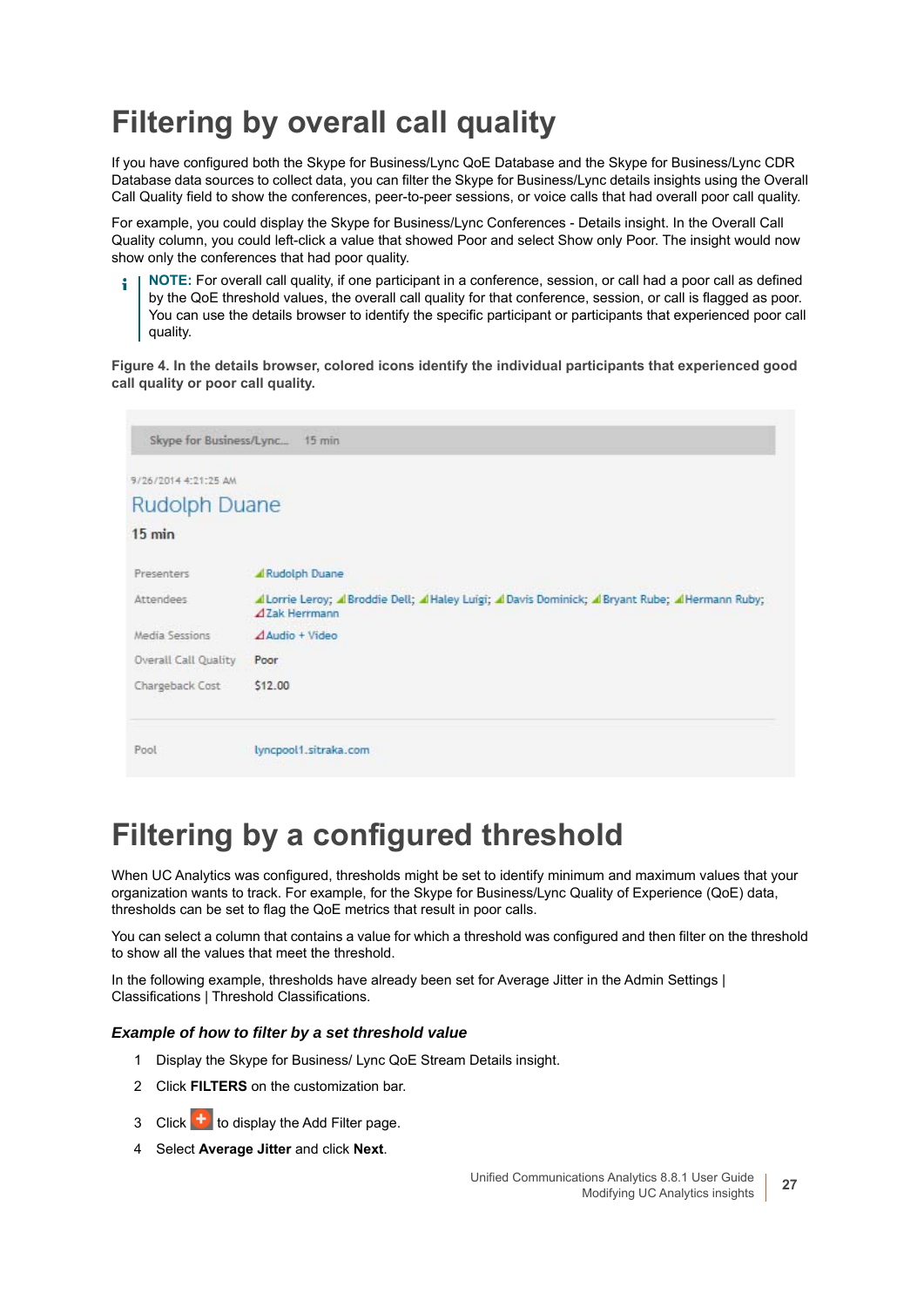# Filtering by overall call quality

If you have configured both the Skype for Business/Lync QoE Database and the Skype for Business/Lync CDR Database data sources to collect data, you can filter the Skype for Business/Lync details insights using the Overall Call Quality field to show the conferences, peer-to-peer sessions, or voice calls that had overall poor call quality.

For example, you could display the Skype for Business/Lync Conferences - Details insight. In the Overall Call Quality column, you could left-click a value that showed Poor and select Show only Poor. The insight would now show only the conferences that had poor quality.

> **NOTE:** For overall call quality, if one participant in a conference, session, or call had a poor call as defined by the QoE threshold values, the overall call quality for that conference, session, or call is flagged as poor. You can use the details browser to identify the specific participant or participants that experienced poor call quality.

**Figure 4. In the details browser, colored icons identify the individual participants that experienced good call quality or poor call quality.**

Skype for Business/Lync... 15 min

9/26/2014 4:21:25 AM

Rudolph Duane

**15 min**

| | |
|---|---|
| Presenters | Rudolph Duane |
| Attendees | Lorrie Leroy; Broddie Dell; Haley Luigi; Davis Dominick; Bryant Rube; Hermann Ruby; Zak Herrmann |
| Media Sessions | Audio + Video |
| Overall Call Quality | Poor |
| Chargeback Cost | $12.00 |
| Pool | lyncpool1.sitraka.com |

# Filtering by a configured threshold

When UC Analytics was configured, thresholds might be set to identify minimum and maximum values that your organization wants to track. For example, for the Skype for Business/Lync Quality of Experience (QoE) data, thresholds can be set to flag the QoE metrics that result in poor calls.

You can select a column that contains a value for which a threshold was configured and then filter on the threshold to show all the values that meet the threshold.

In the following example, thresholds have already been set for Average Jitter in the Admin Settings | Classifications | Threshold Classifications.

### *Example of how to filter by a set threshold value*

1. Display the Skype for Business/ Lync QoE Stream Details insight.
2. Click **FILTERS** on the customization bar.
3. Click + to display the Add Filter page.
4. Select **Average Jitter** and click **Next**.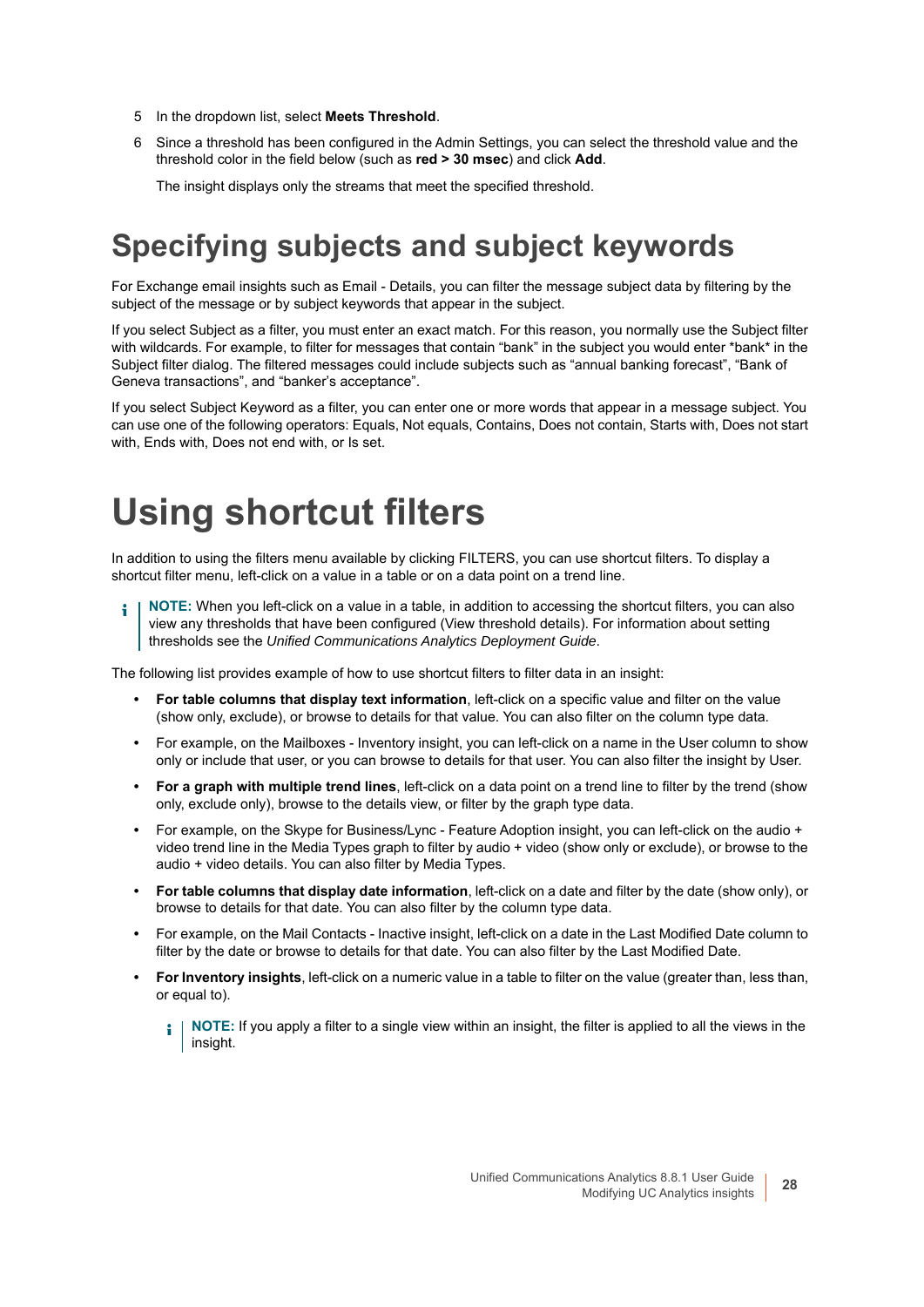5 In the dropdown list, select **Meets Threshold**.

6 Since a threshold has been configured in the Admin Settings, you can select the threshold value and the threshold color in the field below (such as **red > 30 msec**) and click **Add**.

   The insight displays only the streams that meet the specified threshold.

# Specifying subjects and subject keywords

For Exchange email insights such as Email - Details, you can filter the message subject data by filtering by the subject of the message or by subject keywords that appear in the subject.

If you select Subject as a filter, you must enter an exact match. For this reason, you normally use the Subject filter with wildcards. For example, to filter for messages that contain "bank" in the subject you would enter *bank* in the Subject filter dialog. The filtered messages could include subjects such as "annual banking forecast", "Bank of Geneva transactions", and "banker's acceptance".

If you select Subject Keyword as a filter, you can enter one or more words that appear in a message subject. You can use one of the following operators: Equals, Not equals, Contains, Does not contain, Starts with, Does not start with, Ends with, Does not end with, or Is set.

# Using shortcut filters

In addition to using the filters menu available by clicking FILTERS, you can use shortcut filters. To display a shortcut filter menu, left-click on a value in a table or on a data point on a trend line.

> **NOTE:** When you left-click on a value in a table, in addition to accessing the shortcut filters, you can also view any thresholds that have been configured (View threshold details). For information about setting thresholds see the *Unified Communications Analytics Deployment Guide*.

The following list provides example of how to use shortcut filters to filter data in an insight:

- **For table columns that display text information**, left-click on a specific value and filter on the value (show only, exclude), or browse to details for that value. You can also filter on the column type data.
- For example, on the Mailboxes - Inventory insight, you can left-click on a name in the User column to show only or include that user, or you can browse to details for that user. You can also filter the insight by User.
- **For a graph with multiple trend lines**, left-click on a data point on a trend line to filter by the trend (show only, exclude only), browse to the details view, or filter by the graph type data.
- For example, on the Skype for Business/Lync - Feature Adoption insight, you can left-click on the audio + video trend line in the Media Types graph to filter by audio + video (show only or exclude), or browse to the audio + video details. You can also filter by Media Types.
- **For table columns that display date information**, left-click on a date and filter by the date (show only), or browse to details for that date. You can also filter by the column type data.
- For example, on the Mail Contacts - Inactive insight, left-click on a date in the Last Modified Date column to filter by the date or browse to details for that date. You can also filter by the Last Modified Date.
- **For Inventory insights**, left-click on a numeric value in a table to filter on the value (greater than, less than, or equal to).

  > **NOTE:** If you apply a filter to a single view within an insight, the filter is applied to all the views in the insight.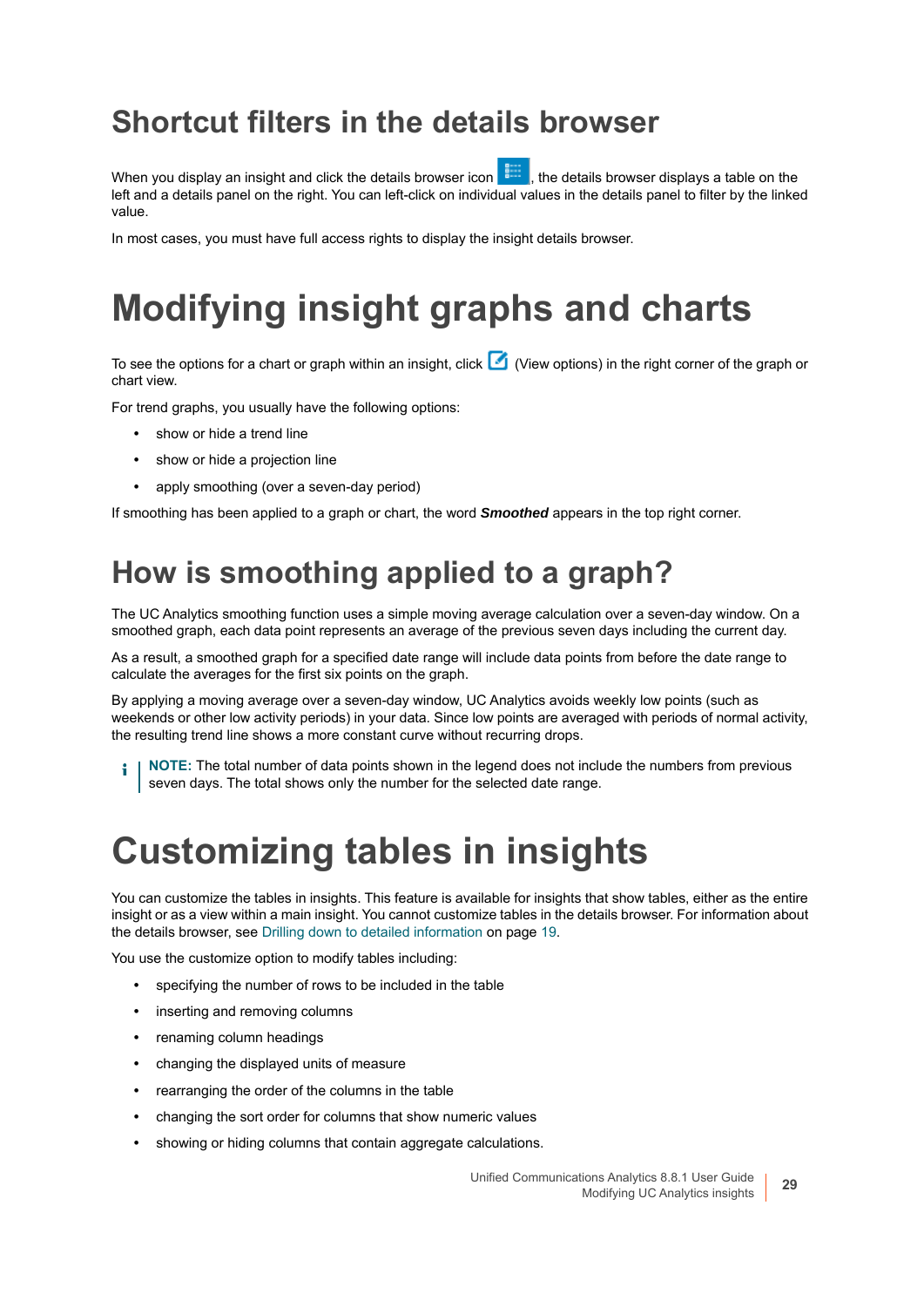## Shortcut filters in the details browser

When you display an insight and click the details browser icon , the details browser displays a table on the left and a details panel on the right. You can left-click on individual values in the details panel to filter by the linked value.

In most cases, you must have full access rights to display the insight details browser.

# Modifying insight graphs and charts

To see the options for a chart or graph within an insight, click  (View options) in the right corner of the graph or chart view.

For trend graphs, you usually have the following options:

- show or hide a trend line
- show or hide a projection line
- apply smoothing (over a seven-day period)

If smoothing has been applied to a graph or chart, the word ***Smoothed*** appears in the top right corner.

## How is smoothing applied to a graph?

The UC Analytics smoothing function uses a simple moving average calculation over a seven-day window. On a smoothed graph, each data point represents an average of the previous seven days including the current day.

As a result, a smoothed graph for a specified date range will include data points from before the date range to calculate the averages for the first six points on the graph.

By applying a moving average over a seven-day window, UC Analytics avoids weekly low points (such as weekends or other low activity periods) in your data. Since low points are averaged with periods of normal activity, the resulting trend line shows a more constant curve without recurring drops.

**NOTE:** The total number of data points shown in the legend does not include the numbers from previous seven days. The total shows only the number for the selected date range.

# Customizing tables in insights

You can customize the tables in insights. This feature is available for insights that show tables, either as the entire insight or as a view within a main insight. You cannot customize tables in the details browser. For information about the details browser, see Drilling down to detailed information on page 19.

You use the customize option to modify tables including:

- specifying the number of rows to be included in the table
- inserting and removing columns
- renaming column headings
- changing the displayed units of measure
- rearranging the order of the columns in the table
- changing the sort order for columns that show numeric values
- showing or hiding columns that contain aggregate calculations.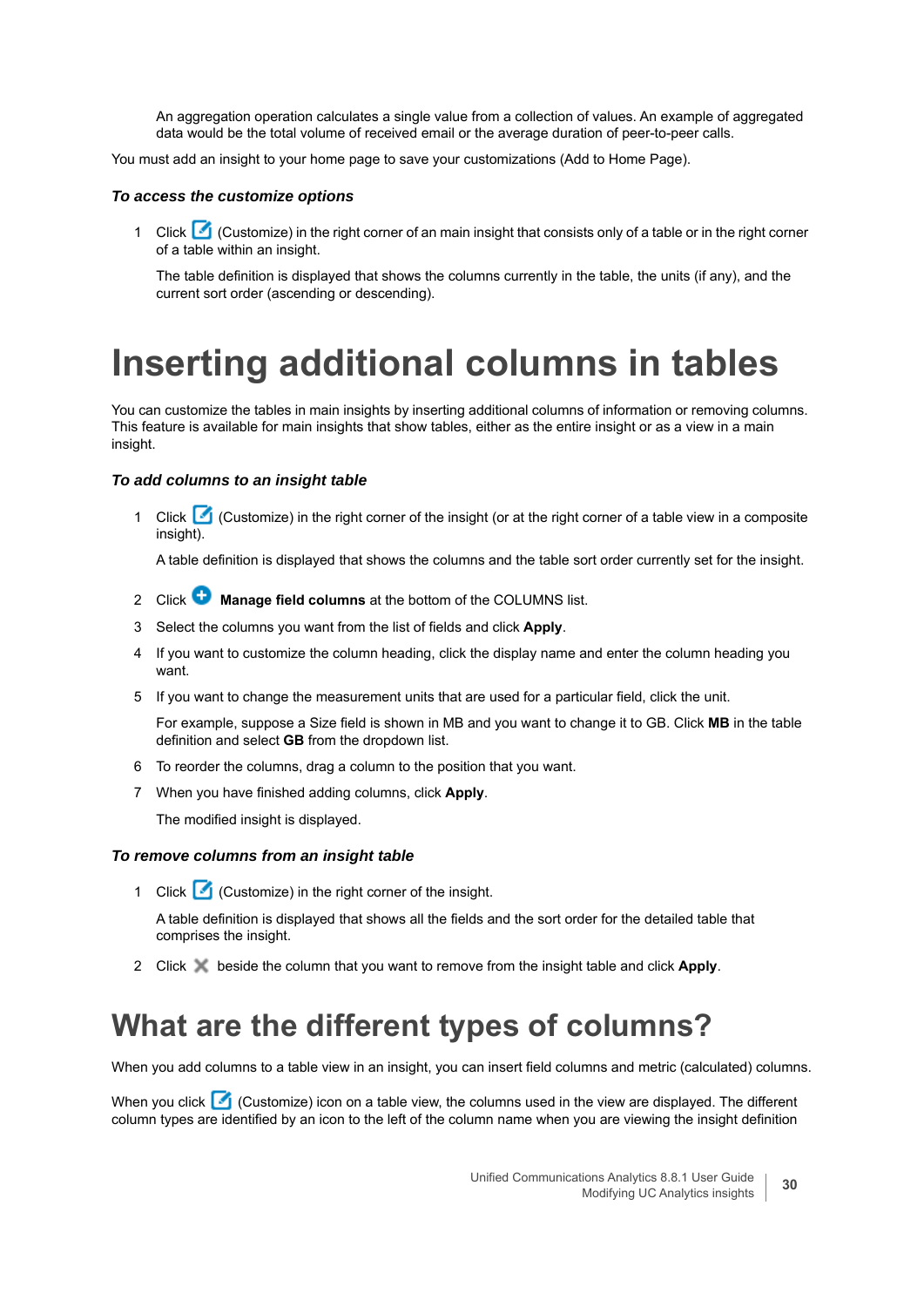An aggregation operation calculates a single value from a collection of values. An example of aggregated data would be the total volume of received email or the average duration of peer-to-peer calls.

You must add an insight to your home page to save your customizations (Add to Home Page).

### *To access the customize options*

1. Click (Customize) in the right corner of an main insight that consists only of a table or in the right corner of a table within an insight.

   The table definition is displayed that shows the columns currently in the table, the units (if any), and the current sort order (ascending or descending).

# Inserting additional columns in tables

You can customize the tables in main insights by inserting additional columns of information or removing columns. This feature is available for main insights that show tables, either as the entire insight or as a view in a main insight.

### *To add columns to an insight table*

1. Click (Customize) in the right corner of the insight (or at the right corner of a table view in a composite insight).

   A table definition is displayed that shows the columns and the table sort order currently set for the insight.

2. Click **Manage field columns** at the bottom of the COLUMNS list.
3. Select the columns you want from the list of fields and click **Apply**.
4. If you want to customize the column heading, click the display name and enter the column heading you want.
5. If you want to change the measurement units that are used for a particular field, click the unit.

   For example, suppose a Size field is shown in MB and you want to change it to GB. Click **MB** in the table definition and select **GB** from the dropdown list.

6. To reorder the columns, drag a column to the position that you want.
7. When you have finished adding columns, click **Apply**.

   The modified insight is displayed.

### *To remove columns from an insight table*

1. Click (Customize) in the right corner of the insight.

   A table definition is displayed that shows all the fields and the sort order for the detailed table that comprises the insight.

2. Click beside the column that you want to remove from the insight table and click **Apply**.

# What are the different types of columns?

When you add columns to a table view in an insight, you can insert field columns and metric (calculated) columns.

When you click (Customize) icon on a table view, the columns used in the view are displayed. The different column types are identified by an icon to the left of the column name when you are viewing the insight definition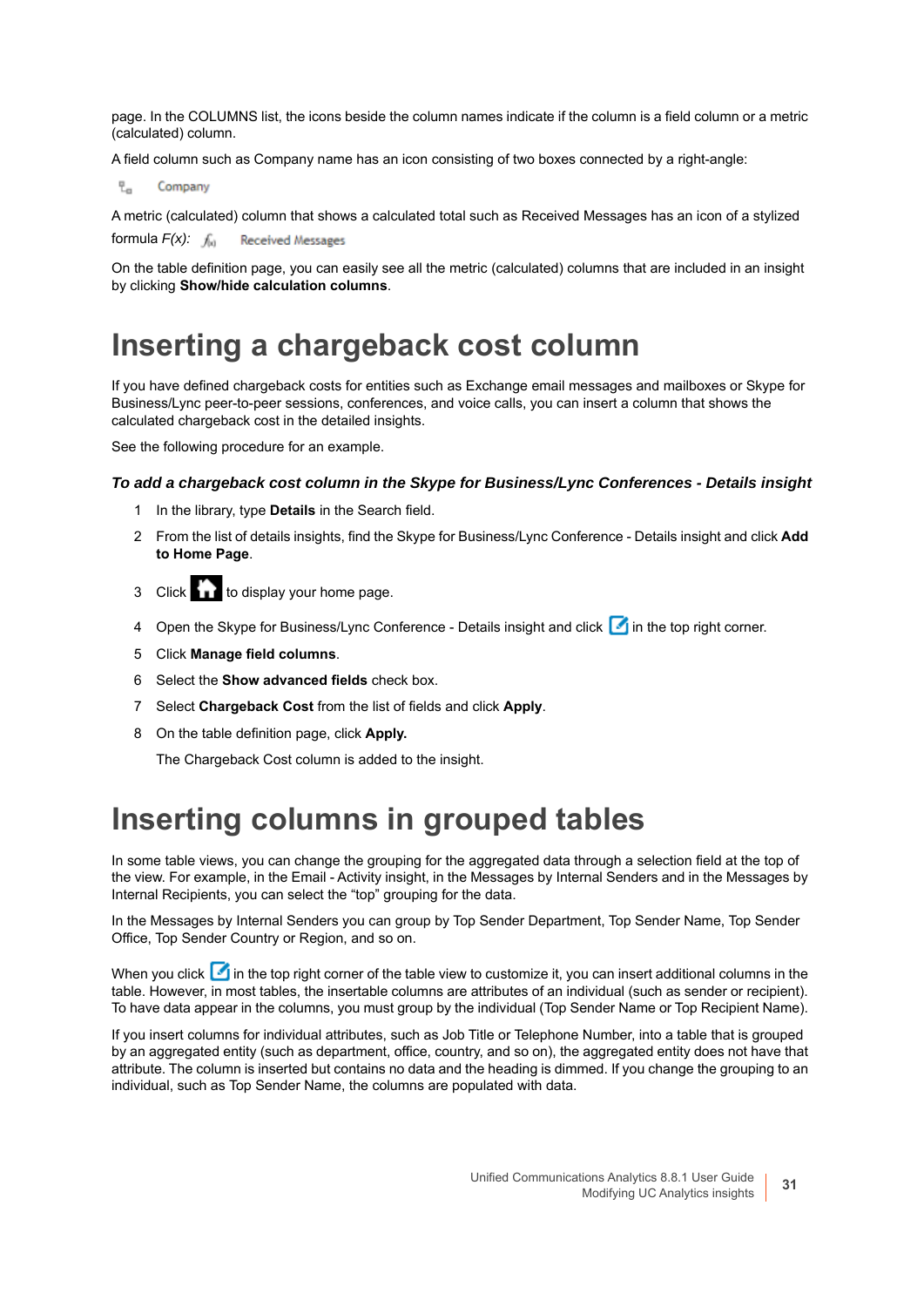page. In the COLUMNS list, the icons beside the column names indicate if the column is a field column or a metric (calculated) column.

A field column such as Company name has an icon consisting of two boxes connected by a right-angle:

Company

A metric (calculated) column that shows a calculated total such as Received Messages has an icon of a stylized formula *F(x)*: Received Messages

On the table definition page, you can easily see all the metric (calculated) columns that are included in an insight by clicking **Show/hide calculation columns**.

# Inserting a chargeback cost column

If you have defined chargeback costs for entities such as Exchange email messages and mailboxes or Skype for Business/Lync peer-to-peer sessions, conferences, and voice calls, you can insert a column that shows the calculated chargeback cost in the detailed insights.

See the following procedure for an example.

### *To add a chargeback cost column in the Skype for Business/Lync Conferences - Details insight*

1. In the library, type **Details** in the Search field.
2. From the list of details insights, find the Skype for Business/Lync Conference - Details insight and click **Add to Home Page**.
3. Click to display your home page.
4. Open the Skype for Business/Lync Conference - Details insight and click in the top right corner.
5. Click **Manage field columns**.
6. Select the **Show advanced fields** check box.
7. Select **Chargeback Cost** from the list of fields and click **Apply**.
8. On the table definition page, click **Apply.**

   The Chargeback Cost column is added to the insight.

# Inserting columns in grouped tables

In some table views, you can change the grouping for the aggregated data through a selection field at the top of the view. For example, in the Email - Activity insight, in the Messages by Internal Senders and in the Messages by Internal Recipients, you can select the "top" grouping for the data.

In the Messages by Internal Senders you can group by Top Sender Department, Top Sender Name, Top Sender Office, Top Sender Country or Region, and so on.

When you click in the top right corner of the table view to customize it, you can insert additional columns in the table. However, in most tables, the insertable columns are attributes of an individual (such as sender or recipient). To have data appear in the columns, you must group by the individual (Top Sender Name or Top Recipient Name).

If you insert columns for individual attributes, such as Job Title or Telephone Number, into a table that is grouped by an aggregated entity (such as department, office, country, and so on), the aggregated entity does not have that attribute. The column is inserted but contains no data and the heading is dimmed. If you change the grouping to an individual, such as Top Sender Name, the columns are populated with data.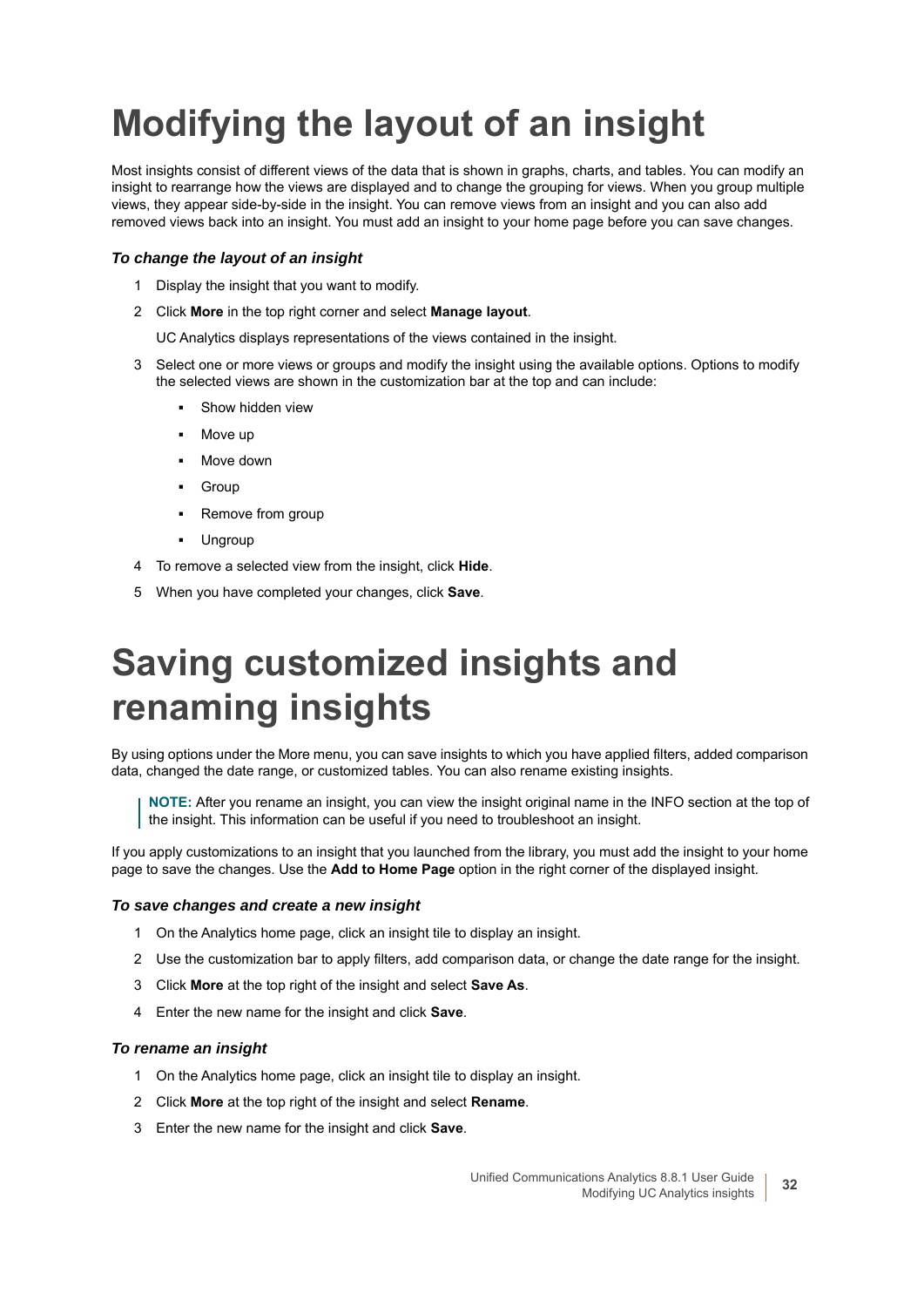# Modifying the layout of an insight

Most insights consist of different views of the data that is shown in graphs, charts, and tables. You can modify an insight to rearrange how the views are displayed and to change the grouping for views. When you group multiple views, they appear side-by-side in the insight. You can remove views from an insight and you can also add removed views back into an insight. You must add an insight to your home page before you can save changes.

### *To change the layout of an insight*

1. Display the insight that you want to modify.
2. Click **More** in the top right corner and select **Manage layout**.

   UC Analytics displays representations of the views contained in the insight.

3. Select one or more views or groups and modify the insight using the available options. Options to modify the selected views are shown in the customization bar at the top and can include:
   - Show hidden view
   - Move up
   - Move down
   - Group
   - Remove from group
   - Ungroup
4. To remove a selected view from the insight, click **Hide**.
5. When you have completed your changes, click **Save**.

# Saving customized insights and renaming insights

By using options under the More menu, you can save insights to which you have applied filters, added comparison data, changed the date range, or customized tables. You can also rename existing insights.

> **NOTE:** After you rename an insight, you can view the insight original name in the INFO section at the top of the insight. This information can be useful if you need to troubleshoot an insight.

If you apply customizations to an insight that you launched from the library, you must add the insight to your home page to save the changes. Use the **Add to Home Page** option in the right corner of the displayed insight.

### *To save changes and create a new insight*

1. On the Analytics home page, click an insight tile to display an insight.
2. Use the customization bar to apply filters, add comparison data, or change the date range for the insight.
3. Click **More** at the top right of the insight and select **Save As**.
4. Enter the new name for the insight and click **Save**.

### *To rename an insight*

1. On the Analytics home page, click an insight tile to display an insight.
2. Click **More** at the top right of the insight and select **Rename**.
3. Enter the new name for the insight and click **Save**.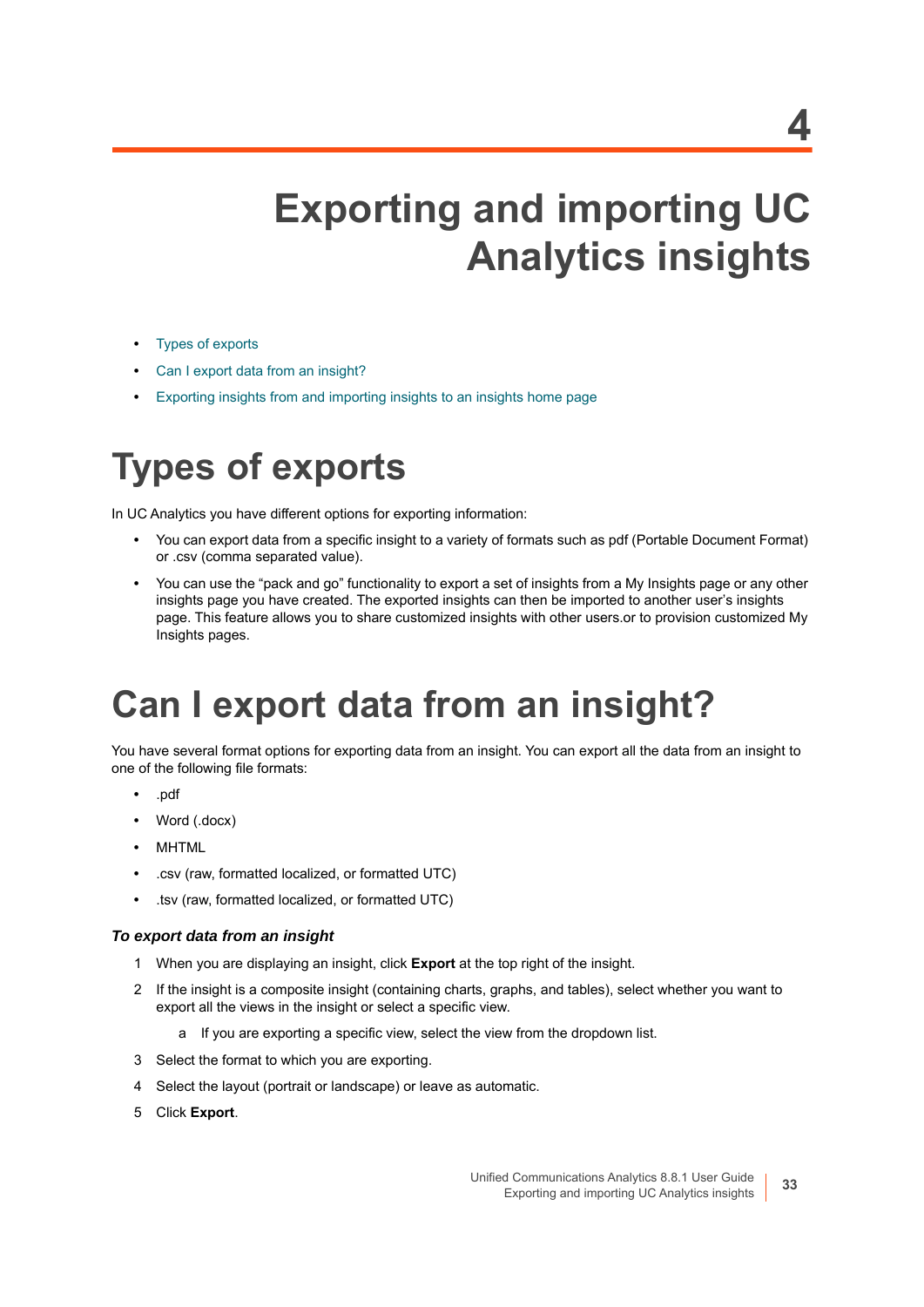# 4 Exporting and importing UC Analytics insights

- Types of exports
- Can I export data from an insight?
- Exporting insights from and importing insights to an insights home page

## Types of exports

In UC Analytics you have different options for exporting information:

- You can export data from a specific insight to a variety of formats such as pdf (Portable Document Format) or .csv (comma separated value).
- You can use the “pack and go” functionality to export a set of insights from a My Insights page or any other insights page you have created. The exported insights can then be imported to another user’s insights page. This feature allows you to share customized insights with other users.or to provision customized My Insights pages.

## Can I export data from an insight?

You have several format options for exporting data from an insight. You can export all the data from an insight to one of the following file formats:

- .pdf
- Word (.docx)
- MHTML
- .csv (raw, formatted localized, or formatted UTC)
- .tsv (raw, formatted localized, or formatted UTC)

#### *To export data from an insight*

1. When you are displaying an insight, click **Export** at the top right of the insight.
2. If the insight is a composite insight (containing charts, graphs, and tables), select whether you want to export all the views in the insight or select a specific view.
    a. If you are exporting a specific view, select the view from the dropdown list.
3. Select the format to which you are exporting.
4. Select the layout (portrait or landscape) or leave as automatic.
5. Click **Export**.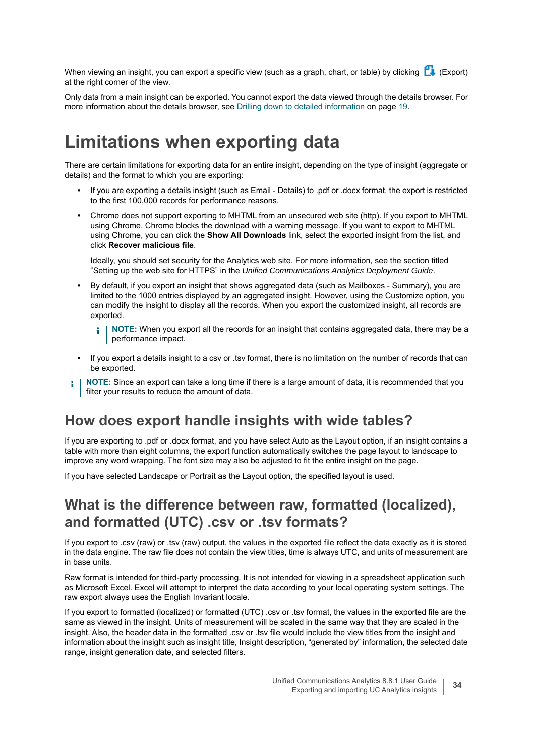When viewing an insight, you can export a specific view (such as a graph, chart, or table) by clicking (Export) at the right corner of the view.

Only data from a main insight can be exported. You cannot export the data viewed through the details browser. For more information about the details browser, see Drilling down to detailed information on page 19.

# Limitations when exporting data

There are certain limitations for exporting data for an entire insight, depending on the type of insight (aggregate or details) and the format to which you are exporting:

- If you are exporting a details insight (such as Email - Details) to .pdf or .docx format, the export is restricted to the first 100,000 records for performance reasons.
- Chrome does not support exporting to MHTML from an unsecured web site (http). If you export to MHTML using Chrome, Chrome blocks the download with a warning message. If you want to export to MHTML using Chrome, you can click the **Show All Downloads** link, select the exported insight from the list, and click **Recover malicious file**.

  Ideally, you should set security for the Analytics web site. For more information, see the section titled "Setting up the web site for HTTPS" in the *Unified Communications Analytics Deployment Guide*.

- By default, if you export an insight that shows aggregated data (such as Mailboxes - Summary), you are limited to the 1000 entries displayed by an aggregated insight. However, using the Customize option, you can modify the insight to display all the records. When you export the customized insight, all records are exported.

  **NOTE:** When you export all the records for an insight that contains aggregated data, there may be a performance impact.

- If you export a details insight to a csv or .tsv format, there is no limitation on the number of records that can be exported.

**NOTE:** Since an export can take a long time if there is a large amount of data, it is recommended that you filter your results to reduce the amount of data.

## How does export handle insights with wide tables?

If you are exporting to .pdf or .docx format, and you have select Auto as the Layout option, if an insight contains a table with more than eight columns, the export function automatically switches the page layout to landscape to improve any word wrapping. The font size may also be adjusted to fit the entire insight on the page.

If you have selected Landscape or Portrait as the Layout option, the specified layout is used.

## What is the difference between raw, formatted (localized), and formatted (UTC) .csv or .tsv formats?

If you export to .csv (raw) or .tsv (raw) output, the values in the exported file reflect the data exactly as it is stored in the data engine. The raw file does not contain the view titles, time is always UTC, and units of measurement are in base units.

Raw format is intended for third-party processing. It is not intended for viewing in a spreadsheet application such as Microsoft Excel. Excel will attempt to interpret the data according to your local operating system settings. The raw export always uses the English Invariant locale.

If you export to formatted (localized) or formatted (UTC) .csv or .tsv format, the values in the exported file are the same as viewed in the insight. Units of measurement will be scaled in the same way that they are scaled in the insight. Also, the header data in the formatted .csv or .tsv file would include the view titles from the insight and information about the insight such as insight title, Insight description, "generated by" information, the selected date range, insight generation date, and selected filters.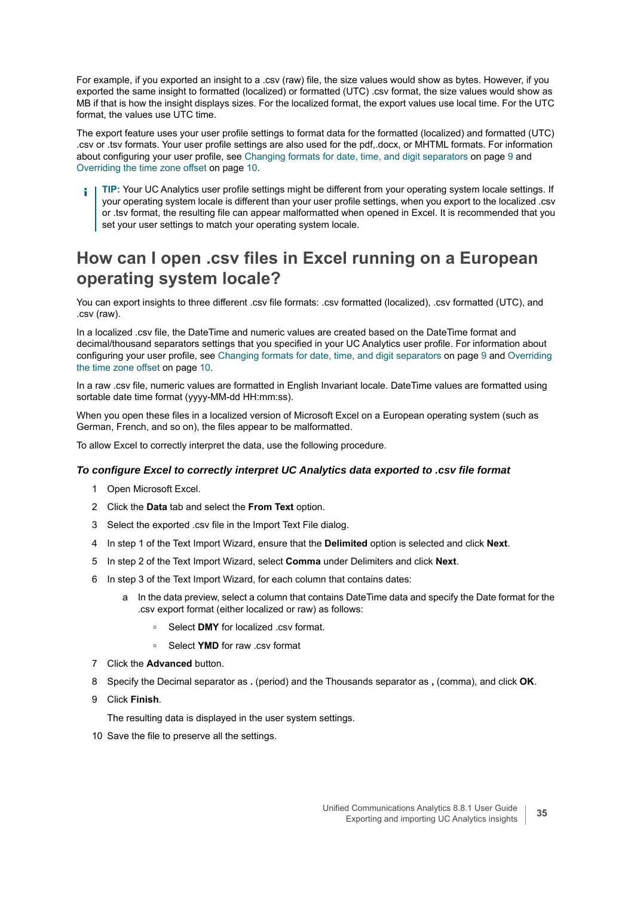For example, if you exported an insight to a .csv (raw) file, the size values would show as bytes. However, if you exported the same insight to formatted (localized) or formatted (UTC) .csv format, the size values would show as MB if that is how the insight displays sizes. For the localized format, the export values use local time. For the UTC format, the values use UTC time.

The export feature uses your user profile settings to format data for the formatted (localized) and formatted (UTC) .csv or .tsv formats. Your user profile settings are also used for the pdf,.docx, or MHTML formats. For information about configuring your user profile, see Changing formats for date, time, and digit separators on page 9 and Overriding the time zone offset on page 10.

> **TIP:** Your UC Analytics user profile settings might be different from your operating system locale settings. If your operating system locale is different than your user profile settings, when you export to the localized .csv or .tsv format, the resulting file can appear malformatted when opened in Excel. It is recommended that you set your user settings to match your operating system locale.

## How can I open .csv files in Excel running on a European operating system locale?

You can export insights to three different .csv file formats: .csv formatted (localized), .csv formatted (UTC), and .csv (raw).

In a localized .csv file, the DateTime and numeric values are created based on the DateTime format and decimal/thousand separators settings that you specified in your UC Analytics user profile. For information about configuring your user profile, see Changing formats for date, time, and digit separators on page 9 and Overriding the time zone offset on page 10.

In a raw .csv file, numeric values are formatted in English Invariant locale. DateTime values are formatted using sortable date time format (yyyy-MM-dd HH:mm:ss).

When you open these files in a localized version of Microsoft Excel on a European operating system (such as German, French, and so on), the files appear to be malformatted.

To allow Excel to correctly interpret the data, use the following procedure.

#### *To configure Excel to correctly interpret UC Analytics data exported to .csv file format*

1. Open Microsoft Excel.
2. Click the **Data** tab and select the **From Text** option.
3. Select the exported .csv file in the Import Text File dialog.
4. In step 1 of the Text Import Wizard, ensure that the **Delimited** option is selected and click **Next**.
5. In step 2 of the Text Import Wizard, select **Comma** under Delimiters and click **Next**.
6. In step 3 of the Text Import Wizard, for each column that contains dates:
   a. In the data preview, select a column that contains DateTime data and specify the Date format for the .csv export format (either localized or raw) as follows:
      - Select **DMY** for localized .csv format.
      - Select **YMD** for raw .csv format
7. Click the **Advanced** button.
8. Specify the Decimal separator as **.** (period) and the Thousands separator as **,** (comma), and click **OK**.
9. Click **Finish**.

   The resulting data is displayed in the user system settings.
10. Save the file to preserve all the settings.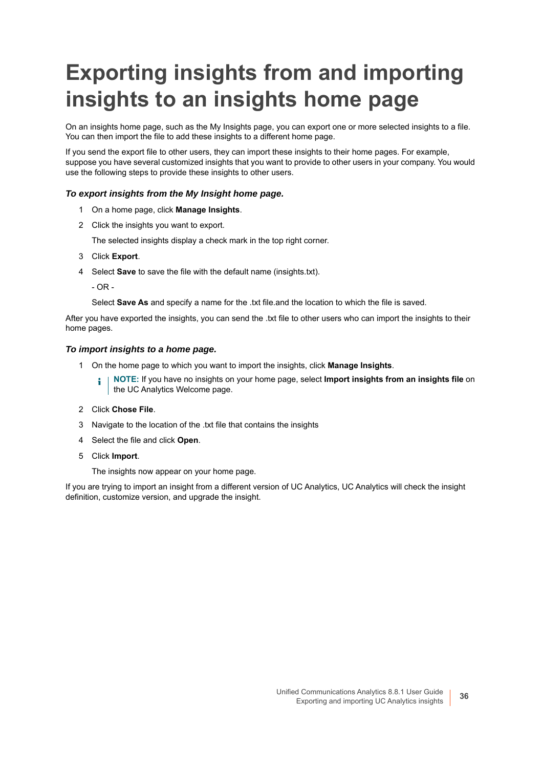# Exporting insights from and importing insights to an insights home page

On an insights home page, such as the My Insights page, you can export one or more selected insights to a file. You can then import the file to add these insights to a different home page.

If you send the export file to other users, they can import these insights to their home pages. For example, suppose you have several customized insights that you want to provide to other users in your company. You would use the following steps to provide these insights to other users.

***To export insights from the My Insight home page.***

1. On a home page, click **Manage Insights**.
2. Click the insights you want to export.

   The selected insights display a check mark in the top right corner.
3. Click **Export**.
4. Select **Save** to save the file with the default name (insights.txt).

   - OR -

   Select **Save As** and specify a name for the .txt file.and the location to which the file is saved.

After you have exported the insights, you can send the .txt file to other users who can import the insights to their home pages.

***To import insights to a home page.***

1. On the home page to which you want to import the insights, click **Manage Insights**.

   **NOTE:** If you have no insights on your home page, select **Import insights from an insights file** on the UC Analytics Welcome page.
2. Click **Chose File**.
3. Navigate to the location of the .txt file that contains the insights
4. Select the file and click **Open**.
5. Click **Import**.

   The insights now appear on your home page.

If you are trying to import an insight from a different version of UC Analytics, UC Analytics will check the insight definition, customize version, and upgrade the insight.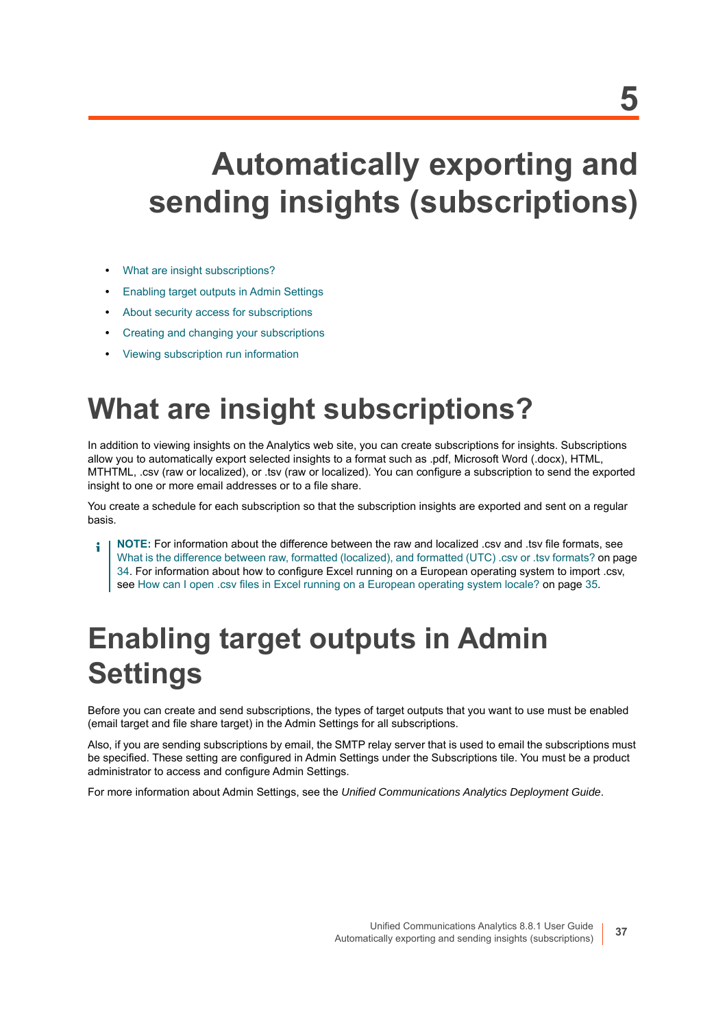# 5

# Automatically exporting and sending insights (subscriptions)

- What are insight subscriptions?
- Enabling target outputs in Admin Settings
- About security access for subscriptions
- Creating and changing your subscriptions
- Viewing subscription run information

## What are insight subscriptions?

In addition to viewing insights on the Analytics web site, you can create subscriptions for insights. Subscriptions allow you to automatically export selected insights to a format such as .pdf, Microsoft Word (.docx), HTML, MTHTML, .csv (raw or localized), or .tsv (raw or localized). You can configure a subscription to send the exported insight to one or more email addresses or to a file share.

You create a schedule for each subscription so that the subscription insights are exported and sent on a regular basis.

> **NOTE:** For information about the difference between the raw and localized .csv and .tsv file formats, see What is the difference between raw, formatted (localized), and formatted (UTC) .csv or .tsv formats? on page 34. For information about how to configure Excel running on a European operating system to import .csv, see How can I open .csv files in Excel running on a European operating system locale? on page 35.

## Enabling target outputs in Admin Settings

Before you can create and send subscriptions, the types of target outputs that you want to use must be enabled (email target and file share target) in the Admin Settings for all subscriptions.

Also, if you are sending subscriptions by email, the SMTP relay server that is used to email the subscriptions must be specified. These setting are configured in Admin Settings under the Subscriptions tile. You must be a product administrator to access and configure Admin Settings.

For more information about Admin Settings, see the *Unified Communications Analytics Deployment Guide*.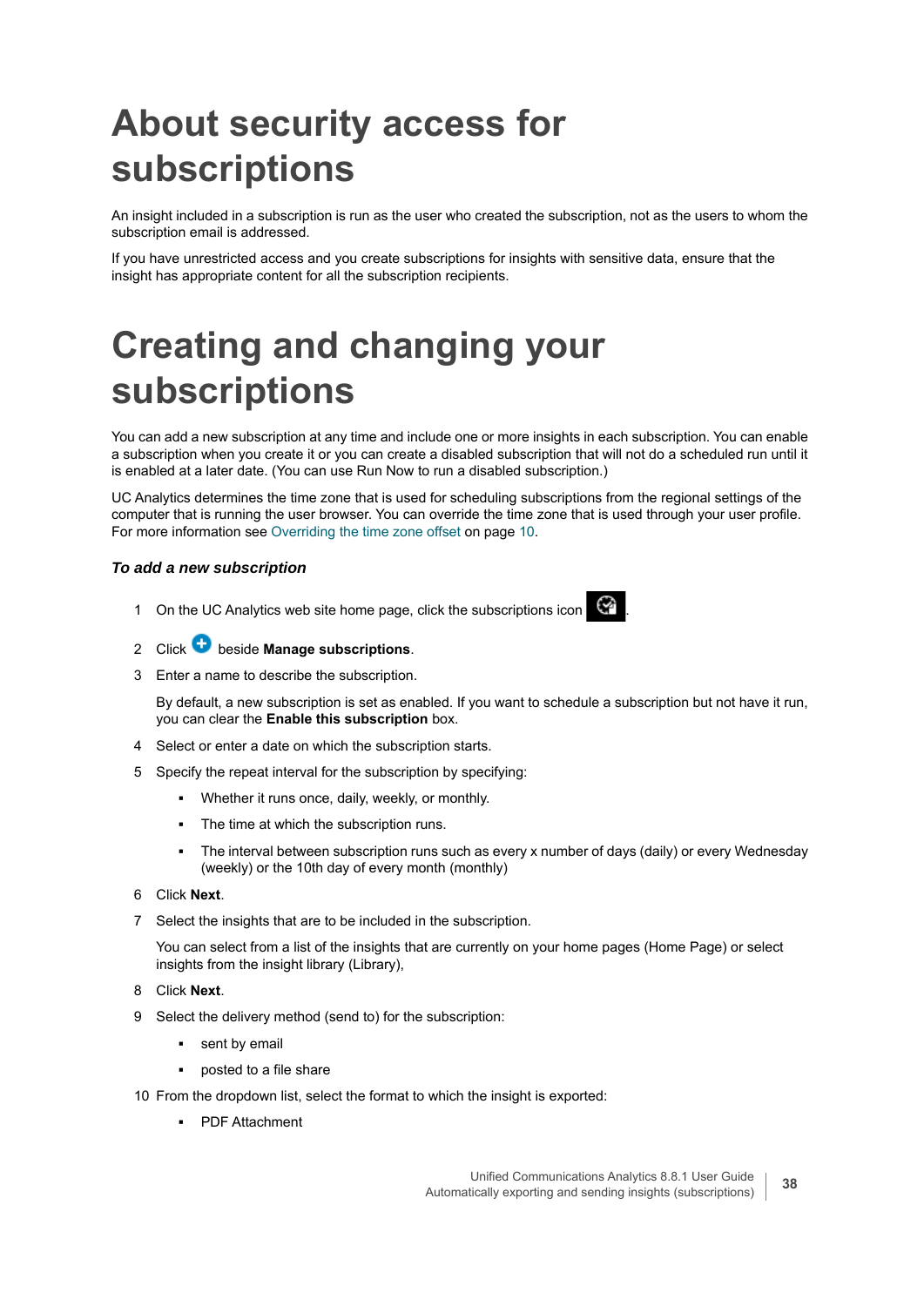# About security access for subscriptions

An insight included in a subscription is run as the user who created the subscription, not as the users to whom the subscription email is addressed.

If you have unrestricted access and you create subscriptions for insights with sensitive data, ensure that the insight has appropriate content for all the subscription recipients.

# Creating and changing your subscriptions

You can add a new subscription at any time and include one or more insights in each subscription. You can enable a subscription when you create it or you can create a disabled subscription that will not do a scheduled run until it is enabled at a later date. (You can use Run Now to run a disabled subscription.)

UC Analytics determines the time zone that is used for scheduling subscriptions from the regional settings of the computer that is running the user browser. You can override the time zone that is used through your user profile. For more information see Overriding the time zone offset on page 10.

***To add a new subscription***

1. On the UC Analytics web site home page, click the subscriptions icon .
2. Click beside **Manage subscriptions**.
3. Enter a name to describe the subscription.

   By default, a new subscription is set as enabled. If you want to schedule a subscription but not have it run, you can clear the **Enable this subscription** box.
4. Select or enter a date on which the subscription starts.
5. Specify the repeat interval for the subscription by specifying:
   - Whether it runs once, daily, weekly, or monthly.
   - The time at which the subscription runs.
   - The interval between subscription runs such as every x number of days (daily) or every Wednesday (weekly) or the 10th day of every month (monthly)
6. Click **Next**.
7. Select the insights that are to be included in the subscription.

   You can select from a list of the insights that are currently on your home pages (Home Page) or select insights from the insight library (Library),
8. Click **Next**.
9. Select the delivery method (send to) for the subscription:
   - sent by email
   - posted to a file share
10. From the dropdown list, select the format to which the insight is exported:
    - PDF Attachment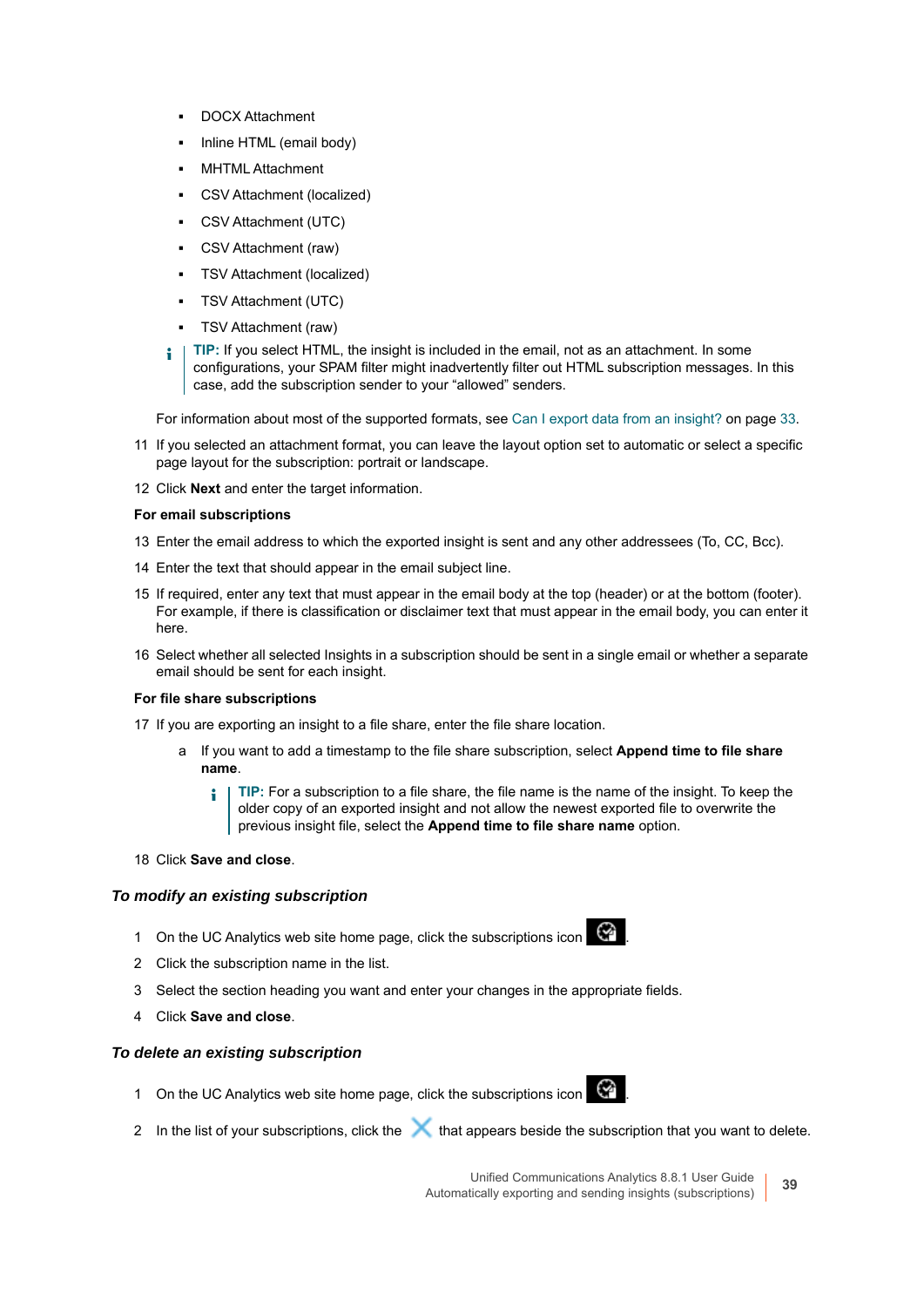- DOCX Attachment
- Inline HTML (email body)
- MHTML Attachment
- CSV Attachment (localized)
- CSV Attachment (UTC)
- CSV Attachment (raw)
- TSV Attachment (localized)
- TSV Attachment (UTC)
- TSV Attachment (raw)

> **TIP:** If you select HTML, the insight is included in the email, not as an attachment. In some configurations, your SPAM filter might inadvertently filter out HTML subscription messages. In this case, add the subscription sender to your “allowed” senders.

For information about most of the supported formats, see Can I export data from an insight? on page 33.

11 If you selected an attachment format, you can leave the layout option set to automatic or select a specific page layout for the subscription: portrait or landscape.

12 Click **Next** and enter the target information.

**For email subscriptions**

13 Enter the email address to which the exported insight is sent and any other addressees (To, CC, Bcc).

14 Enter the text that should appear in the email subject line.

15 If required, enter any text that must appear in the email body at the top (header) or at the bottom (footer). For example, if there is classification or disclaimer text that must appear in the email body, you can enter it here.

16 Select whether all selected Insights in a subscription should be sent in a single email or whether a separate email should be sent for each insight.

**For file share subscriptions**

17 If you are exporting an insight to a file share, enter the file share location.

   a If you want to add a timestamp to the file share subscription, select **Append time to file share name**.

   > **TIP:** For a subscription to a file share, the file name is the name of the insight. To keep the older copy of an exported insight and not allow the newest exported file to overwrite the previous insight file, select the **Append time to file share name** option.

18 Click **Save and close**.

### *To modify an existing subscription*

1 On the UC Analytics web site home page, click the subscriptions icon .

2 Click the subscription name in the list.

3 Select the section heading you want and enter your changes in the appropriate fields.

4 Click **Save and close**.

### *To delete an existing subscription*

1 On the UC Analytics web site home page, click the subscriptions icon .

2 In the list of your subscriptions, click the that appears beside the subscription that you want to delete.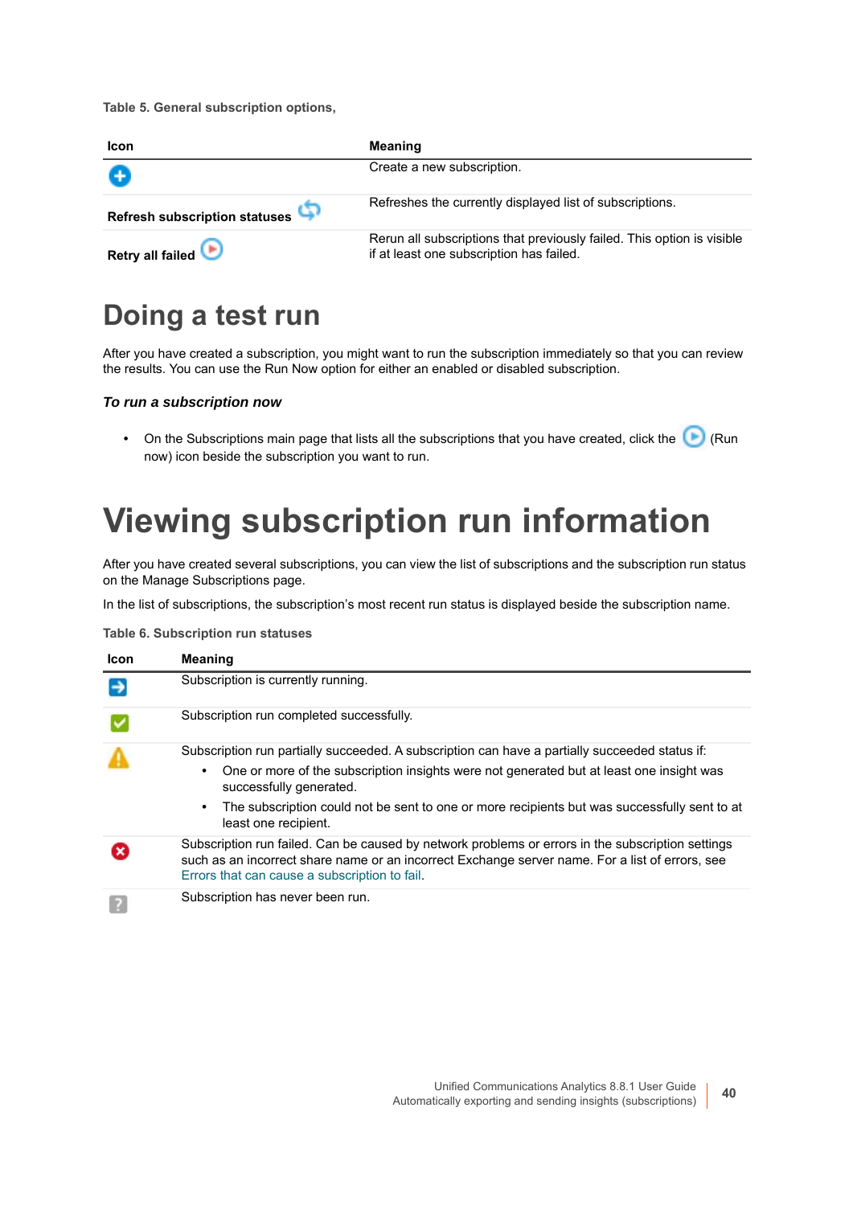Table 5. General subscription options,

| Icon | Meaning |
|---|---|
| | Create a new subscription. |
| **Refresh subscription statuses** | Refreshes the currently displayed list of subscriptions. |
| **Retry all failed** | Rerun all subscriptions that previously failed. This option is visible if at least one subscription has failed. |

# Doing a test run

After you have created a subscription, you might want to run the subscription immediately so that you can review the results. You can use the Run Now option for either an enabled or disabled subscription.

### *To run a subscription now*

- On the Subscriptions main page that lists all the subscriptions that you have created, click the (Run now) icon beside the subscription you want to run.

# Viewing subscription run information

After you have created several subscriptions, you can view the list of subscriptions and the subscription run status on the Manage Subscriptions page.

In the list of subscriptions, the subscription's most recent run status is displayed beside the subscription name.

Table 6. Subscription run statuses

| Icon | Meaning |
|---|---|
| | Subscription is currently running. |
| | Subscription run completed successfully. |
| | Subscription run partially succeeded. A subscription can have a partially succeeded status if:<br>• One or more of the subscription insights were not generated but at least one insight was successfully generated.<br>• The subscription could not be sent to one or more recipients but was successfully sent to at least one recipient. |
| | Subscription run failed. Can be caused by network problems or errors in the subscription settings such as an incorrect share name or an incorrect Exchange server name. For a list of errors, see Errors that can cause a subscription to fail. |
| | Subscription has never been run. |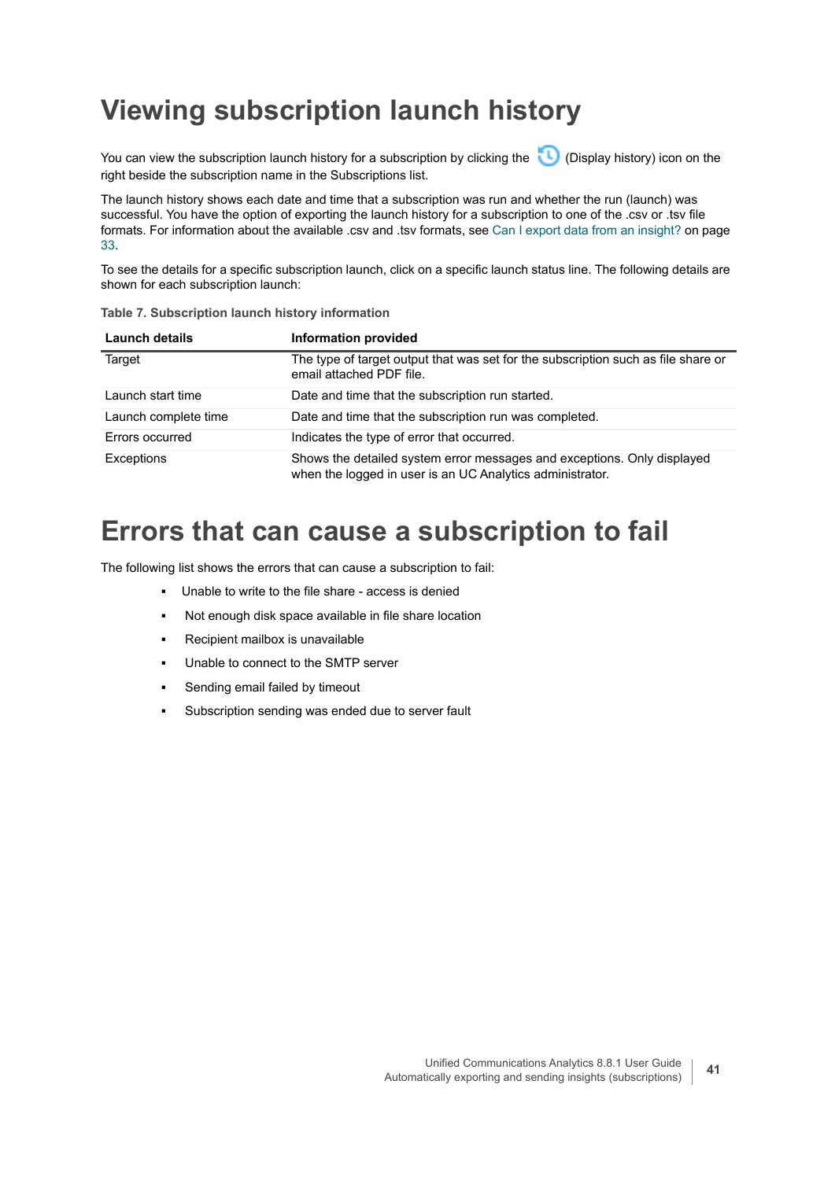# Viewing subscription launch history

You can view the subscription launch history for a subscription by clicking the (Display history) icon on the right beside the subscription name in the Subscriptions list.

The launch history shows each date and time that a subscription was run and whether the run (launch) was successful. You have the option of exporting the launch history for a subscription to one of the .csv or .tsv file formats. For information about the available .csv and .tsv formats, see Can I export data from an insight? on page 33.

To see the details for a specific subscription launch, click on a specific launch status line. The following details are shown for each subscription launch:

**Table 7. Subscription launch history information**

| Launch details | Information provided |
|---|---|
| Target | The type of target output that was set for the subscription such as file share or email attached PDF file. |
| Launch start time | Date and time that the subscription run started. |
| Launch complete time | Date and time that the subscription run was completed. |
| Errors occurred | Indicates the type of error that occurred. |
| Exceptions | Shows the detailed system error messages and exceptions. Only displayed when the logged in user is an UC Analytics administrator. |

# Errors that can cause a subscription to fail

The following list shows the errors that can cause a subscription to fail:

- Unable to write to the file share - access is denied
- Not enough disk space available in file share location
- Recipient mailbox is unavailable
- Unable to connect to the SMTP server
- Sending email failed by timeout
- Subscription sending was ended due to server fault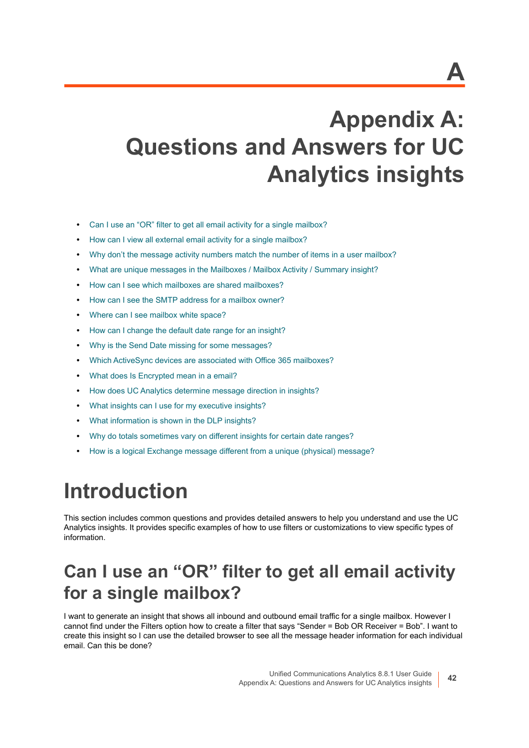# A

# Appendix A: Questions and Answers for UC Analytics insights

- Can I use an "OR" filter to get all email activity for a single mailbox?
- How can I view all external email activity for a single mailbox?
- Why don't the message activity numbers match the number of items in a user mailbox?
- What are unique messages in the Mailboxes / Mailbox Activity / Summary insight?
- How can I see which mailboxes are shared mailboxes?
- How can I see the SMTP address for a mailbox owner?
- Where can I see mailbox white space?
- How can I change the default date range for an insight?
- Why is the Send Date missing for some messages?
- Which ActiveSync devices are associated with Office 365 mailboxes?
- What does Is Encrypted mean in a email?
- How does UC Analytics determine message direction in insights?
- What insights can I use for my executive insights?
- What information is shown in the DLP insights?
- Why do totals sometimes vary on different insights for certain date ranges?
- How is a logical Exchange message different from a unique (physical) message?

# Introduction

This section includes common questions and provides detailed answers to help you understand and use the UC Analytics insights. It provides specific examples of how to use filters or customizations to view specific types of information.

## Can I use an "OR" filter to get all email activity for a single mailbox?

I want to generate an insight that shows all inbound and outbound email traffic for a single mailbox. However I cannot find under the Filters option how to create a filter that says "Sender = Bob OR Receiver = Bob". I want to create this insight so I can use the detailed browser to see all the message header information for each individual email. Can this be done?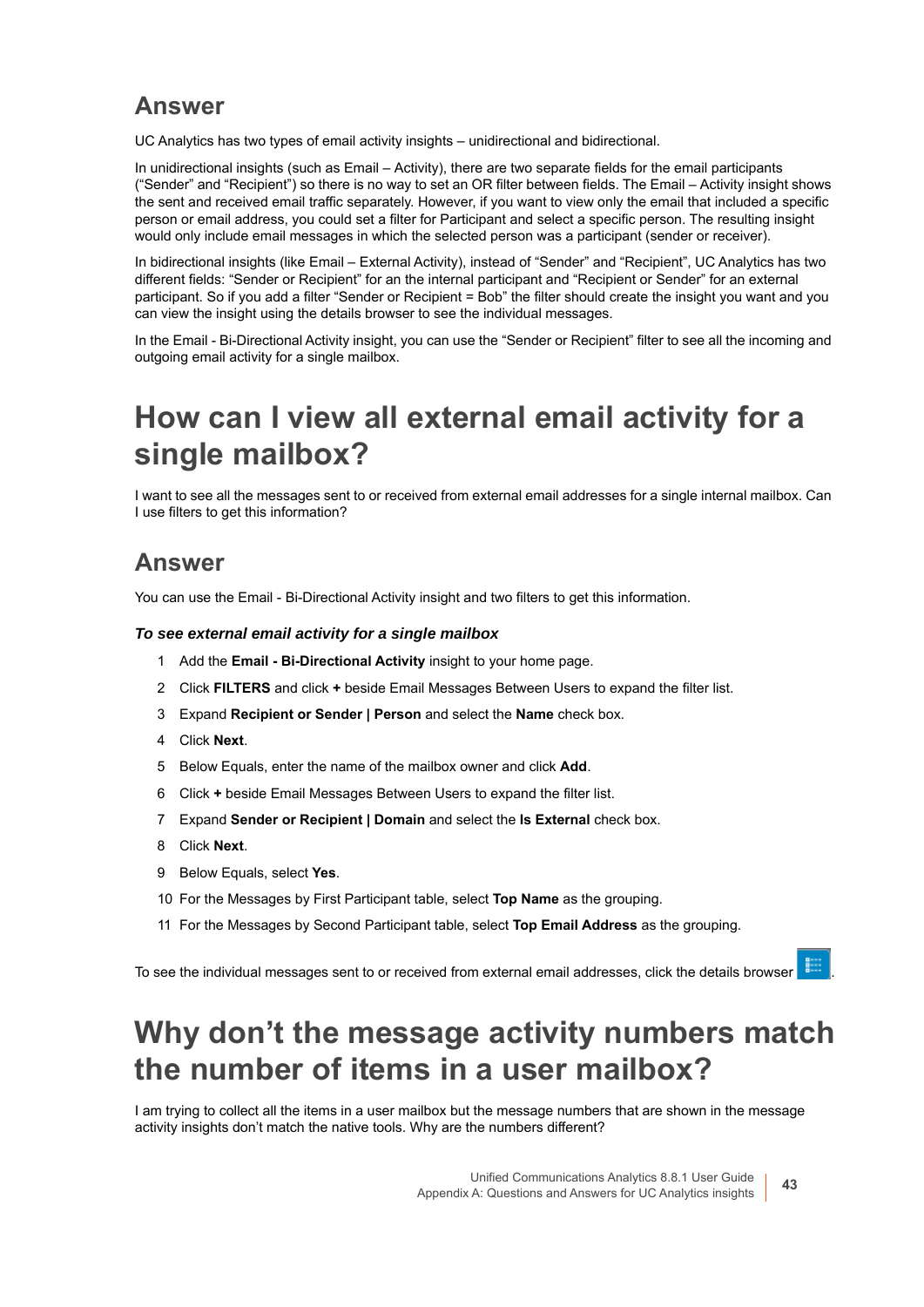## Answer

UC Analytics has two types of email activity insights – unidirectional and bidirectional.

In unidirectional insights (such as Email – Activity), there are two separate fields for the email participants (“Sender” and “Recipient”) so there is no way to set an OR filter between fields. The Email – Activity insight shows the sent and received email traffic separately. However, if you want to view only the email that included a specific person or email address, you could set a filter for Participant and select a specific person. The resulting insight would only include email messages in which the selected person was a participant (sender or receiver).

In bidirectional insights (like Email – External Activity), instead of “Sender” and “Recipient”, UC Analytics has two different fields: “Sender or Recipient” for an the internal participant and “Recipient or Sender” for an external participant. So if you add a filter “Sender or Recipient = Bob” the filter should create the insight you want and you can view the insight using the details browser to see the individual messages.

In the Email - Bi-Directional Activity insight, you can use the “Sender or Recipient” filter to see all the incoming and outgoing email activity for a single mailbox.

# How can I view all external email activity for a single mailbox?

I want to see all the messages sent to or received from external email addresses for a single internal mailbox. Can I use filters to get this information?

## Answer

You can use the Email - Bi-Directional Activity insight and two filters to get this information.

### *To see external email activity for a single mailbox*

1. Add the **Email - Bi-Directional Activity** insight to your home page.
2. Click **FILTERS** and click **+** beside Email Messages Between Users to expand the filter list.
3. Expand **Recipient or Sender | Person** and select the **Name** check box.
4. Click **Next**.
5. Below Equals, enter the name of the mailbox owner and click **Add**.
6. Click **+** beside Email Messages Between Users to expand the filter list.
7. Expand **Sender or Recipient | Domain** and select the **Is External** check box.
8. Click **Next**.
9. Below Equals, select **Yes**.
10. For the Messages by First Participant table, select **Top Name** as the grouping.
11. For the Messages by Second Participant table, select **Top Email Address** as the grouping.

To see the individual messages sent to or received from external email addresses, click the details browser .

# Why don’t the message activity numbers match the number of items in a user mailbox?

I am trying to collect all the items in a user mailbox but the message numbers that are shown in the message activity insights don’t match the native tools. Why are the numbers different?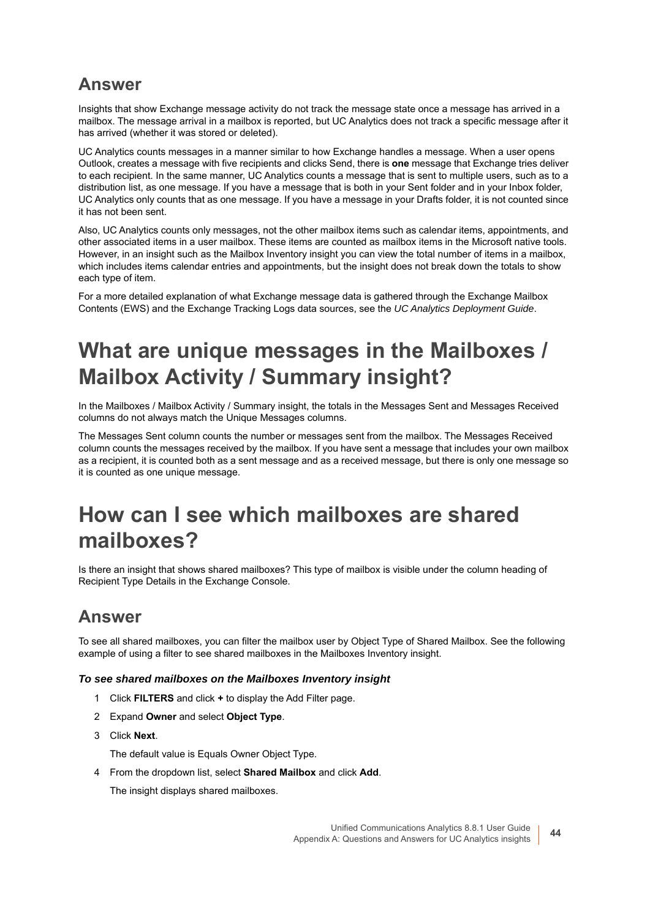## Answer

Insights that show Exchange message activity do not track the message state once a message has arrived in a mailbox. The message arrival in a mailbox is reported, but UC Analytics does not track a specific message after it has arrived (whether it was stored or deleted).

UC Analytics counts messages in a manner similar to how Exchange handles a message. When a user opens Outlook, creates a message with five recipients and clicks Send, there is **one** message that Exchange tries deliver to each recipient. In the same manner, UC Analytics counts a message that is sent to multiple users, such as to a distribution list, as one message. If you have a message that is both in your Sent folder and in your Inbox folder, UC Analytics only counts that as one message. If you have a message in your Drafts folder, it is not counted since it has not been sent.

Also, UC Analytics counts only messages, not the other mailbox items such as calendar items, appointments, and other associated items in a user mailbox. These items are counted as mailbox items in the Microsoft native tools. However, in an insight such as the Mailbox Inventory insight you can view the total number of items in a mailbox, which includes items calendar entries and appointments, but the insight does not break down the totals to show each type of item.

For a more detailed explanation of what Exchange message data is gathered through the Exchange Mailbox Contents (EWS) and the Exchange Tracking Logs data sources, see the *UC Analytics Deployment Guide*.

# What are unique messages in the Mailboxes / Mailbox Activity / Summary insight?

In the Mailboxes / Mailbox Activity / Summary insight, the totals in the Messages Sent and Messages Received columns do not always match the Unique Messages columns.

The Messages Sent column counts the number or messages sent from the mailbox. The Messages Received column counts the messages received by the mailbox. If you have sent a message that includes your own mailbox as a recipient, it is counted both as a sent message and as a received message, but there is only one message so it is counted as one unique message.

# How can I see which mailboxes are shared mailboxes?

Is there an insight that shows shared mailboxes? This type of mailbox is visible under the column heading of Recipient Type Details in the Exchange Console.

## Answer

To see all shared mailboxes, you can filter the mailbox user by Object Type of Shared Mailbox. See the following example of using a filter to see shared mailboxes in the Mailboxes Inventory insight.

#### *To see shared mailboxes on the Mailboxes Inventory insight*

1. Click **FILTERS** and click **+** to display the Add Filter page.
2. Expand **Owner** and select **Object Type**.
3. Click **Next**.

   The default value is Equals Owner Object Type.
4. From the dropdown list, select **Shared Mailbox** and click **Add**.

   The insight displays shared mailboxes.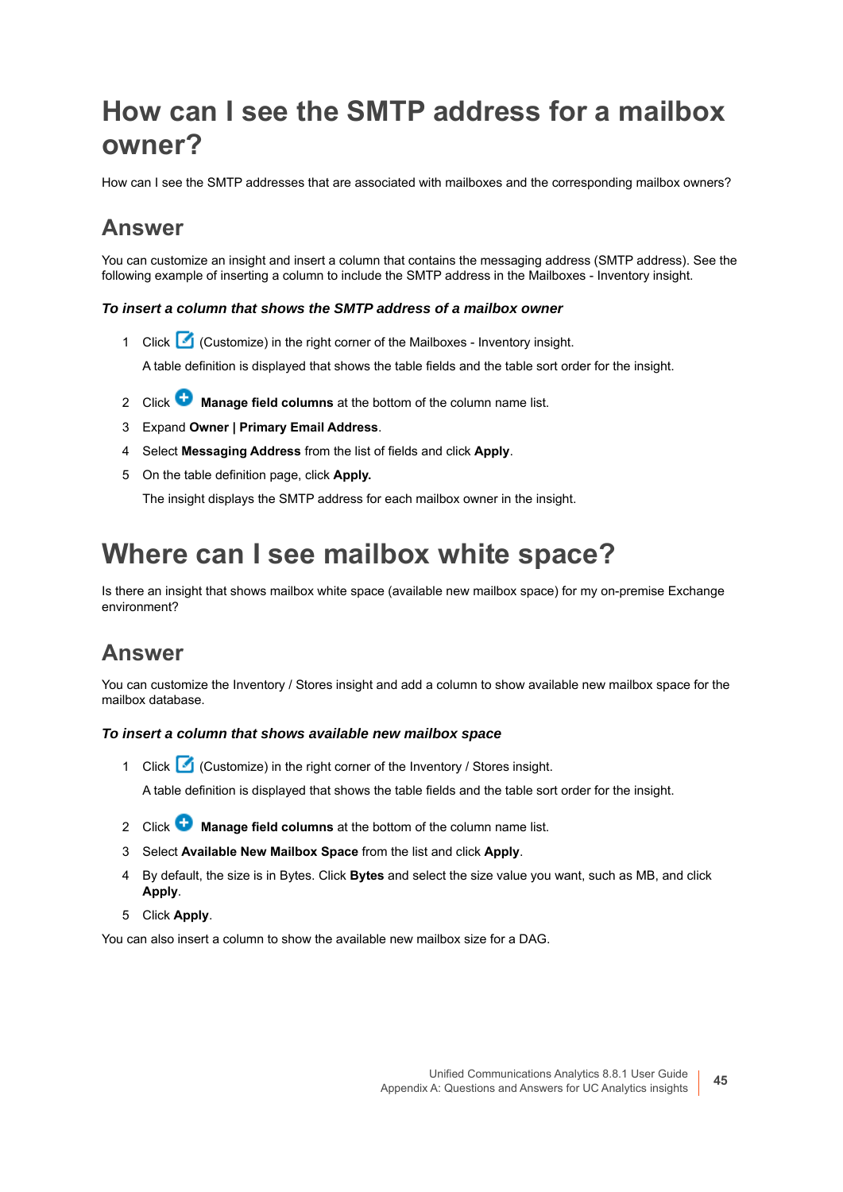# How can I see the SMTP address for a mailbox owner?

How can I see the SMTP addresses that are associated with mailboxes and the corresponding mailbox owners?

## Answer

You can customize an insight and insert a column that contains the messaging address (SMTP address). See the following example of inserting a column to include the SMTP address in the Mailboxes - Inventory insight.

### *To insert a column that shows the SMTP address of a mailbox owner*

1. Click (Customize) in the right corner of the Mailboxes - Inventory insight.

   A table definition is displayed that shows the table fields and the table sort order for the insight.

2. Click **Manage field columns** at the bottom of the column name list.
3. Expand **Owner | Primary Email Address**.
4. Select **Messaging Address** from the list of fields and click **Apply**.
5. On the table definition page, click **Apply.**

   The insight displays the SMTP address for each mailbox owner in the insight.

# Where can I see mailbox white space?

Is there an insight that shows mailbox white space (available new mailbox space) for my on-premise Exchange environment?

## Answer

You can customize the Inventory / Stores insight and add a column to show available new mailbox space for the mailbox database.

### *To insert a column that shows available new mailbox space*

1. Click (Customize) in the right corner of the Inventory / Stores insight.

   A table definition is displayed that shows the table fields and the table sort order for the insight.

2. Click **Manage field columns** at the bottom of the column name list.
3. Select **Available New Mailbox Space** from the list and click **Apply**.
4. By default, the size is in Bytes. Click **Bytes** and select the size value you want, such as MB, and click **Apply**.
5. Click **Apply**.

You can also insert a column to show the available new mailbox size for a DAG.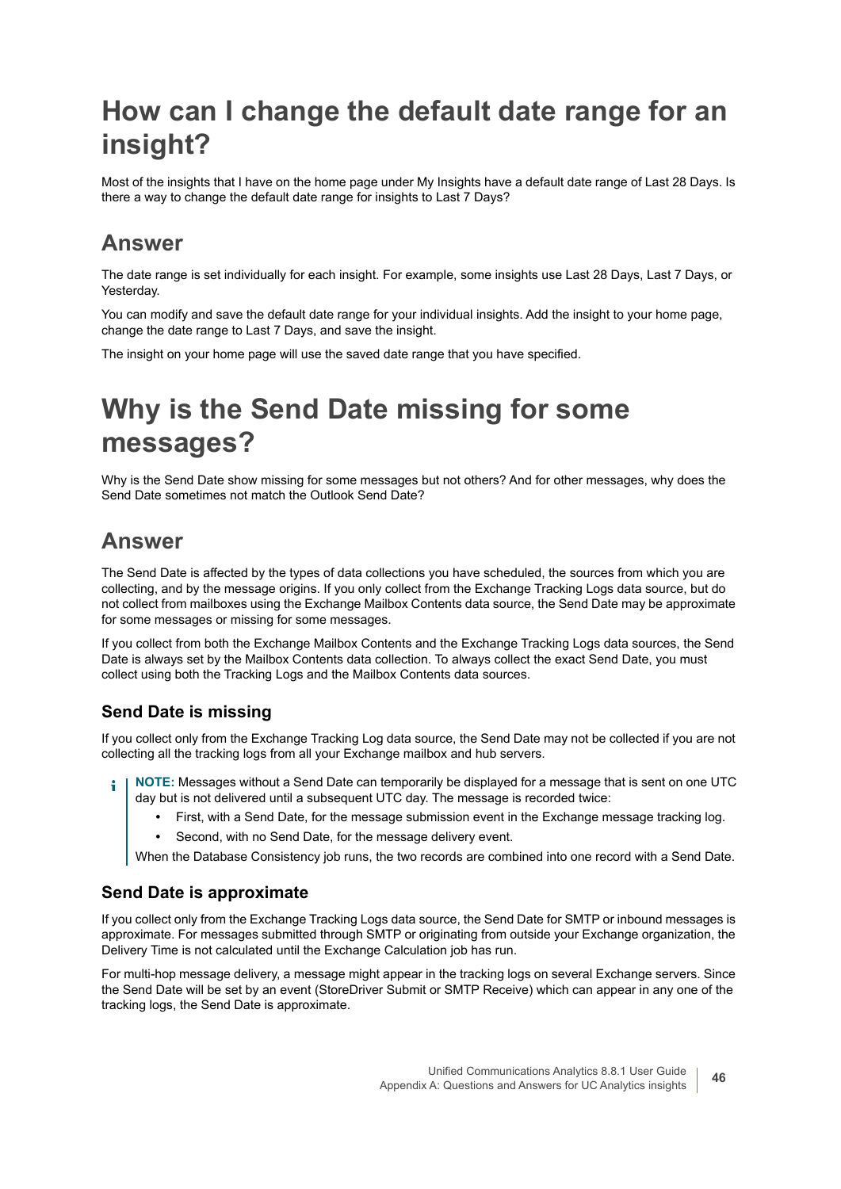# How can I change the default date range for an insight?

Most of the insights that I have on the home page under My Insights have a default date range of Last 28 Days. Is there a way to change the default date range for insights to Last 7 Days?

## Answer

The date range is set individually for each insight. For example, some insights use Last 28 Days, Last 7 Days, or Yesterday.

You can modify and save the default date range for your individual insights. Add the insight to your home page, change the date range to Last 7 Days, and save the insight.

The insight on your home page will use the saved date range that you have specified.

# Why is the Send Date missing for some messages?

Why is the Send Date show missing for some messages but not others? And for other messages, why does the Send Date sometimes not match the Outlook Send Date?

## Answer

The Send Date is affected by the types of data collections you have scheduled, the sources from which you are collecting, and by the message origins. If you only collect from the Exchange Tracking Logs data source, but do not collect from mailboxes using the Exchange Mailbox Contents data source, the Send Date may be approximate for some messages or missing for some messages.

If you collect from both the Exchange Mailbox Contents and the Exchange Tracking Logs data sources, the Send Date is always set by the Mailbox Contents data collection. To always collect the exact Send Date, you must collect using both the Tracking Logs and the Mailbox Contents data sources.

### Send Date is missing

If you collect only from the Exchange Tracking Log data source, the Send Date may not be collected if you are not collecting all the tracking logs from all your Exchange mailbox and hub servers.

**NOTE:** Messages without a Send Date can temporarily be displayed for a message that is sent on one UTC day but is not delivered until a subsequent UTC day. The message is recorded twice:

- First, with a Send Date, for the message submission event in the Exchange message tracking log.
- Second, with no Send Date, for the message delivery event.

When the Database Consistency job runs, the two records are combined into one record with a Send Date.

### Send Date is approximate

If you collect only from the Exchange Tracking Logs data source, the Send Date for SMTP or inbound messages is approximate. For messages submitted through SMTP or originating from outside your Exchange organization, the Delivery Time is not calculated until the Exchange Calculation job has run.

For multi-hop message delivery, a message might appear in the tracking logs on several Exchange servers. Since the Send Date will be set by an event (StoreDriver Submit or SMTP Receive) which can appear in any one of the tracking logs, the Send Date is approximate.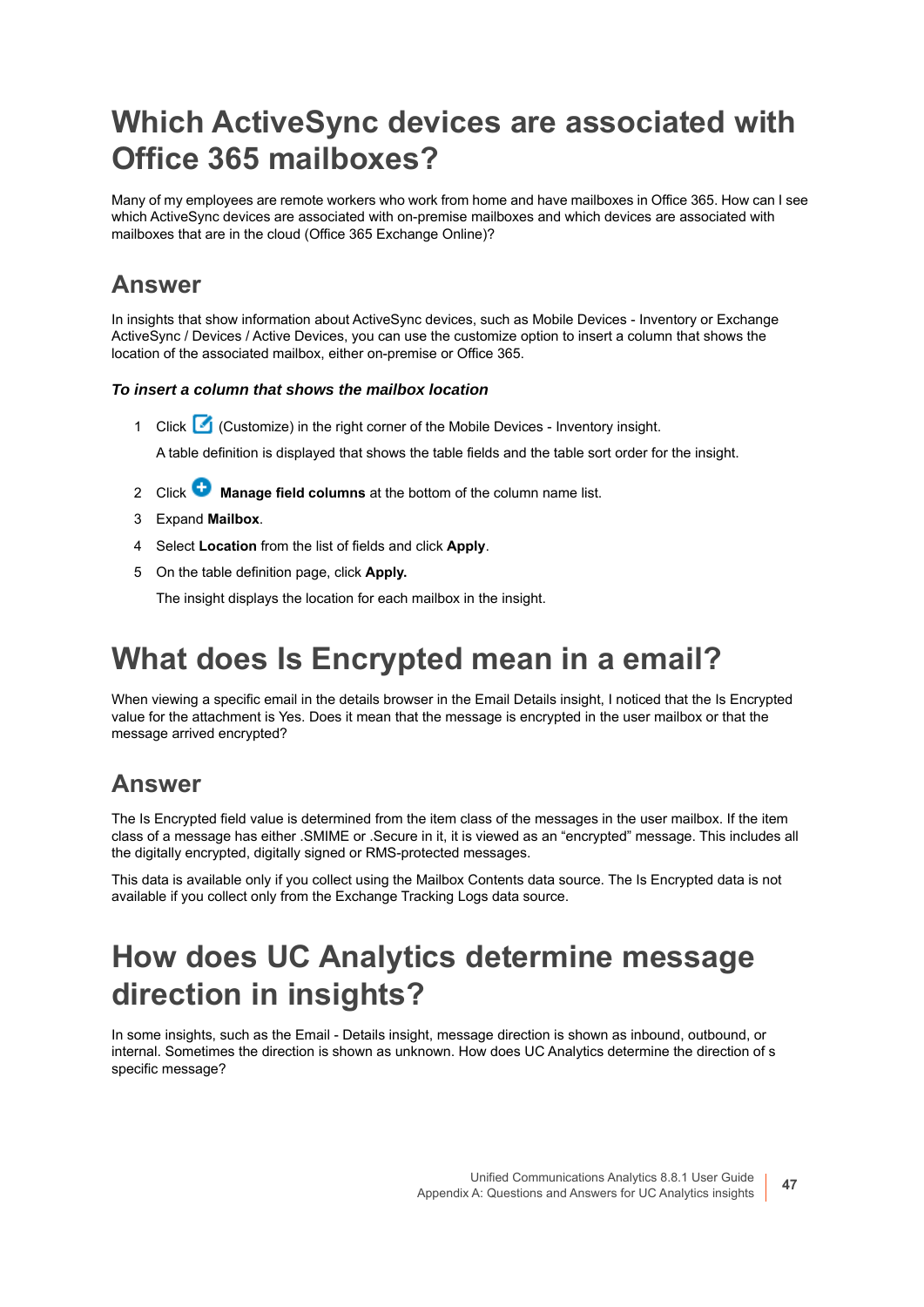# Which ActiveSync devices are associated with Office 365 mailboxes?

Many of my employees are remote workers who work from home and have mailboxes in Office 365. How can I see which ActiveSync devices are associated with on-premise mailboxes and which devices are associated with mailboxes that are in the cloud (Office 365 Exchange Online)?

## Answer

In insights that show information about ActiveSync devices, such as Mobile Devices - Inventory or Exchange ActiveSync / Devices / Active Devices, you can use the customize option to insert a column that shows the location of the associated mailbox, either on-premise or Office 365.

***To insert a column that shows the mailbox location***

1. Click (Customize) in the right corner of the Mobile Devices - Inventory insight.

   A table definition is displayed that shows the table fields and the table sort order for the insight.

2. Click **Manage field columns** at the bottom of the column name list.
3. Expand **Mailbox**.
4. Select **Location** from the list of fields and click **Apply**.
5. On the table definition page, click **Apply.**

   The insight displays the location for each mailbox in the insight.

# What does Is Encrypted mean in a email?

When viewing a specific email in the details browser in the Email Details insight, I noticed that the Is Encrypted value for the attachment is Yes. Does it mean that the message is encrypted in the user mailbox or that the message arrived encrypted?

## Answer

The Is Encrypted field value is determined from the item class of the messages in the user mailbox. If the item class of a message has either .SMIME or .Secure in it, it is viewed as an "encrypted" message. This includes all the digitally encrypted, digitally signed or RMS-protected messages.

This data is available only if you collect using the Mailbox Contents data source. The Is Encrypted data is not available if you collect only from the Exchange Tracking Logs data source.

# How does UC Analytics determine message direction in insights?

In some insights, such as the Email - Details insight, message direction is shown as inbound, outbound, or internal. Sometimes the direction is shown as unknown. How does UC Analytics determine the direction of s specific message?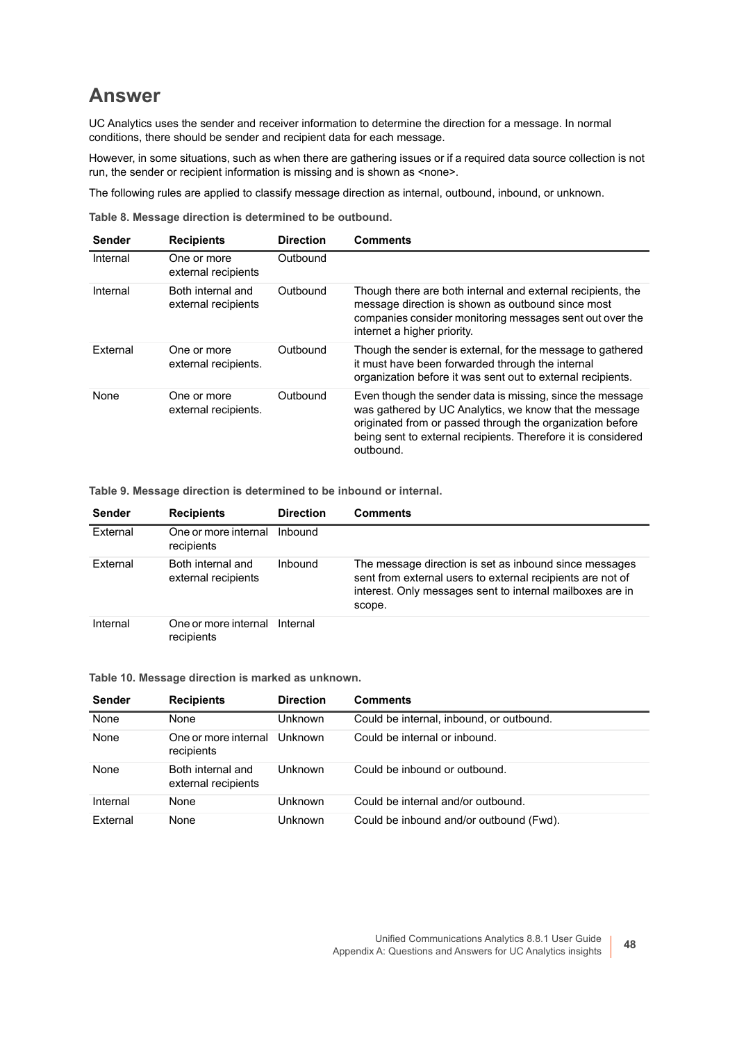## Answer

UC Analytics uses the sender and receiver information to determine the direction for a message. In normal conditions, there should be sender and recipient data for each message.

However, in some situations, such as when there are gathering issues or if a required data source collection is not run, the sender or recipient information is missing and is shown as <none>.

The following rules are applied to classify message direction as internal, outbound, inbound, or unknown.

**Table 8. Message direction is determined to be outbound.**

| Sender | Recipients | Direction | Comments |
|---|---|---|---|
| Internal | One or more external recipients | Outbound | |
| Internal | Both internal and external recipients | Outbound | Though there are both internal and external recipients, the message direction is shown as outbound since most companies consider monitoring messages sent out over the internet a higher priority. |
| External | One or more external recipients. | Outbound | Though the sender is external, for the message to gathered it must have been forwarded through the internal organization before it was sent out to external recipients. |
| None | One or more external recipients. | Outbound | Even though the sender data is missing, since the message was gathered by UC Analytics, we know that the message originated from or passed through the organization before being sent to external recipients. Therefore it is considered outbound. |

**Table 9. Message direction is determined to be inbound or internal.**

| Sender | Recipients | Direction | Comments |
|---|---|---|---|
| External | One or more internal recipients | Inbound | |
| External | Both internal and external recipients | Inbound | The message direction is set as inbound since messages sent from external users to external recipients are not of interest. Only messages sent to internal mailboxes are in scope. |
| Internal | One or more internal recipients | Internal | |

**Table 10. Message direction is marked as unknown.**

| Sender | Recipients | Direction | Comments |
|---|---|---|---|
| None | None | Unknown | Could be internal, inbound, or outbound. |
| None | One or more internal recipients | Unknown | Could be internal or inbound. |
| None | Both internal and external recipients | Unknown | Could be inbound or outbound. |
| Internal | None | Unknown | Could be internal and/or outbound. |
| External | None | Unknown | Could be inbound and/or outbound (Fwd). |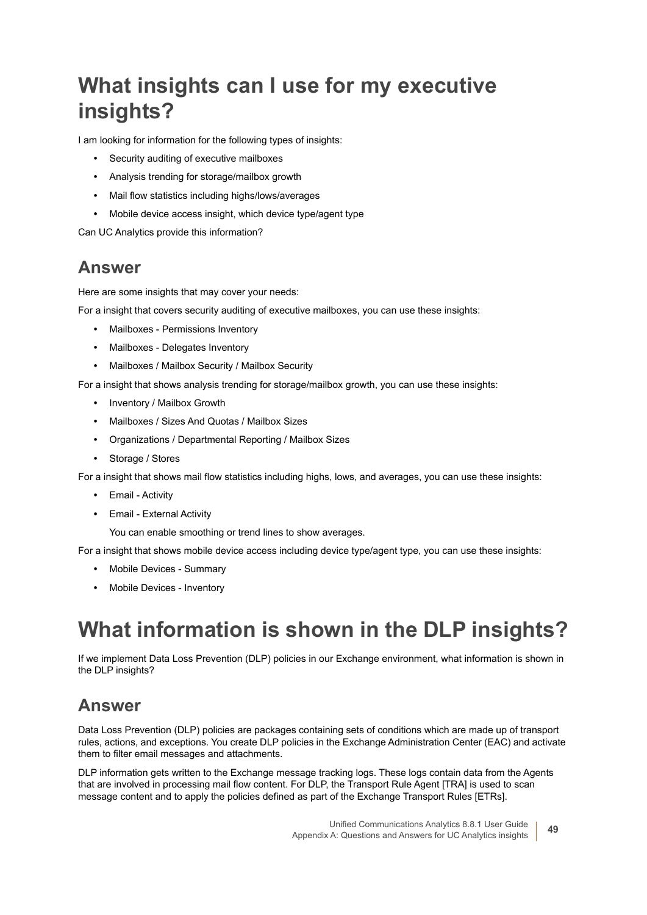# What insights can I use for my executive insights?

I am looking for information for the following types of insights:

- Security auditing of executive mailboxes
- Analysis trending for storage/mailbox growth
- Mail flow statistics including highs/lows/averages
- Mobile device access insight, which device type/agent type

Can UC Analytics provide this information?

## Answer

Here are some insights that may cover your needs:

For a insight that covers security auditing of executive mailboxes, you can use these insights:

- Mailboxes - Permissions Inventory
- Mailboxes - Delegates Inventory
- Mailboxes / Mailbox Security / Mailbox Security

For a insight that shows analysis trending for storage/mailbox growth, you can use these insights:

- Inventory / Mailbox Growth
- Mailboxes / Sizes And Quotas / Mailbox Sizes
- Organizations / Departmental Reporting / Mailbox Sizes
- Storage / Stores

For a insight that shows mail flow statistics including highs, lows, and averages, you can use these insights:

- Email - Activity
- Email - External Activity

  You can enable smoothing or trend lines to show averages.

For a insight that shows mobile device access including device type/agent type, you can use these insights:

- Mobile Devices - Summary
- Mobile Devices - Inventory

# What information is shown in the DLP insights?

If we implement Data Loss Prevention (DLP) policies in our Exchange environment, what information is shown in the DLP insights?

## Answer

Data Loss Prevention (DLP) policies are packages containing sets of conditions which are made up of transport rules, actions, and exceptions. You create DLP policies in the Exchange Administration Center (EAC) and activate them to filter email messages and attachments.

DLP information gets written to the Exchange message tracking logs. These logs contain data from the Agents that are involved in processing mail flow content. For DLP, the Transport Rule Agent [TRA] is used to scan message content and to apply the policies defined as part of the Exchange Transport Rules [ETRs].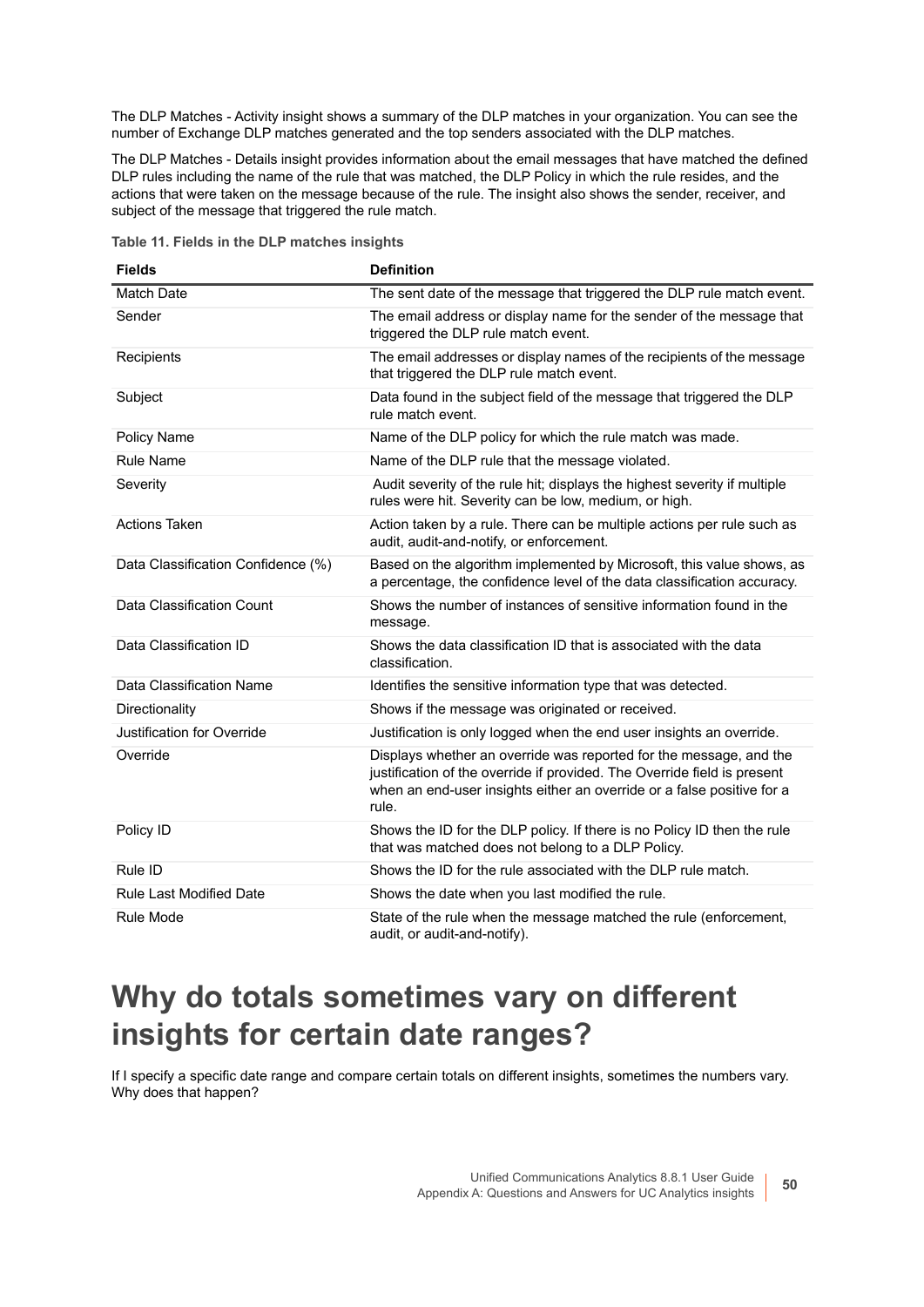The DLP Matches - Activity insight shows a summary of the DLP matches in your organization. You can see the number of Exchange DLP matches generated and the top senders associated with the DLP matches.

The DLP Matches - Details insight provides information about the email messages that have matched the defined DLP rules including the name of the rule that was matched, the DLP Policy in which the rule resides, and the actions that were taken on the message because of the rule. The insight also shows the sender, receiver, and subject of the message that triggered the rule match.

**Table 11. Fields in the DLP matches insights**

| Fields | Definition |
|---|---|
| Match Date | The sent date of the message that triggered the DLP rule match event. |
| Sender | The email address or display name for the sender of the message that triggered the DLP rule match event. |
| Recipients | The email addresses or display names of the recipients of the message that triggered the DLP rule match event. |
| Subject | Data found in the subject field of the message that triggered the DLP rule match event. |
| Policy Name | Name of the DLP policy for which the rule match was made. |
| Rule Name | Name of the DLP rule that the message violated. |
| Severity | Audit severity of the rule hit; displays the highest severity if multiple rules were hit. Severity can be low, medium, or high. |
| Actions Taken | Action taken by a rule. There can be multiple actions per rule such as audit, audit-and-notify, or enforcement. |
| Data Classification Confidence (%) | Based on the algorithm implemented by Microsoft, this value shows, as a percentage, the confidence level of the data classification accuracy. |
| Data Classification Count | Shows the number of instances of sensitive information found in the message. |
| Data Classification ID | Shows the data classification ID that is associated with the data classification. |
| Data Classification Name | Identifies the sensitive information type that was detected. |
| Directionality | Shows if the message was originated or received. |
| Justification for Override | Justification is only logged when the end user insights an override. |
| Override | Displays whether an override was reported for the message, and the justification of the override if provided. The Override field is present when an end-user insights either an override or a false positive for a rule. |
| Policy ID | Shows the ID for the DLP policy. If there is no Policy ID then the rule that was matched does not belong to a DLP Policy. |
| Rule ID | Shows the ID for the rule associated with the DLP rule match. |
| Rule Last Modified Date | Shows the date when you last modified the rule. |
| Rule Mode | State of the rule when the message matched the rule (enforcement, audit, or audit-and-notify). |

# Why do totals sometimes vary on different insights for certain date ranges?

If I specify a specific date range and compare certain totals on different insights, sometimes the numbers vary. Why does that happen?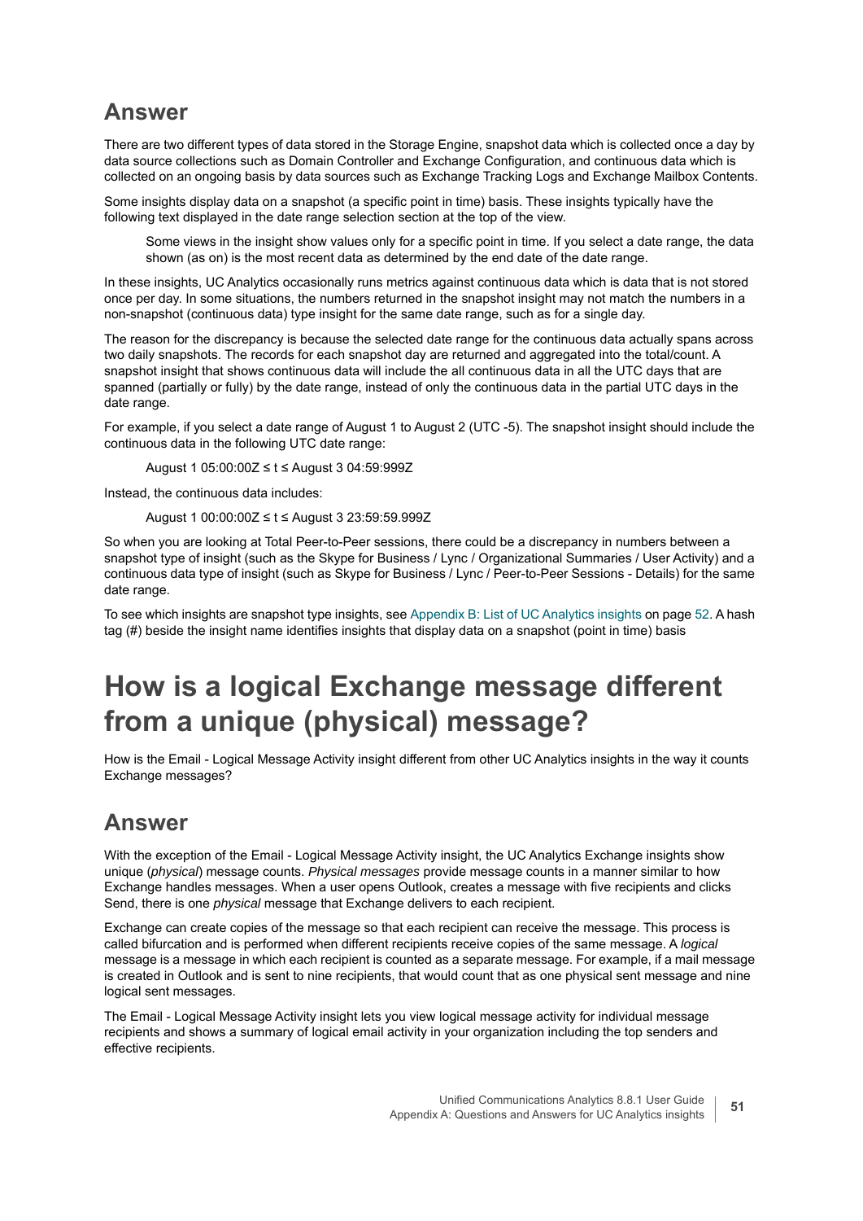## Answer

There are two different types of data stored in the Storage Engine, snapshot data which is collected once a day by data source collections such as Domain Controller and Exchange Configuration, and continuous data which is collected on an ongoing basis by data sources such as Exchange Tracking Logs and Exchange Mailbox Contents.

Some insights display data on a snapshot (a specific point in time) basis. These insights typically have the following text displayed in the date range selection section at the top of the view.

> Some views in the insight show values only for a specific point in time. If you select a date range, the data shown (as on) is the most recent data as determined by the end date of the date range.

In these insights, UC Analytics occasionally runs metrics against continuous data which is data that is not stored once per day. In some situations, the numbers returned in the snapshot insight may not match the numbers in a non-snapshot (continuous data) type insight for the same date range, such as for a single day.

The reason for the discrepancy is because the selected date range for the continuous data actually spans across two daily snapshots. The records for each snapshot day are returned and aggregated into the total/count. A snapshot insight that shows continuous data will include the all continuous data in all the UTC days that are spanned (partially or fully) by the date range, instead of only the continuous data in the partial UTC days in the date range.

For example, if you select a date range of August 1 to August 2 (UTC -5). The snapshot insight should include the continuous data in the following UTC date range:

> August 1 05:00:00Z ≤ t ≤ August 3 04:59:999Z

Instead, the continuous data includes:

> August 1 00:00:00Z ≤ t ≤ August 3 23:59:59.999Z

So when you are looking at Total Peer-to-Peer sessions, there could be a discrepancy in numbers between a snapshot type of insight (such as the Skype for Business / Lync / Organizational Summaries / User Activity) and a continuous data type of insight (such as Skype for Business / Lync / Peer-to-Peer Sessions - Details) for the same date range.

To see which insights are snapshot type insights, see Appendix B: List of UC Analytics insights on page 52. A hash tag (#) beside the insight name identifies insights that display data on a snapshot (point in time) basis

# How is a logical Exchange message different from a unique (physical) message?

How is the Email - Logical Message Activity insight different from other UC Analytics insights in the way it counts Exchange messages?

## Answer

With the exception of the Email - Logical Message Activity insight, the UC Analytics Exchange insights show unique (*physical*) message counts. *Physical messages* provide message counts in a manner similar to how Exchange handles messages. When a user opens Outlook, creates a message with five recipients and clicks Send, there is one *physical* message that Exchange delivers to each recipient.

Exchange can create copies of the message so that each recipient can receive the message. This process is called bifurcation and is performed when different recipients receive copies of the same message. A *logical* message is a message in which each recipient is counted as a separate message. For example, if a mail message is created in Outlook and is sent to nine recipients, that would count that as one physical sent message and nine logical sent messages.

The Email - Logical Message Activity insight lets you view logical message activity for individual message recipients and shows a summary of logical email activity in your organization including the top senders and effective recipients.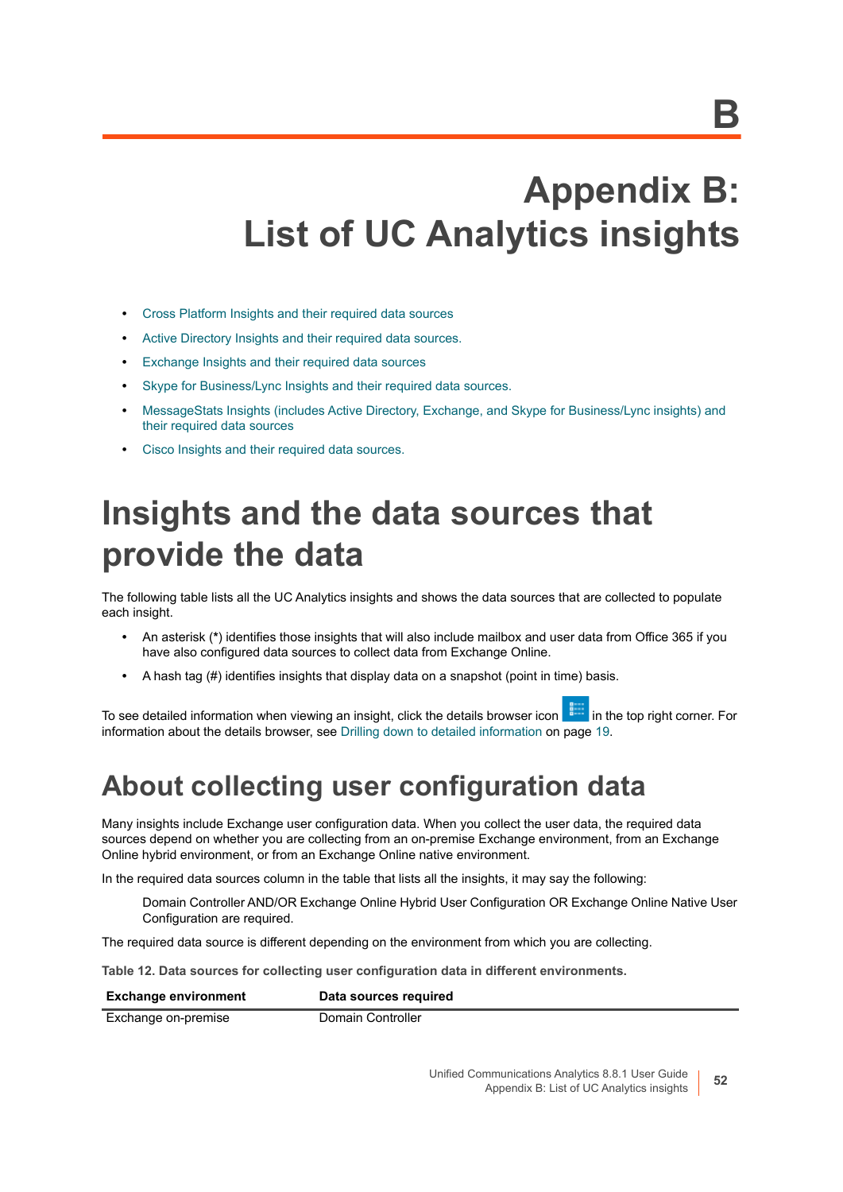# Appendix B: List of UC Analytics insights

- Cross Platform Insights and their required data sources
- Active Directory Insights and their required data sources.
- Exchange Insights and their required data sources
- Skype for Business/Lync Insights and their required data sources.
- MessageStats Insights (includes Active Directory, Exchange, and Skype for Business/Lync insights) and their required data sources
- Cisco Insights and their required data sources.

# Insights and the data sources that provide the data

The following table lists all the UC Analytics insights and shows the data sources that are collected to populate each insight.

- An asterisk (*) identifies those insights that will also include mailbox and user data from Office 365 if you have also configured data sources to collect data from Exchange Online.
- A hash tag (#) identifies insights that display data on a snapshot (point in time) basis.

To see detailed information when viewing an insight, click the details browser icon in the top right corner. For information about the details browser, see Drilling down to detailed information on page 19.

## About collecting user configuration data

Many insights include Exchange user configuration data. When you collect the user data, the required data sources depend on whether you are collecting from an on-premise Exchange environment, from an Exchange Online hybrid environment, or from an Exchange Online native environment.

In the required data sources column in the table that lists all the insights, it may say the following:

> Domain Controller AND/OR Exchange Online Hybrid User Configuration OR Exchange Online Native User Configuration are required.

The required data source is different depending on the environment from which you are collecting.

**Table 12. Data sources for collecting user configuration data in different environments.**

| Exchange environment | Data sources required |
|---|---|
| Exchange on-premise | Domain Controller |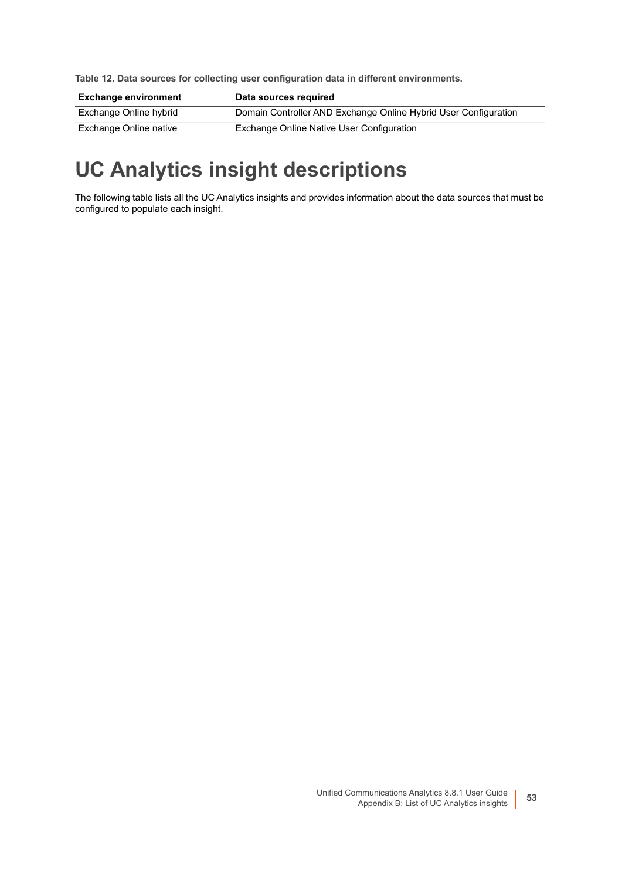**Table 12. Data sources for collecting user configuration data in different environments.**

| Exchange environment | Data sources required |
| --- | --- |
| Exchange Online hybrid | Domain Controller AND Exchange Online Hybrid User Configuration |
| Exchange Online native | Exchange Online Native User Configuration |

# UC Analytics insight descriptions

The following table lists all the UC Analytics insights and provides information about the data sources that must be configured to populate each insight.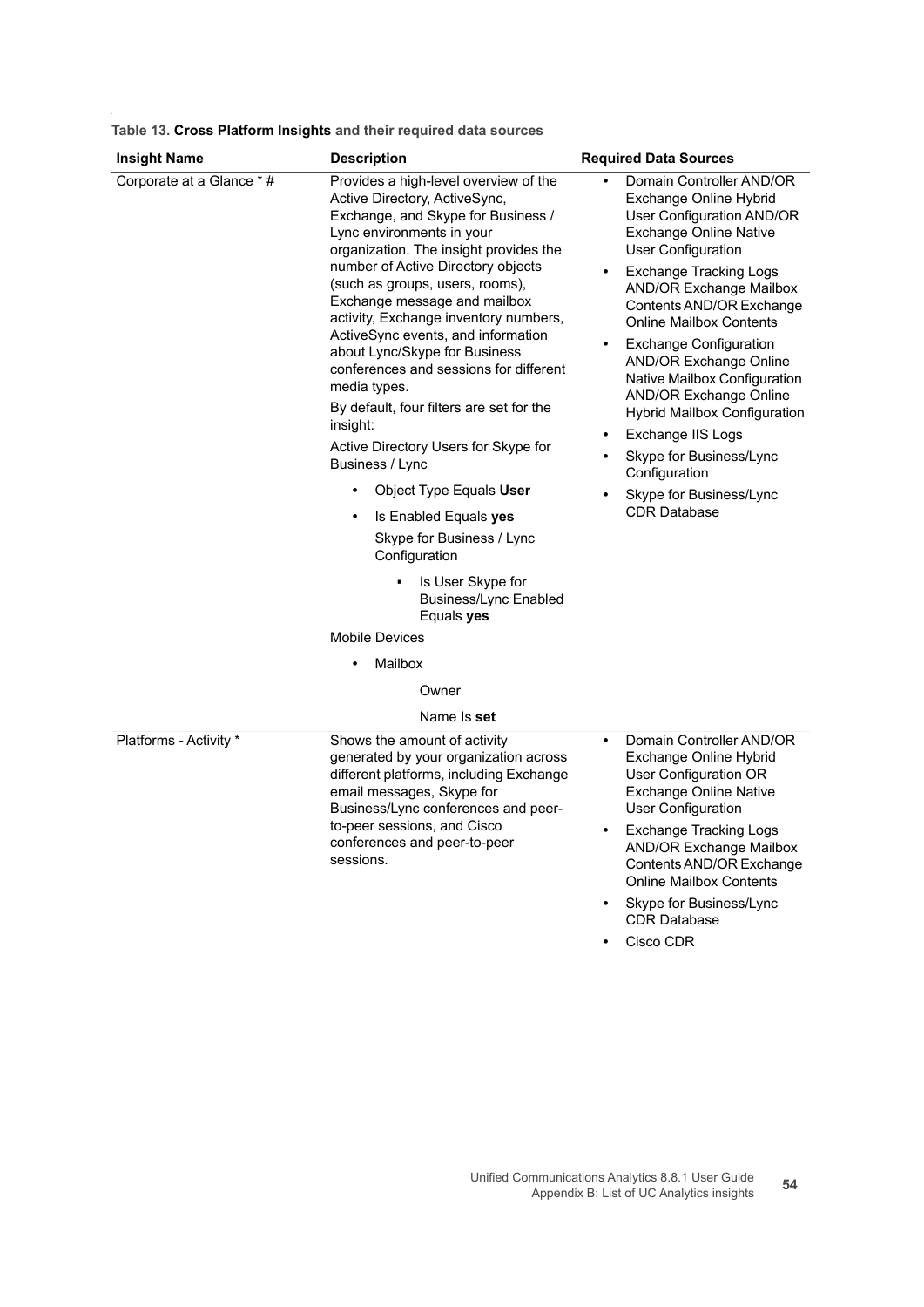**Table 13. Cross Platform Insights and their required data sources**

| Insight Name | Description | Required Data Sources |
| --- | --- | --- |
| Corporate at a Glance * # | Provides a high-level overview of the Active Directory, ActiveSync, Exchange, and Skype for Business / Lync environments in your organization. The insight provides the number of Active Directory objects (such as groups, users, rooms), Exchange message and mailbox activity, Exchange inventory numbers, ActiveSync events, and information about Lync/Skype for Business conferences and sessions for different media types.<br><br>By default, four filters are set for the insight:<br><br>Active Directory Users for Skype for Business / Lync<br>• Object Type Equals **User**<br>• Is Enabled Equals **yes**<br>Skype for Business / Lync Configuration<br>▪ Is User Skype for Business/Lync Enabled Equals **yes**<br><br>Mobile Devices<br>• Mailbox<br>Owner<br>Name Is **set** | • Domain Controller AND/OR Exchange Online Hybrid User Configuration AND/OR Exchange Online Native User Configuration<br>• Exchange Tracking Logs AND/OR Exchange Mailbox Contents AND/OR Exchange Online Mailbox Contents<br>• Exchange Configuration AND/OR Exchange Online Native Mailbox Configuration AND/OR Exchange Online Hybrid Mailbox Configuration<br>• Exchange IIS Logs<br>• Skype for Business/Lync Configuration<br>• Skype for Business/Lync CDR Database |
| Platforms - Activity * | Shows the amount of activity generated by your organization across different platforms, including Exchange email messages, Skype for Business/Lync conferences and peer-to-peer sessions, and Cisco conferences and peer-to-peer sessions. | • Domain Controller AND/OR Exchange Online Hybrid User Configuration OR Exchange Online Native User Configuration<br>• Exchange Tracking Logs AND/OR Exchange Mailbox Contents AND/OR Exchange Online Mailbox Contents<br>• Skype for Business/Lync CDR Database<br>• Cisco CDR |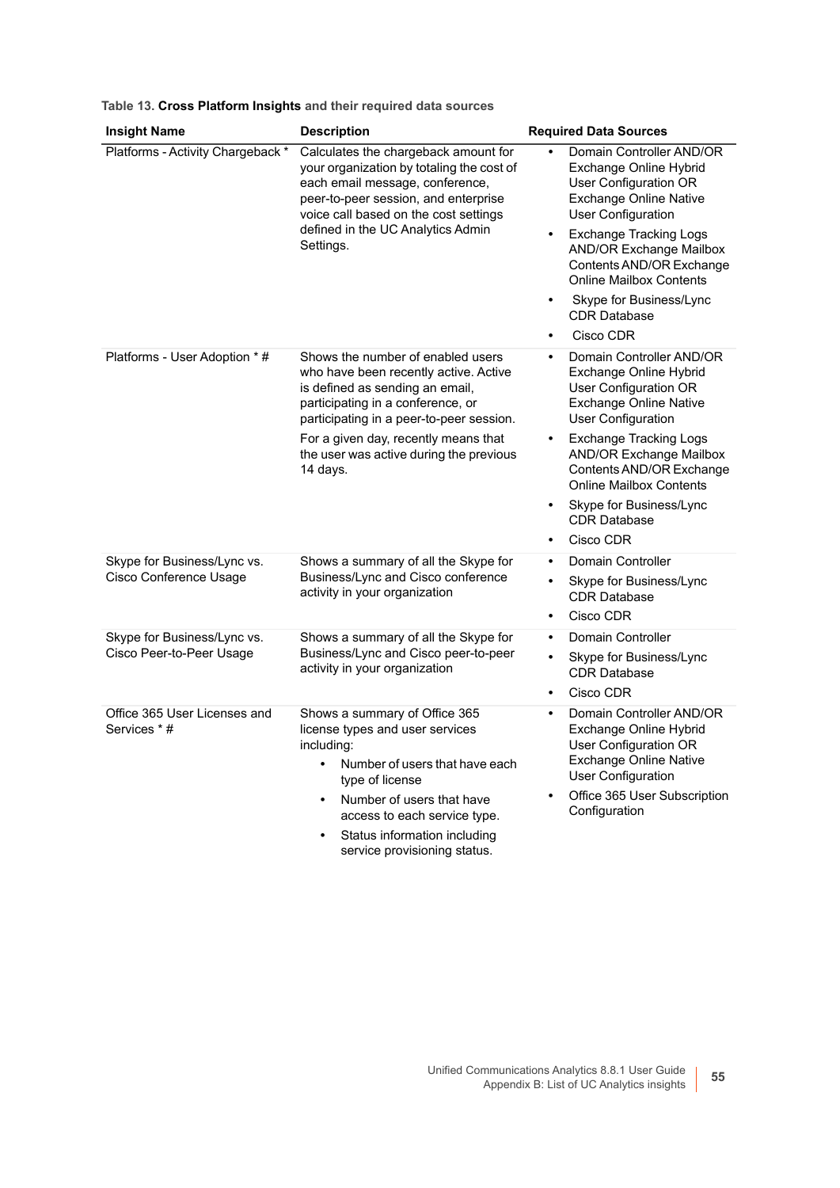**Table 13. Cross Platform Insights and their required data sources**

| Insight Name | Description | Required Data Sources |
| --- | --- | --- |
| Platforms - Activity Chargeback * | Calculates the chargeback amount for your organization by totaling the cost of each email message, conference, peer-to-peer session, and enterprise voice call based on the cost settings defined in the UC Analytics Admin Settings. | • Domain Controller AND/OR Exchange Online Hybrid User Configuration OR Exchange Online Native User Configuration<br>• Exchange Tracking Logs AND/OR Exchange Mailbox Contents AND/OR Exchange Online Mailbox Contents<br>• Skype for Business/Lync CDR Database<br>• Cisco CDR |
| Platforms - User Adoption * # | Shows the number of enabled users who have been recently active. Active is defined as sending an email, participating in a conference, or participating in a peer-to-peer session.<br>For a given day, recently means that the user was active during the previous 14 days. | • Domain Controller AND/OR Exchange Online Hybrid User Configuration OR Exchange Online Native User Configuration<br>• Exchange Tracking Logs AND/OR Exchange Mailbox Contents AND/OR Exchange Online Mailbox Contents<br>• Skype for Business/Lync CDR Database<br>• Cisco CDR |
| Skype for Business/Lync vs. Cisco Conference Usage | Shows a summary of all the Skype for Business/Lync and Cisco conference activity in your organization | • Domain Controller<br>• Skype for Business/Lync CDR Database<br>• Cisco CDR |
| Skype for Business/Lync vs. Cisco Peer-to-Peer Usage | Shows a summary of all the Skype for Business/Lync and Cisco peer-to-peer activity in your organization | • Domain Controller<br>• Skype for Business/Lync CDR Database<br>• Cisco CDR |
| Office 365 User Licenses and Services * # | Shows a summary of Office 365 license types and user services including:<br>• Number of users that have each type of license<br>• Number of users that have access to each service type.<br>• Status information including service provisioning status. | • Domain Controller AND/OR Exchange Online Hybrid User Configuration OR Exchange Online Native User Configuration<br>• Office 365 User Subscription Configuration |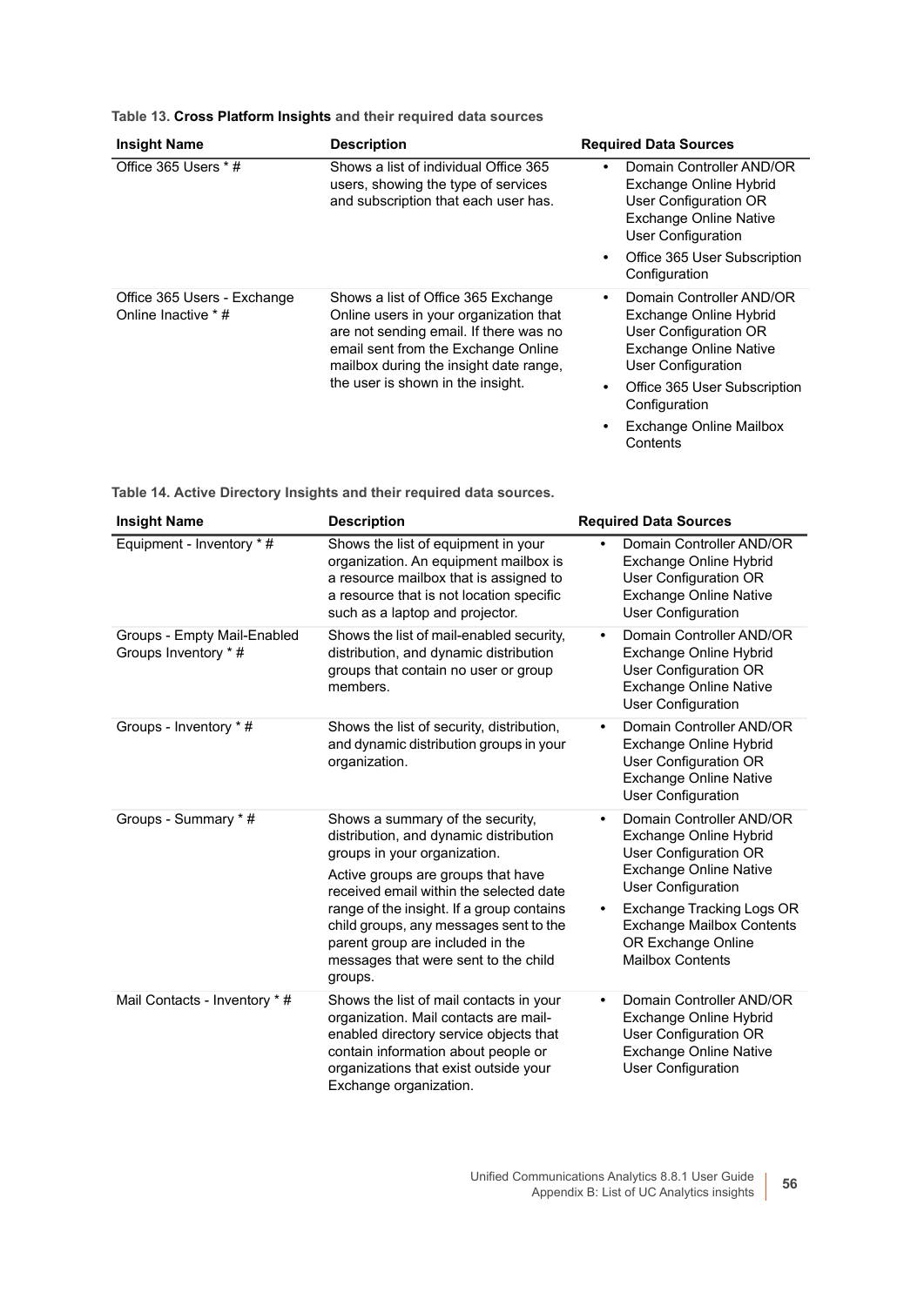Table 13. **Cross Platform Insights** and their required data sources

| Insight Name | Description | Required Data Sources |
|---|---|---|
| Office 365 Users * # | Shows a list of individual Office 365 users, showing the type of services and subscription that each user has. | • Domain Controller AND/OR Exchange Online Hybrid User Configuration OR Exchange Online Native User Configuration<br>• Office 365 User Subscription Configuration |
| Office 365 Users - Exchange Online Inactive * # | Shows a list of Office 365 Exchange Online users in your organization that are not sending email. If there was no email sent from the Exchange Online mailbox during the insight date range, the user is shown in the insight. | • Domain Controller AND/OR Exchange Online Hybrid User Configuration OR Exchange Online Native User Configuration<br>• Office 365 User Subscription Configuration<br>• Exchange Online Mailbox Contents |

Table 14. Active Directory Insights and their required data sources.

| Insight Name | Description | Required Data Sources |
|---|---|---|
| Equipment - Inventory * # | Shows the list of equipment in your organization. An equipment mailbox is a resource mailbox that is assigned to a resource that is not location specific such as a laptop and projector. | • Domain Controller AND/OR Exchange Online Hybrid User Configuration OR Exchange Online Native User Configuration |
| Groups - Empty Mail-Enabled Groups Inventory * # | Shows the list of mail-enabled security, distribution, and dynamic distribution groups that contain no user or group members. | • Domain Controller AND/OR Exchange Online Hybrid User Configuration OR Exchange Online Native User Configuration |
| Groups - Inventory * # | Shows the list of security, distribution, and dynamic distribution groups in your organization. | • Domain Controller AND/OR Exchange Online Hybrid User Configuration OR Exchange Online Native User Configuration |
| Groups - Summary * # | Shows a summary of the security, distribution, and dynamic distribution groups in your organization.<br><br>Active groups are groups that have received email within the selected date range of the insight. If a group contains child groups, any messages sent to the parent group are included in the messages that were sent to the child groups. | • Domain Controller AND/OR Exchange Online Hybrid User Configuration OR Exchange Online Native User Configuration<br>• Exchange Tracking Logs OR Exchange Mailbox Contents OR Exchange Online Mailbox Contents |
| Mail Contacts - Inventory * # | Shows the list of mail contacts in your organization. Mail contacts are mail-enabled directory service objects that contain information about people or organizations that exist outside your Exchange organization. | • Domain Controller AND/OR Exchange Online Hybrid User Configuration OR Exchange Online Native User Configuration |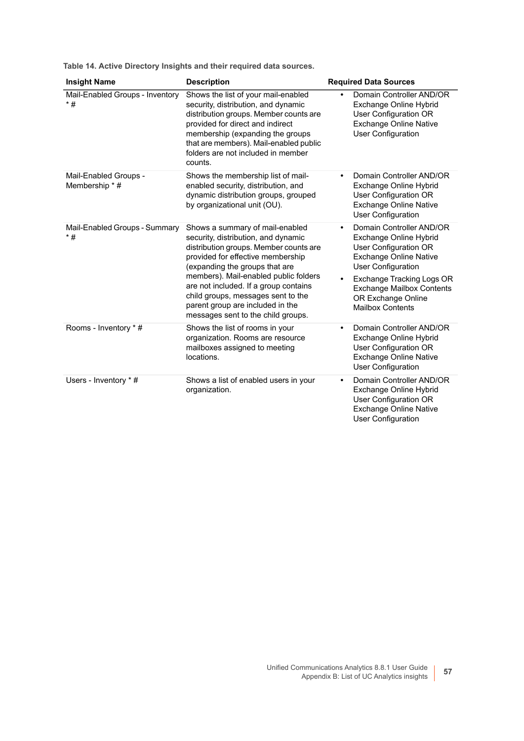**Table 14. Active Directory Insights and their required data sources.**

| Insight Name | Description | Required Data Sources |
| --- | --- | --- |
| Mail-Enabled Groups - Inventory * # | Shows the list of your mail-enabled security, distribution, and dynamic distribution groups. Member counts are provided for direct and indirect membership (expanding the groups that are members). Mail-enabled public folders are not included in member counts. | • Domain Controller AND/OR Exchange Online Hybrid User Configuration OR Exchange Online Native User Configuration |
| Mail-Enabled Groups - Membership * # | Shows the membership list of mail-enabled security, distribution, and dynamic distribution groups, grouped by organizational unit (OU). | • Domain Controller AND/OR Exchange Online Hybrid User Configuration OR Exchange Online Native User Configuration |
| Mail-Enabled Groups - Summary * # | Shows a summary of mail-enabled security, distribution, and dynamic distribution groups. Member counts are provided for effective membership (expanding the groups that are members). Mail-enabled public folders are not included. If a group contains child groups, messages sent to the parent group are included in the messages sent to the child groups. | • Domain Controller AND/OR Exchange Online Hybrid User Configuration OR Exchange Online Native User Configuration<br>• Exchange Tracking Logs OR Exchange Mailbox Contents OR Exchange Online Mailbox Contents |
| Rooms - Inventory * # | Shows the list of rooms in your organization. Rooms are resource mailboxes assigned to meeting locations. | • Domain Controller AND/OR Exchange Online Hybrid User Configuration OR Exchange Online Native User Configuration |
| Users - Inventory * # | Shows a list of enabled users in your organization. | • Domain Controller AND/OR Exchange Online Hybrid User Configuration OR Exchange Online Native User Configuration |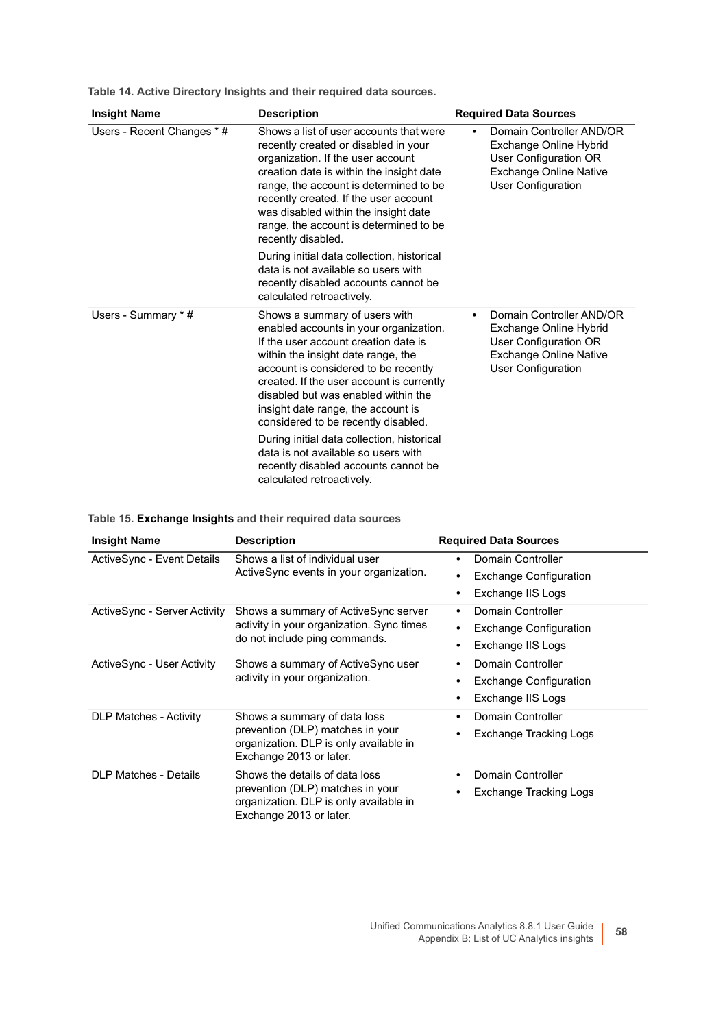**Table 14. Active Directory Insights and their required data sources.**

| Insight Name | Description | Required Data Sources |
| --- | --- | --- |
| Users - Recent Changes * # | Shows a list of user accounts that were recently created or disabled in your organization. If the user account creation date is within the insight date range, the account is determined to be recently created. If the user account was disabled within the insight date range, the account is determined to be recently disabled.<br><br>During initial data collection, historical data is not available so users with recently disabled accounts cannot be calculated retroactively. | • Domain Controller AND/OR Exchange Online Hybrid User Configuration OR Exchange Online Native User Configuration |
| Users - Summary * # | Shows a summary of users with enabled accounts in your organization. If the user account creation date is within the insight date range, the account is considered to be recently created. If the user account is currently disabled but was enabled within the insight date range, the account is considered to be recently disabled.<br><br>During initial data collection, historical data is not available so users with recently disabled accounts cannot be calculated retroactively. | • Domain Controller AND/OR Exchange Online Hybrid User Configuration OR Exchange Online Native User Configuration |

**Table 15. Exchange Insights and their required data sources**

| Insight Name | Description | Required Data Sources |
| --- | --- | --- |
| ActiveSync - Event Details | Shows a list of individual user ActiveSync events in your organization. | • Domain Controller<br>• Exchange Configuration<br>• Exchange IIS Logs |
| ActiveSync - Server Activity | Shows a summary of ActiveSync server activity in your organization. Sync times do not include ping commands. | • Domain Controller<br>• Exchange Configuration<br>• Exchange IIS Logs |
| ActiveSync - User Activity | Shows a summary of ActiveSync user activity in your organization. | • Domain Controller<br>• Exchange Configuration<br>• Exchange IIS Logs |
| DLP Matches - Activity | Shows a summary of data loss prevention (DLP) matches in your organization. DLP is only available in Exchange 2013 or later. | • Domain Controller<br>• Exchange Tracking Logs |
| DLP Matches - Details | Shows the details of data loss prevention (DLP) matches in your organization. DLP is only available in Exchange 2013 or later. | • Domain Controller<br>• Exchange Tracking Logs |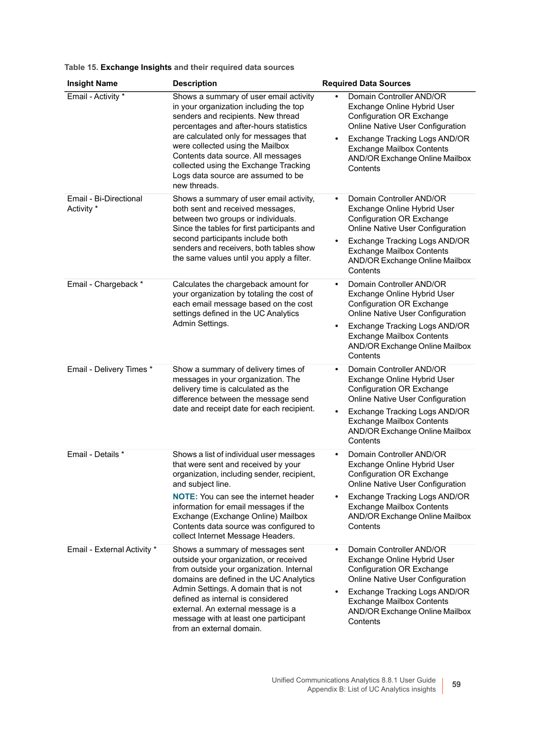Table 15. **Exchange Insights** and their required data sources

| Insight Name | Description | Required Data Sources |
|---|---|---|
| Email - Activity * | Shows a summary of user email activity in your organization including the top senders and recipients. New thread percentages and after-hours statistics are calculated only for messages that were collected using the Mailbox Contents data source. All messages collected using the Exchange Tracking Logs data source are assumed to be new threads. | • Domain Controller AND/OR Exchange Online Hybrid User Configuration OR Exchange Online Native User Configuration<br>• Exchange Tracking Logs AND/OR Exchange Mailbox Contents AND/OR Exchange Online Mailbox Contents |
| Email - Bi-Directional Activity * | Shows a summary of user email activity, both sent and received messages, between two groups or individuals. Since the tables for first participants and second participants include both senders and receivers, both tables show the same values until you apply a filter. | • Domain Controller AND/OR Exchange Online Hybrid User Configuration OR Exchange Online Native User Configuration<br>• Exchange Tracking Logs AND/OR Exchange Mailbox Contents AND/OR Exchange Online Mailbox Contents |
| Email - Chargeback * | Calculates the chargeback amount for your organization by totaling the cost of each email message based on the cost settings defined in the UC Analytics Admin Settings. | • Domain Controller AND/OR Exchange Online Hybrid User Configuration OR Exchange Online Native User Configuration<br>• Exchange Tracking Logs AND/OR Exchange Mailbox Contents AND/OR Exchange Online Mailbox Contents |
| Email - Delivery Times * | Show a summary of delivery times of messages in your organization. The delivery time is calculated as the difference between the message send date and receipt date for each recipient. | • Domain Controller AND/OR Exchange Online Hybrid User Configuration OR Exchange Online Native User Configuration<br>• Exchange Tracking Logs AND/OR Exchange Mailbox Contents AND/OR Exchange Online Mailbox Contents |
| Email - Details * | Shows a list of individual user messages that were sent and received by your organization, including sender, recipient, and subject line.<br>**NOTE:** You can see the internet header information for email messages if the Exchange (Exchange Online) Mailbox Contents data source was configured to collect Internet Message Headers. | • Domain Controller AND/OR Exchange Online Hybrid User Configuration OR Exchange Online Native User Configuration<br>• Exchange Tracking Logs AND/OR Exchange Mailbox Contents AND/OR Exchange Online Mailbox Contents |
| Email - External Activity * | Shows a summary of messages sent outside your organization, or received from outside your organization. Internal domains are defined in the UC Analytics Admin Settings. A domain that is not defined as internal is considered external. An external message is a message with at least one participant from an external domain. | • Domain Controller AND/OR Exchange Online Hybrid User Configuration OR Exchange Online Native User Configuration<br>• Exchange Tracking Logs AND/OR Exchange Mailbox Contents AND/OR Exchange Online Mailbox Contents |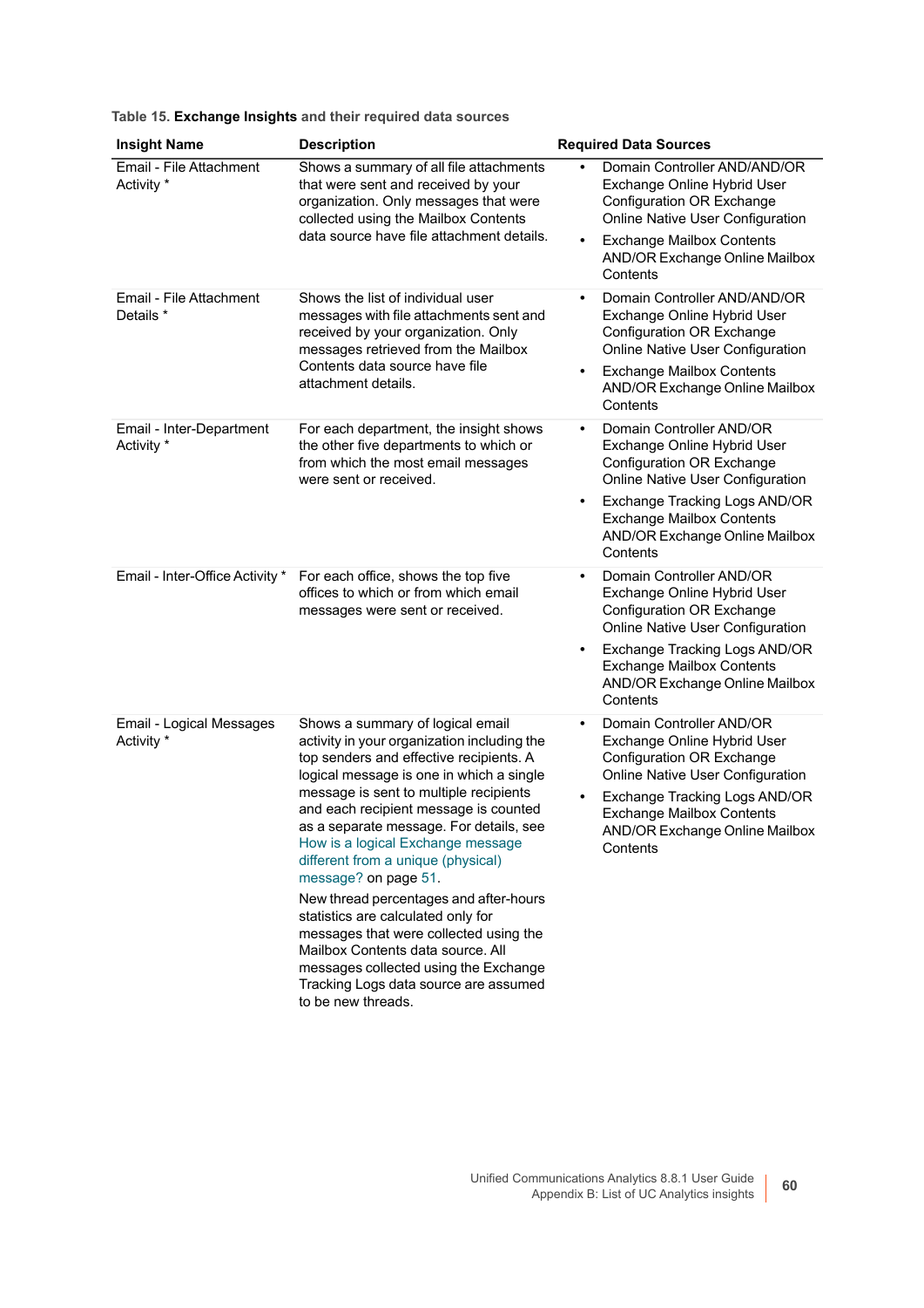Table 15. **Exchange Insights** and their required data sources

| Insight Name | Description | Required Data Sources |
|---|---|---|
| Email - File Attachment Activity * | Shows a summary of all file attachments that were sent and received by your organization. Only messages that were collected using the Mailbox Contents data source have file attachment details. | • Domain Controller AND/AND/OR Exchange Online Hybrid User Configuration OR Exchange Online Native User Configuration<br>• Exchange Mailbox Contents AND/OR Exchange Online Mailbox Contents |
| Email - File Attachment Details * | Shows the list of individual user messages with file attachments sent and received by your organization. Only messages retrieved from the Mailbox Contents data source have file attachment details. | • Domain Controller AND/AND/OR Exchange Online Hybrid User Configuration OR Exchange Online Native User Configuration<br>• Exchange Mailbox Contents AND/OR Exchange Online Mailbox Contents |
| Email - Inter-Department Activity * | For each department, the insight shows the other five departments to which or from which the most email messages were sent or received. | • Domain Controller AND/OR Exchange Online Hybrid User Configuration OR Exchange Online Native User Configuration<br>• Exchange Tracking Logs AND/OR Exchange Mailbox Contents AND/OR Exchange Online Mailbox Contents |
| Email - Inter-Office Activity * | For each office, shows the top five offices to which or from which email messages were sent or received. | • Domain Controller AND/OR Exchange Online Hybrid User Configuration OR Exchange Online Native User Configuration<br>• Exchange Tracking Logs AND/OR Exchange Mailbox Contents AND/OR Exchange Online Mailbox Contents |
| Email - Logical Messages Activity * | Shows a summary of logical email activity in your organization including the top senders and effective recipients. A logical message is one in which a single message is sent to multiple recipients and each recipient message is counted as a separate message. For details, see How is a logical Exchange message different from a unique (physical) message? on page 51.<br><br>New thread percentages and after-hours statistics are calculated only for messages that were collected using the Mailbox Contents data source. All messages collected using the Exchange Tracking Logs data source are assumed to be new threads. | • Domain Controller AND/OR Exchange Online Hybrid User Configuration OR Exchange Online Native User Configuration<br>• Exchange Tracking Logs AND/OR Exchange Mailbox Contents AND/OR Exchange Online Mailbox Contents |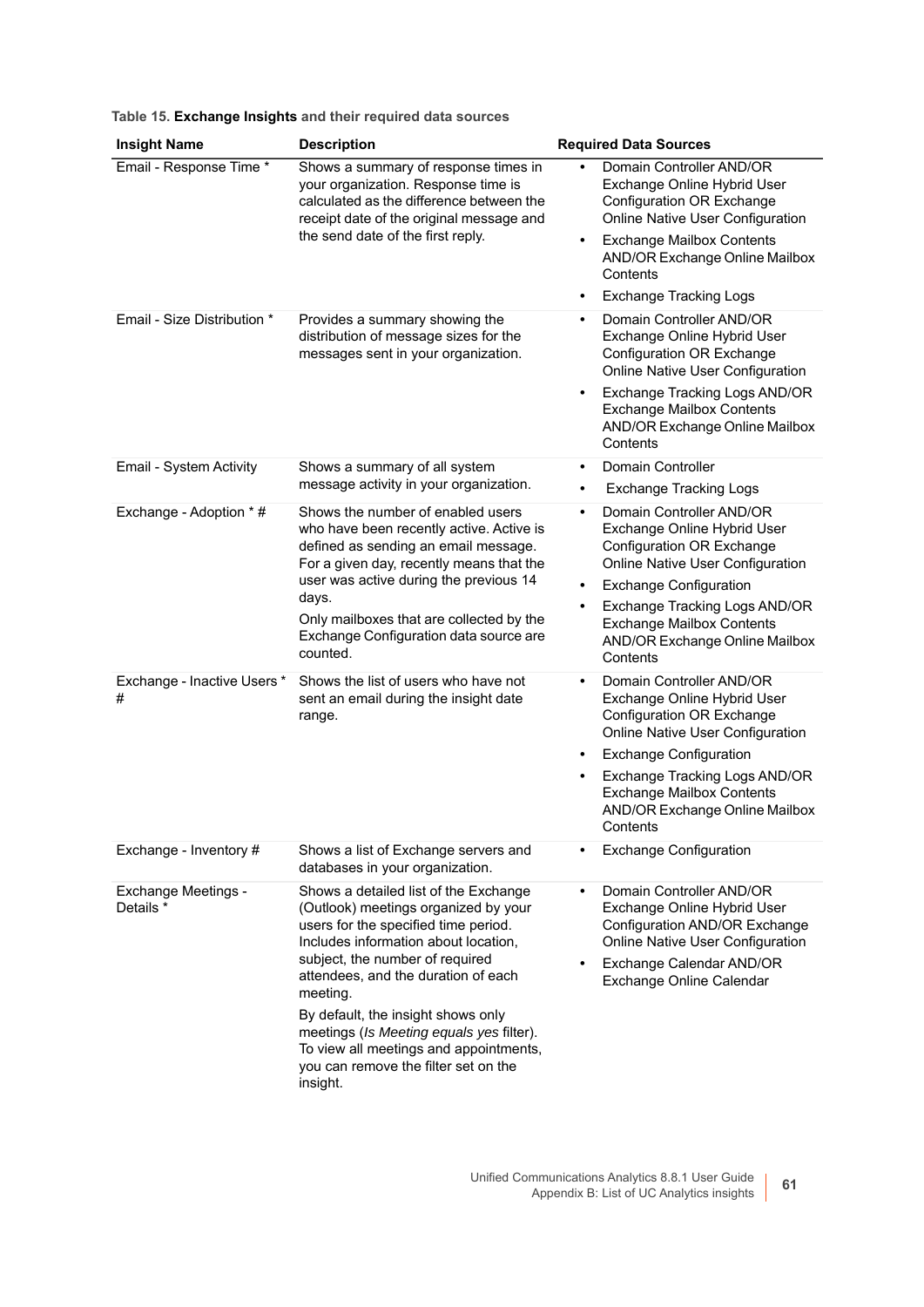**Table 15. Exchange Insights and their required data sources**

| Insight Name | Description | Required Data Sources |
| --- | --- | --- |
| Email - Response Time * | Shows a summary of response times in your organization. Response time is calculated as the difference between the receipt date of the original message and the send date of the first reply. | • Domain Controller AND/OR Exchange Online Hybrid User Configuration OR Exchange Online Native User Configuration<br>• Exchange Mailbox Contents AND/OR Exchange Online Mailbox Contents<br>• Exchange Tracking Logs |
| Email - Size Distribution * | Provides a summary showing the distribution of message sizes for the messages sent in your organization. | • Domain Controller AND/OR Exchange Online Hybrid User Configuration OR Exchange Online Native User Configuration<br>• Exchange Tracking Logs AND/OR Exchange Mailbox Contents AND/OR Exchange Online Mailbox Contents |
| Email - System Activity | Shows a summary of all system message activity in your organization. | • Domain Controller<br>• Exchange Tracking Logs |
| Exchange - Adoption * # | Shows the number of enabled users who have been recently active. Active is defined as sending an email message. For a given day, recently means that the user was active during the previous 14 days.<br>Only mailboxes that are collected by the Exchange Configuration data source are counted. | • Domain Controller AND/OR Exchange Online Hybrid User Configuration OR Exchange Online Native User Configuration<br>• Exchange Configuration<br>• Exchange Tracking Logs AND/OR Exchange Mailbox Contents AND/OR Exchange Online Mailbox Contents |
| Exchange - Inactive Users * # | Shows the list of users who have not sent an email during the insight date range. | • Domain Controller AND/OR Exchange Online Hybrid User Configuration OR Exchange Online Native User Configuration<br>• Exchange Configuration<br>• Exchange Tracking Logs AND/OR Exchange Mailbox Contents AND/OR Exchange Online Mailbox Contents |
| Exchange - Inventory # | Shows a list of Exchange servers and databases in your organization. | • Exchange Configuration |
| Exchange Meetings - Details * | Shows a detailed list of the Exchange (Outlook) meetings organized by your users for the specified time period. Includes information about location, subject, the number of required attendees, and the duration of each meeting.<br>By default, the insight shows only meetings (*Is Meeting equals yes* filter). To view all meetings and appointments, you can remove the filter set on the insight. | • Domain Controller AND/OR Exchange Online Hybrid User Configuration AND/OR Exchange Online Native User Configuration<br>• Exchange Calendar AND/OR Exchange Online Calendar |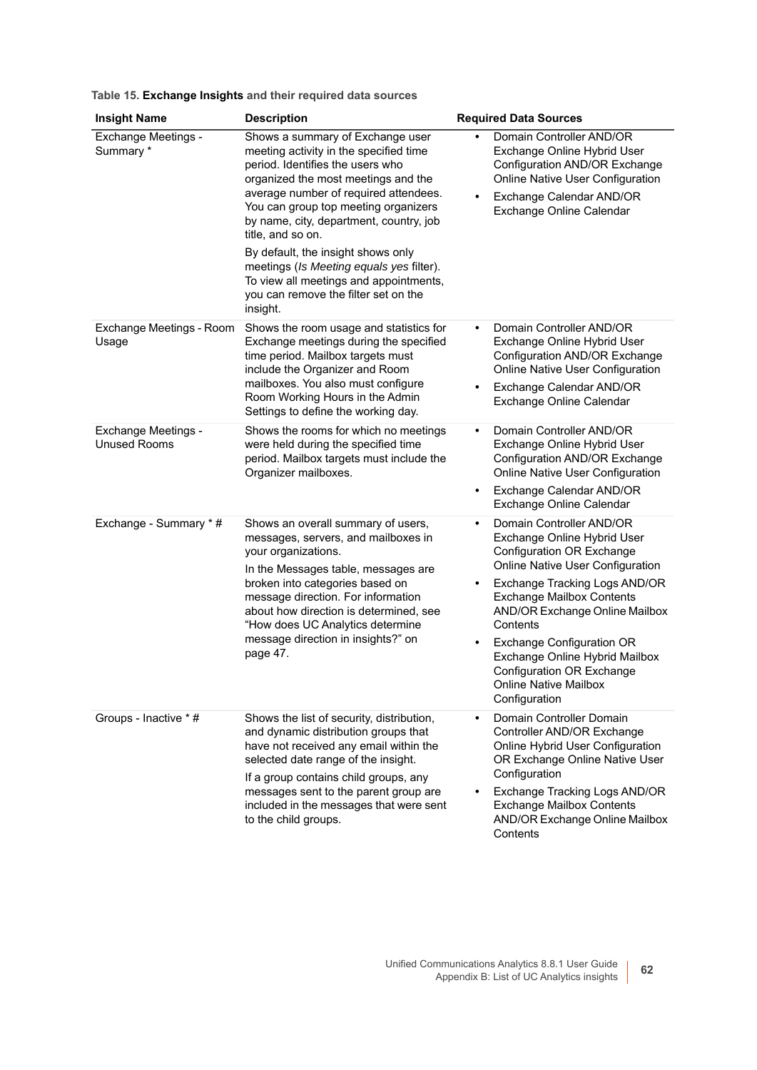**Table 15. Exchange Insights and their required data sources**

| Insight Name | Description | Required Data Sources |
|---|---|---|
| Exchange Meetings - Summary * | Shows a summary of Exchange user meeting activity in the specified time period. Identifies the users who organized the most meetings and the average number of required attendees. You can group top meeting organizers by name, city, department, country, job title, and so on.<br><br>By default, the insight shows only meetings (*Is Meeting equals yes* filter). To view all meetings and appointments, you can remove the filter set on the insight. | • Domain Controller AND/OR Exchange Online Hybrid User Configuration AND/OR Exchange Online Native User Configuration<br>• Exchange Calendar AND/OR Exchange Online Calendar |
| Exchange Meetings - Room Usage | Shows the room usage and statistics for Exchange meetings during the specified time period. Mailbox targets must include the Organizer and Room mailboxes. You also must configure Room Working Hours in the Admin Settings to define the working day. | • Domain Controller AND/OR Exchange Online Hybrid User Configuration AND/OR Exchange Online Native User Configuration<br>• Exchange Calendar AND/OR Exchange Online Calendar |
| Exchange Meetings - Unused Rooms | Shows the rooms for which no meetings were held during the specified time period. Mailbox targets must include the Organizer mailboxes. | • Domain Controller AND/OR Exchange Online Hybrid User Configuration AND/OR Exchange Online Native User Configuration<br>• Exchange Calendar AND/OR Exchange Online Calendar |
| Exchange - Summary * # | Shows an overall summary of users, messages, servers, and mailboxes in your organizations.<br><br>In the Messages table, messages are broken into categories based on message direction. For information about how direction is determined, see "How does UC Analytics determine message direction in insights?" on page 47. | • Domain Controller AND/OR Exchange Online Hybrid User Configuration OR Exchange Online Native User Configuration<br>• Exchange Tracking Logs AND/OR Exchange Mailbox Contents AND/OR Exchange Online Mailbox Contents<br>• Exchange Configuration OR Exchange Online Hybrid Mailbox Configuration OR Exchange Online Native Mailbox Configuration |
| Groups - Inactive * # | Shows the list of security, distribution, and dynamic distribution groups that have not received any email within the selected date range of the insight.<br><br>If a group contains child groups, any messages sent to the parent group are included in the messages that were sent to the child groups. | • Domain Controller Domain Controller AND/OR Exchange Online Hybrid User Configuration OR Exchange Online Native User Configuration<br>• Exchange Tracking Logs AND/OR Exchange Mailbox Contents AND/OR Exchange Online Mailbox Contents |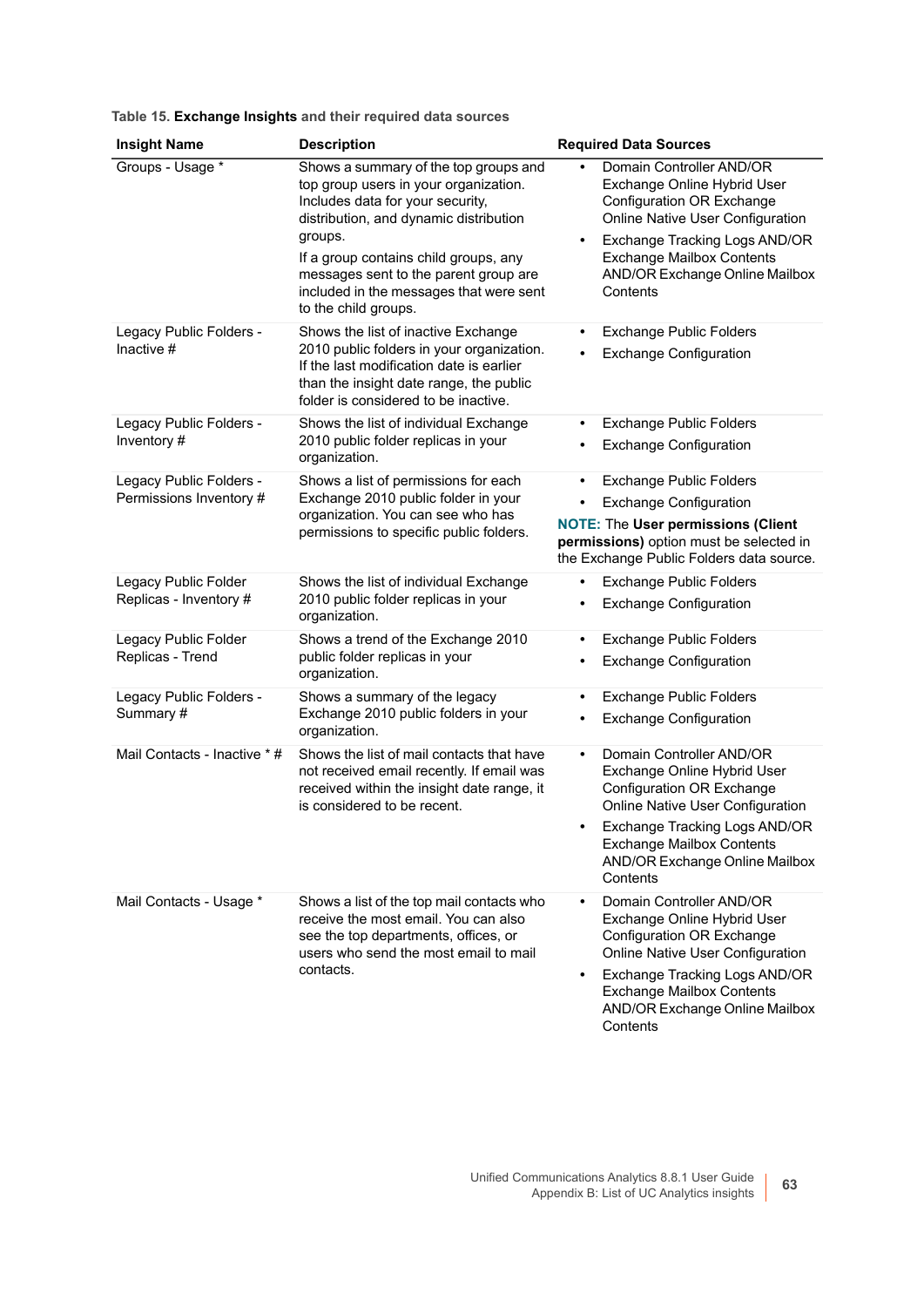Table 15. **Exchange Insights** and their required data sources

| Insight Name | Description | Required Data Sources |
| --- | --- | --- |
| Groups - Usage * | Shows a summary of the top groups and top group users in your organization. Includes data for your security, distribution, and dynamic distribution groups.<br><br>If a group contains child groups, any messages sent to the parent group are included in the messages that were sent to the child groups. | • Domain Controller AND/OR Exchange Online Hybrid User Configuration OR Exchange Online Native User Configuration<br>• Exchange Tracking Logs AND/OR Exchange Mailbox Contents AND/OR Exchange Online Mailbox Contents |
| Legacy Public Folders - Inactive # | Shows the list of inactive Exchange 2010 public folders in your organization. If the last modification date is earlier than the insight date range, the public folder is considered to be inactive. | • Exchange Public Folders<br>• Exchange Configuration |
| Legacy Public Folders - Inventory # | Shows the list of individual Exchange 2010 public folder replicas in your organization. | • Exchange Public Folders<br>• Exchange Configuration |
| Legacy Public Folders - Permissions Inventory # | Shows a list of permissions for each Exchange 2010 public folder in your organization. You can see who has permissions to specific public folders. | • Exchange Public Folders<br>• Exchange Configuration<br>**NOTE:** The **User permissions (Client permissions)** option must be selected in the Exchange Public Folders data source. |
| Legacy Public Folder Replicas - Inventory # | Shows the list of individual Exchange 2010 public folder replicas in your organization. | • Exchange Public Folders<br>• Exchange Configuration |
| Legacy Public Folder Replicas - Trend | Shows a trend of the Exchange 2010 public folder replicas in your organization. | • Exchange Public Folders<br>• Exchange Configuration |
| Legacy Public Folders - Summary # | Shows a summary of the legacy Exchange 2010 public folders in your organization. | • Exchange Public Folders<br>• Exchange Configuration |
| Mail Contacts - Inactive * # | Shows the list of mail contacts that have not received email recently. If email was received within the insight date range, it is considered to be recent. | • Domain Controller AND/OR Exchange Online Hybrid User Configuration OR Exchange Online Native User Configuration<br>• Exchange Tracking Logs AND/OR Exchange Mailbox Contents AND/OR Exchange Online Mailbox Contents |
| Mail Contacts - Usage * | Shows a list of the top mail contacts who receive the most email. You can also see the top departments, offices, or users who send the most email to mail contacts. | • Domain Controller AND/OR Exchange Online Hybrid User Configuration OR Exchange Online Native User Configuration<br>• Exchange Tracking Logs AND/OR Exchange Mailbox Contents AND/OR Exchange Online Mailbox Contents |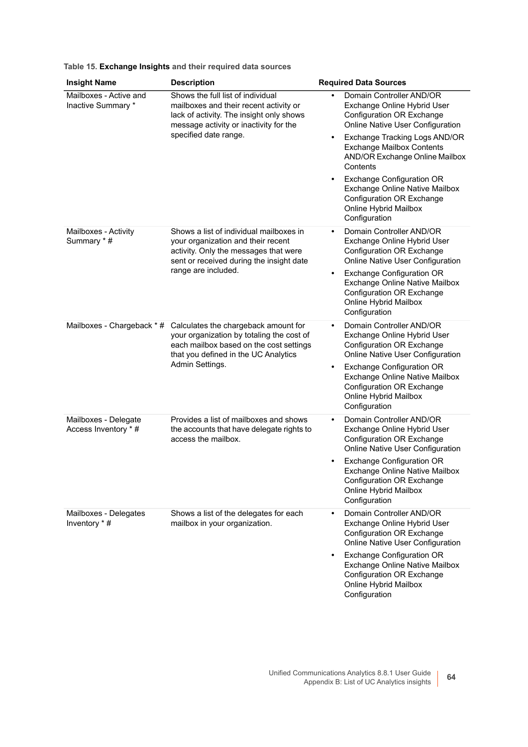**Table 15. Exchange Insights and their required data sources**

| Insight Name | Description | Required Data Sources |
| --- | --- | --- |
| Mailboxes - Active and Inactive Summary * | Shows the full list of individual mailboxes and their recent activity or lack of activity. The insight only shows message activity or inactivity for the specified date range. | • Domain Controller AND/OR Exchange Online Hybrid User Configuration OR Exchange Online Native User Configuration<br>• Exchange Tracking Logs AND/OR Exchange Mailbox Contents AND/OR Exchange Online Mailbox Contents<br>• Exchange Configuration OR Exchange Online Native Mailbox Configuration OR Exchange Online Hybrid Mailbox Configuration |
| Mailboxes - Activity Summary * # | Shows a list of individual mailboxes in your organization and their recent activity. Only the messages that were sent or received during the insight date range are included. | • Domain Controller AND/OR Exchange Online Hybrid User Configuration OR Exchange Online Native User Configuration<br>• Exchange Configuration OR Exchange Online Native Mailbox Configuration OR Exchange Online Hybrid Mailbox Configuration |
| Mailboxes - Chargeback * # | Calculates the chargeback amount for your organization by totaling the cost of each mailbox based on the cost settings that you defined in the UC Analytics Admin Settings. | • Domain Controller AND/OR Exchange Online Hybrid User Configuration OR Exchange Online Native User Configuration<br>• Exchange Configuration OR Exchange Online Native Mailbox Configuration OR Exchange Online Hybrid Mailbox Configuration |
| Mailboxes - Delegate Access Inventory * # | Provides a list of mailboxes and shows the accounts that have delegate rights to access the mailbox. | • Domain Controller AND/OR Exchange Online Hybrid User Configuration OR Exchange Online Native User Configuration<br>• Exchange Configuration OR Exchange Online Native Mailbox Configuration OR Exchange Online Hybrid Mailbox Configuration |
| Mailboxes - Delegates Inventory * # | Shows a list of the delegates for each mailbox in your organization. | • Domain Controller AND/OR Exchange Online Hybrid User Configuration OR Exchange Online Native User Configuration<br>• Exchange Configuration OR Exchange Online Native Mailbox Configuration OR Exchange Online Hybrid Mailbox Configuration |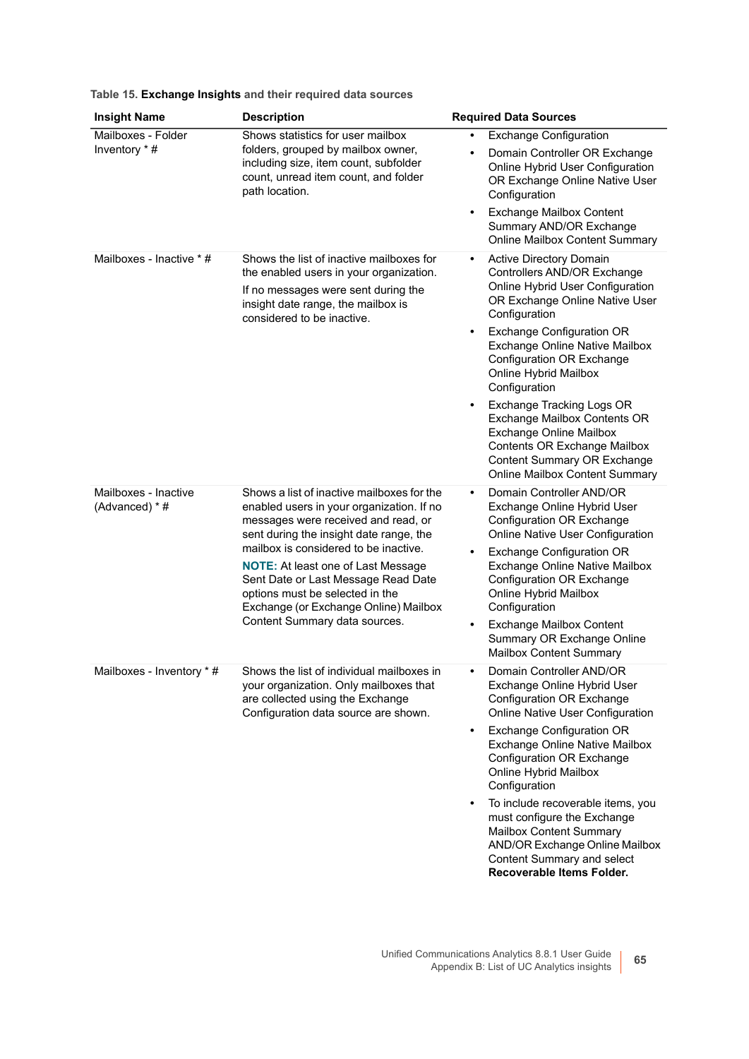Table 15. **Exchange Insights** and their required data sources

| Insight Name | Description | Required Data Sources |
|---|---|---|
| Mailboxes - Folder Inventory * # | Shows statistics for user mailbox folders, grouped by mailbox owner, including size, item count, subfolder count, unread item count, and folder path location. | • Exchange Configuration<br>• Domain Controller OR Exchange Online Hybrid User Configuration OR Exchange Online Native User Configuration<br>• Exchange Mailbox Content Summary AND/OR Exchange Online Mailbox Content Summary |
| Mailboxes - Inactive * # | Shows the list of inactive mailboxes for the enabled users in your organization.<br>If no messages were sent during the insight date range, the mailbox is considered to be inactive. | • Active Directory Domain Controllers AND/OR Exchange Online Hybrid User Configuration OR Exchange Online Native User Configuration<br>• Exchange Configuration OR Exchange Online Native Mailbox Configuration OR Exchange Online Hybrid Mailbox Configuration<br>• Exchange Tracking Logs OR Exchange Mailbox Contents OR Exchange Online Mailbox Contents OR Exchange Mailbox Content Summary OR Exchange Online Mailbox Content Summary |
| Mailboxes - Inactive (Advanced) * # | Shows a list of inactive mailboxes for the enabled users in your organization. If no messages were received and read, or sent during the insight date range, the mailbox is considered to be inactive.<br>**NOTE:** At least one of Last Message Sent Date or Last Message Read Date options must be selected in the Exchange (or Exchange Online) Mailbox Content Summary data sources. | • Domain Controller AND/OR Exchange Online Hybrid User Configuration OR Exchange Online Native User Configuration<br>• Exchange Configuration OR Exchange Online Native Mailbox Configuration OR Exchange Online Hybrid Mailbox Configuration<br>• Exchange Mailbox Content Summary OR Exchange Online Mailbox Content Summary |
| Mailboxes - Inventory * # | Shows the list of individual mailboxes in your organization. Only mailboxes that are collected using the Exchange Configuration data source are shown. | • Domain Controller AND/OR Exchange Online Hybrid User Configuration OR Exchange Online Native User Configuration<br>• Exchange Configuration OR Exchange Online Native Mailbox Configuration OR Exchange Online Hybrid Mailbox Configuration<br>• To include recoverable items, you must configure the Exchange Mailbox Content Summary AND/OR Exchange Online Mailbox Content Summary and select **Recoverable Items Folder.** |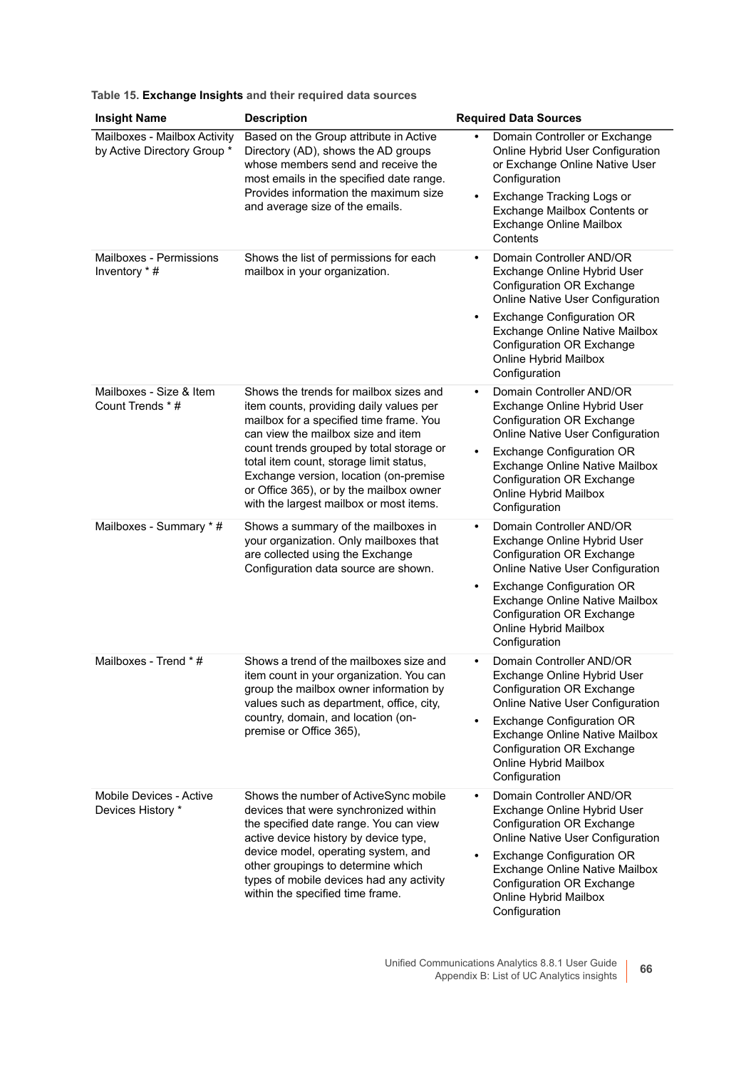Table 15. **Exchange Insights** and their required data sources

| Insight Name | Description | Required Data Sources |
|---|---|---|
| Mailboxes - Mailbox Activity by Active Directory Group * | Based on the Group attribute in Active Directory (AD), shows the AD groups whose members send and receive the most emails in the specified date range. Provides information the maximum size and average size of the emails. | • Domain Controller or Exchange Online Hybrid User Configuration or Exchange Online Native User Configuration<br>• Exchange Tracking Logs or Exchange Mailbox Contents or Exchange Online Mailbox Contents |
| Mailboxes - Permissions Inventory * # | Shows the list of permissions for each mailbox in your organization. | • Domain Controller AND/OR Exchange Online Hybrid User Configuration OR Exchange Online Native User Configuration<br>• Exchange Configuration OR Exchange Online Native Mailbox Configuration OR Exchange Online Hybrid Mailbox Configuration |
| Mailboxes - Size & Item Count Trends * # | Shows the trends for mailbox sizes and item counts, providing daily values per mailbox for a specified time frame. You can view the mailbox size and item count trends grouped by total storage or total item count, storage limit status, Exchange version, location (on-premise or Office 365), or by the mailbox owner with the largest mailbox or most items. | • Domain Controller AND/OR Exchange Online Hybrid User Configuration OR Exchange Online Native User Configuration<br>• Exchange Configuration OR Exchange Online Native Mailbox Configuration OR Exchange Online Hybrid Mailbox Configuration |
| Mailboxes - Summary * # | Shows a summary of the mailboxes in your organization. Only mailboxes that are collected using the Exchange Configuration data source are shown. | • Domain Controller AND/OR Exchange Online Hybrid User Configuration OR Exchange Online Native User Configuration<br>• Exchange Configuration OR Exchange Online Native Mailbox Configuration OR Exchange Online Hybrid Mailbox Configuration |
| Mailboxes - Trend * # | Shows a trend of the mailboxes size and item count in your organization. You can group the mailbox owner information by values such as department, office, city, country, domain, and location (on-premise or Office 365), | • Domain Controller AND/OR Exchange Online Hybrid User Configuration OR Exchange Online Native User Configuration<br>• Exchange Configuration OR Exchange Online Native Mailbox Configuration OR Exchange Online Hybrid Mailbox Configuration |
| Mobile Devices - Active Devices History * | Shows the number of ActiveSync mobile devices that were synchronized within the specified date range. You can view active device history by device type, device model, operating system, and other groupings to determine which types of mobile devices had any activity within the specified time frame. | • Domain Controller AND/OR Exchange Online Hybrid User Configuration OR Exchange Online Native User Configuration<br>• Exchange Configuration OR Exchange Online Native Mailbox Configuration OR Exchange Online Hybrid Mailbox Configuration |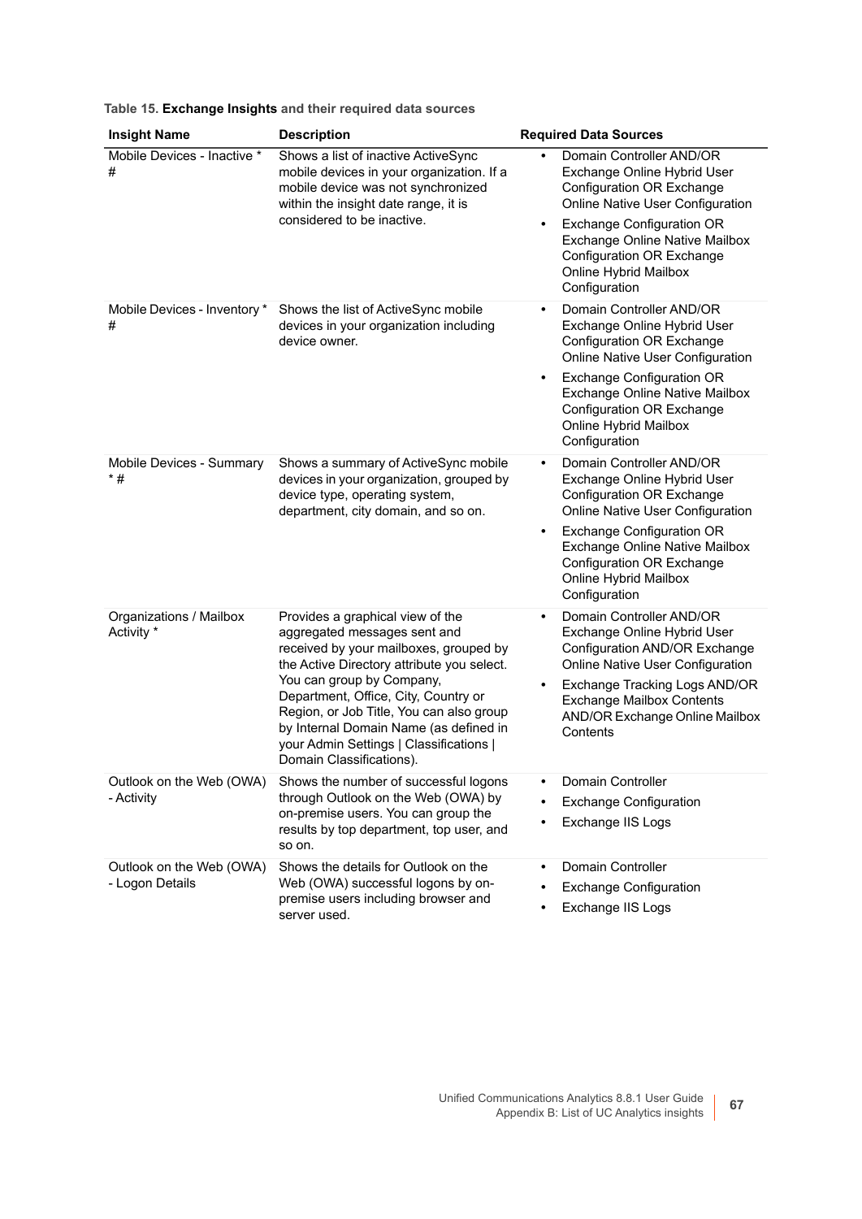**Table 15. Exchange Insights and their required data sources**

| Insight Name | Description | Required Data Sources |
|---|---|---|
| Mobile Devices - Inactive * # | Shows a list of inactive ActiveSync mobile devices in your organization. If a mobile device was not synchronized within the insight date range, it is considered to be inactive. | • Domain Controller AND/OR Exchange Online Hybrid User Configuration OR Exchange Online Native User Configuration<br>• Exchange Configuration OR Exchange Online Native Mailbox Configuration OR Exchange Online Hybrid Mailbox Configuration |
| Mobile Devices - Inventory * # | Shows the list of ActiveSync mobile devices in your organization including device owner. | • Domain Controller AND/OR Exchange Online Hybrid User Configuration OR Exchange Online Native User Configuration<br>• Exchange Configuration OR Exchange Online Native Mailbox Configuration OR Exchange Online Hybrid Mailbox Configuration |
| Mobile Devices - Summary * # | Shows a summary of ActiveSync mobile devices in your organization, grouped by device type, operating system, department, city domain, and so on. | • Domain Controller AND/OR Exchange Online Hybrid User Configuration OR Exchange Online Native User Configuration<br>• Exchange Configuration OR Exchange Online Native Mailbox Configuration OR Exchange Online Hybrid Mailbox Configuration |
| Organizations / Mailbox Activity * | Provides a graphical view of the aggregated messages sent and received by your mailboxes, grouped by the Active Directory attribute you select. You can group by Company, Department, Office, City, Country or Region, or Job Title, You can also group by Internal Domain Name (as defined in your Admin Settings \| Classifications \| Domain Classifications). | • Domain Controller AND/OR Exchange Online Hybrid User Configuration AND/OR Exchange Online Native User Configuration<br>• Exchange Tracking Logs AND/OR Exchange Mailbox Contents AND/OR Exchange Online Mailbox Contents |
| Outlook on the Web (OWA) - Activity | Shows the number of successful logons through Outlook on the Web (OWA) by on-premise users. You can group the results by top department, top user, and so on. | • Domain Controller<br>• Exchange Configuration<br>• Exchange IIS Logs |
| Outlook on the Web (OWA) - Logon Details | Shows the details for Outlook on the Web (OWA) successful logons by on-premise users including browser and server used. | • Domain Controller<br>• Exchange Configuration<br>• Exchange IIS Logs |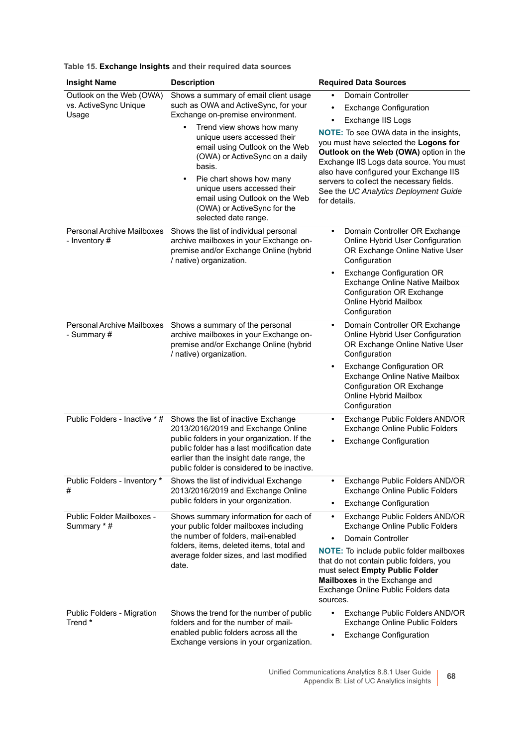Table 15. **Exchange Insights** and their required data sources

| Insight Name | Description | Required Data Sources |
|---|---|---|
| Outlook on the Web (OWA) vs. ActiveSync Unique Usage | Shows a summary of email client usage such as OWA and ActiveSync, for your Exchange on-premise environment.<br>• Trend view shows how many unique users accessed their email using Outlook on the Web (OWA) or ActiveSync on a daily basis.<br>• Pie chart shows how many unique users accessed their email using Outlook on the Web (OWA) or ActiveSync for the selected date range. | • Domain Controller<br>• Exchange Configuration<br>• Exchange IIS Logs<br>**NOTE:** To see OWA data in the insights, you must have selected the **Logons for Outlook on the Web (OWA)** option in the Exchange IIS Logs data source. You must also have configured your Exchange IIS servers to collect the necessary fields. See the *UC Analytics Deployment Guide* for details. |
| Personal Archive Mailboxes - Inventory # | Shows the list of individual personal archive mailboxes in your Exchange on-premise and/or Exchange Online (hybrid / native) organization. | • Domain Controller OR Exchange Online Hybrid User Configuration OR Exchange Online Native User Configuration<br>• Exchange Configuration OR Exchange Online Native Mailbox Configuration OR Exchange Online Hybrid Mailbox Configuration |
| Personal Archive Mailboxes - Summary # | Shows a summary of the personal archive mailboxes in your Exchange on-premise and/or Exchange Online (hybrid / native) organization. | • Domain Controller OR Exchange Online Hybrid User Configuration OR Exchange Online Native User Configuration<br>• Exchange Configuration OR Exchange Online Native Mailbox Configuration OR Exchange Online Hybrid Mailbox Configuration |
| Public Folders - Inactive * # | Shows the list of inactive Exchange 2013/2016/2019 and Exchange Online public folders in your organization. If the public folder has a last modification date earlier than the insight date range, the public folder is considered to be inactive. | • Exchange Public Folders AND/OR Exchange Online Public Folders<br>• Exchange Configuration |
| Public Folders - Inventory * # | Shows the list of individual Exchange 2013/2016/2019 and Exchange Online public folders in your organization. | • Exchange Public Folders AND/OR Exchange Online Public Folders<br>• Exchange Configuration |
| Public Folder Mailboxes - Summary * # | Shows summary information for each of your public folder mailboxes including the number of folders, mail-enabled folders, items, deleted items, total and average folder sizes, and last modified date. | • Exchange Public Folders AND/OR Exchange Online Public Folders<br>• Domain Controller<br>**NOTE:** To include public folder mailboxes that do not contain public folders, you must select **Empty Public Folder Mailboxes** in the Exchange and Exchange Online Public Folders data sources. |
| Public Folders - Migration Trend * | Shows the trend for the number of public folders and for the number of mail-enabled public folders across all the Exchange versions in your organization. | • Exchange Public Folders AND/OR Exchange Online Public Folders<br>• Exchange Configuration |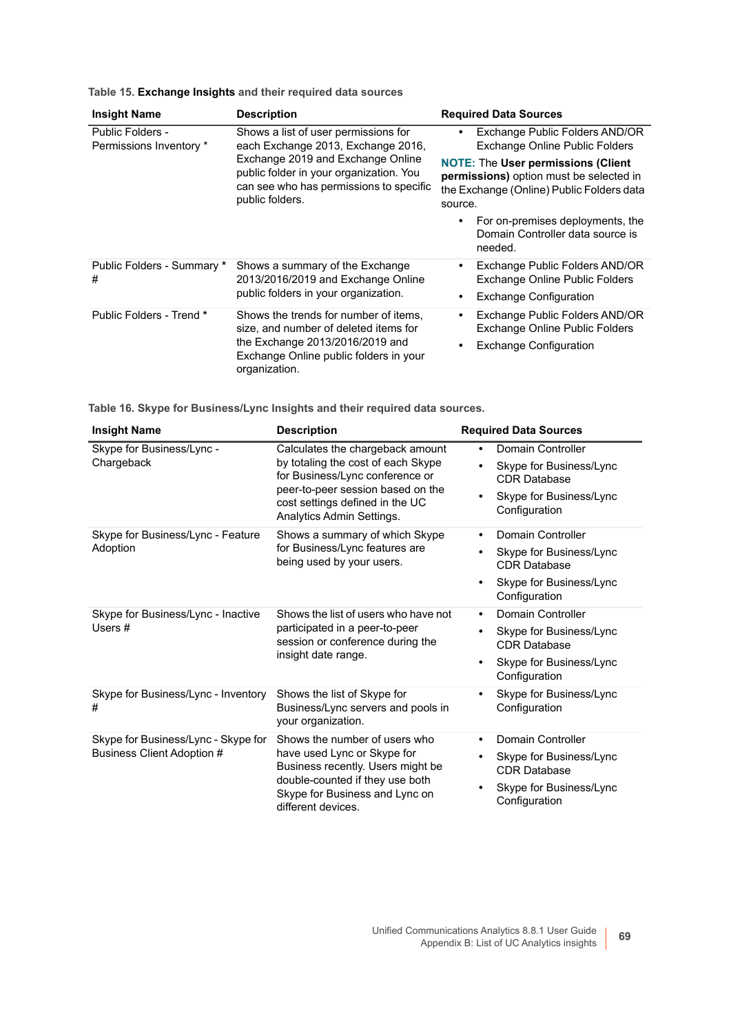Table 15. **Exchange Insights** and their required data sources

| Insight Name | Description | Required Data Sources |
|---|---|---|
| Public Folders - Permissions Inventory * | Shows a list of user permissions for each Exchange 2013, Exchange 2016, Exchange 2019 and Exchange Online public folder in your organization. You can see who has permissions to specific public folders. | • Exchange Public Folders AND/OR Exchange Online Public Folders<br>**NOTE:** The **User permissions (Client permissions)** option must be selected in the Exchange (Online) Public Folders data source.<br>• For on-premises deployments, the Domain Controller data source is needed. |
| Public Folders - Summary * # | Shows a summary of the Exchange 2013/2016/2019 and Exchange Online public folders in your organization. | • Exchange Public Folders AND/OR Exchange Online Public Folders<br>• Exchange Configuration |
| Public Folders - Trend * | Shows the trends for number of items, size, and number of deleted items for the Exchange 2013/2016/2019 and Exchange Online public folders in your organization. | • Exchange Public Folders AND/OR Exchange Online Public Folders<br>• Exchange Configuration |

Table 16. Skype for Business/Lync Insights and their required data sources.

| Insight Name | Description | Required Data Sources |
|---|---|---|
| Skype for Business/Lync - Chargeback | Calculates the chargeback amount by totaling the cost of each Skype for Business/Lync conference or peer-to-peer session based on the cost settings defined in the UC Analytics Admin Settings. | • Domain Controller<br>• Skype for Business/Lync CDR Database<br>• Skype for Business/Lync Configuration |
| Skype for Business/Lync - Feature Adoption | Shows a summary of which Skype for Business/Lync features are being used by your users. | • Domain Controller<br>• Skype for Business/Lync CDR Database<br>• Skype for Business/Lync Configuration |
| Skype for Business/Lync - Inactive Users # | Shows the list of users who have not participated in a peer-to-peer session or conference during the insight date range. | • Domain Controller<br>• Skype for Business/Lync CDR Database<br>• Skype for Business/Lync Configuration |
| Skype for Business/Lync - Inventory # | Shows the list of Skype for Business/Lync servers and pools in your organization. | • Skype for Business/Lync Configuration |
| Skype for Business/Lync - Skype for Business Client Adoption # | Shows the number of users who have used Lync or Skype for Business recently. Users might be double-counted if they use both Skype for Business and Lync on different devices. | • Domain Controller<br>• Skype for Business/Lync CDR Database<br>• Skype for Business/Lync Configuration |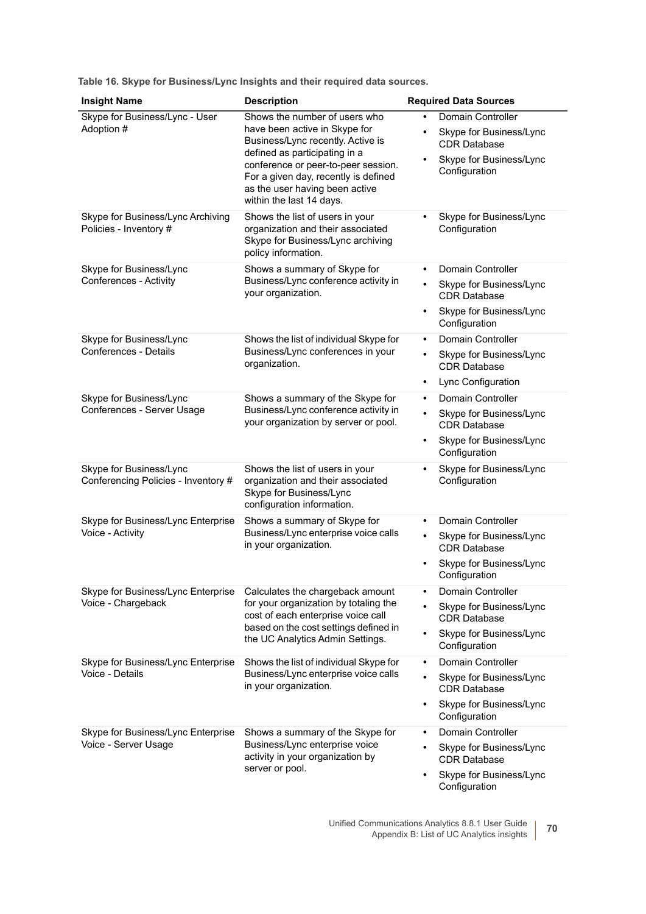**Table 16. Skype for Business/Lync Insights and their required data sources.**

| Insight Name | Description | Required Data Sources |
|---|---|---|
| Skype for Business/Lync - User Adoption # | Shows the number of users who have been active in Skype for Business/Lync recently. Active is defined as participating in a conference or peer-to-peer session. For a given day, recently is defined as the user having been active within the last 14 days. | • Domain Controller<br>• Skype for Business/Lync CDR Database<br>• Skype for Business/Lync Configuration |
| Skype for Business/Lync Archiving Policies - Inventory # | Shows the list of users in your organization and their associated Skype for Business/Lync archiving policy information. | • Skype for Business/Lync Configuration |
| Skype for Business/Lync Conferences - Activity | Shows a summary of Skype for Business/Lync conference activity in your organization. | • Domain Controller<br>• Skype for Business/Lync CDR Database<br>• Skype for Business/Lync Configuration |
| Skype for Business/Lync Conferences - Details | Shows the list of individual Skype for Business/Lync conferences in your organization. | • Domain Controller<br>• Skype for Business/Lync CDR Database<br>• Lync Configuration |
| Skype for Business/Lync Conferences - Server Usage | Shows a summary of the Skype for Business/Lync conference activity in your organization by server or pool. | • Domain Controller<br>• Skype for Business/Lync CDR Database<br>• Skype for Business/Lync Configuration |
| Skype for Business/Lync Conferencing Policies - Inventory # | Shows the list of users in your organization and their associated Skype for Business/Lync configuration information. | • Skype for Business/Lync Configuration |
| Skype for Business/Lync Enterprise Voice - Activity | Shows a summary of Skype for Business/Lync enterprise voice calls in your organization. | • Domain Controller<br>• Skype for Business/Lync CDR Database<br>• Skype for Business/Lync Configuration |
| Skype for Business/Lync Enterprise Voice - Chargeback | Calculates the chargeback amount for your organization by totaling the cost of each enterprise voice call based on the cost settings defined in the UC Analytics Admin Settings. | • Domain Controller<br>• Skype for Business/Lync CDR Database<br>• Skype for Business/Lync Configuration |
| Skype for Business/Lync Enterprise Voice - Details | Shows the list of individual Skype for Business/Lync enterprise voice calls in your organization. | • Domain Controller<br>• Skype for Business/Lync CDR Database<br>• Skype for Business/Lync Configuration |
| Skype for Business/Lync Enterprise Voice - Server Usage | Shows a summary of the Skype for Business/Lync enterprise voice activity in your organization by server or pool. | • Domain Controller<br>• Skype for Business/Lync CDR Database<br>• Skype for Business/Lync Configuration |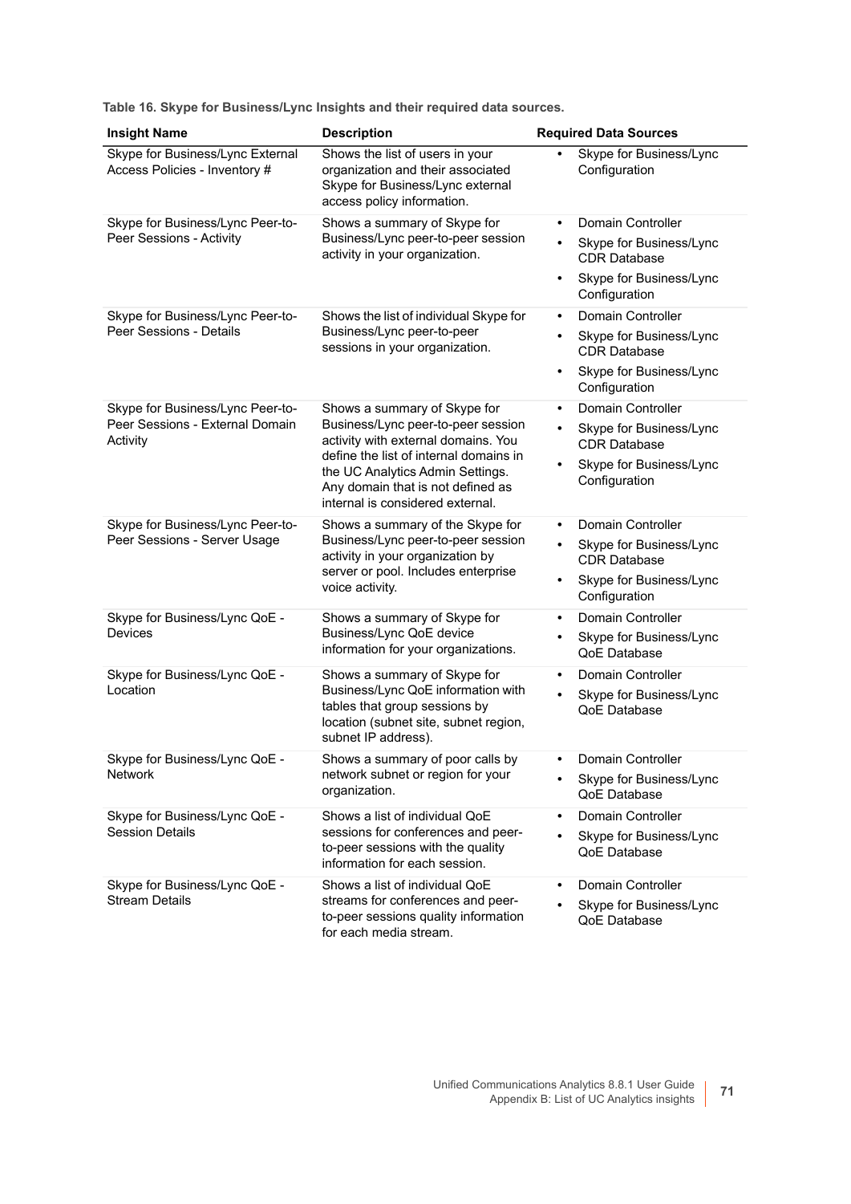**Table 16. Skype for Business/Lync Insights and their required data sources.**

| Insight Name | Description | Required Data Sources |
|---|---|---|
| Skype for Business/Lync External Access Policies - Inventory # | Shows the list of users in your organization and their associated Skype for Business/Lync external access policy information. | • Skype for Business/Lync Configuration |
| Skype for Business/Lync Peer-to-Peer Sessions - Activity | Shows a summary of Skype for Business/Lync peer-to-peer session activity in your organization. | • Domain Controller<br>• Skype for Business/Lync CDR Database<br>• Skype for Business/Lync Configuration |
| Skype for Business/Lync Peer-to-Peer Sessions - Details | Shows the list of individual Skype for Business/Lync peer-to-peer sessions in your organization. | • Domain Controller<br>• Skype for Business/Lync CDR Database<br>• Skype for Business/Lync Configuration |
| Skype for Business/Lync Peer-to-Peer Sessions - External Domain Activity | Shows a summary of Skype for Business/Lync peer-to-peer session activity with external domains. You define the list of internal domains in the UC Analytics Admin Settings. Any domain that is not defined as internal is considered external. | • Domain Controller<br>• Skype for Business/Lync CDR Database<br>• Skype for Business/Lync Configuration |
| Skype for Business/Lync Peer-to-Peer Sessions - Server Usage | Shows a summary of the Skype for Business/Lync peer-to-peer session activity in your organization by server or pool. Includes enterprise voice activity. | • Domain Controller<br>• Skype for Business/Lync CDR Database<br>• Skype for Business/Lync Configuration |
| Skype for Business/Lync QoE - Devices | Shows a summary of Skype for Business/Lync QoE device information for your organizations. | • Domain Controller<br>• Skype for Business/Lync QoE Database |
| Skype for Business/Lync QoE - Location | Shows a summary of Skype for Business/Lync QoE information with tables that group sessions by location (subnet site, subnet region, subnet IP address). | • Domain Controller<br>• Skype for Business/Lync QoE Database |
| Skype for Business/Lync QoE - Network | Shows a summary of poor calls by network subnet or region for your organization. | • Domain Controller<br>• Skype for Business/Lync QoE Database |
| Skype for Business/Lync QoE - Session Details | Shows a list of individual QoE sessions for conferences and peer-to-peer sessions with the quality information for each session. | • Domain Controller<br>• Skype for Business/Lync QoE Database |
| Skype for Business/Lync QoE - Stream Details | Shows a list of individual QoE streams for conferences and peer-to-peer sessions quality information for each media stream. | • Domain Controller<br>• Skype for Business/Lync QoE Database |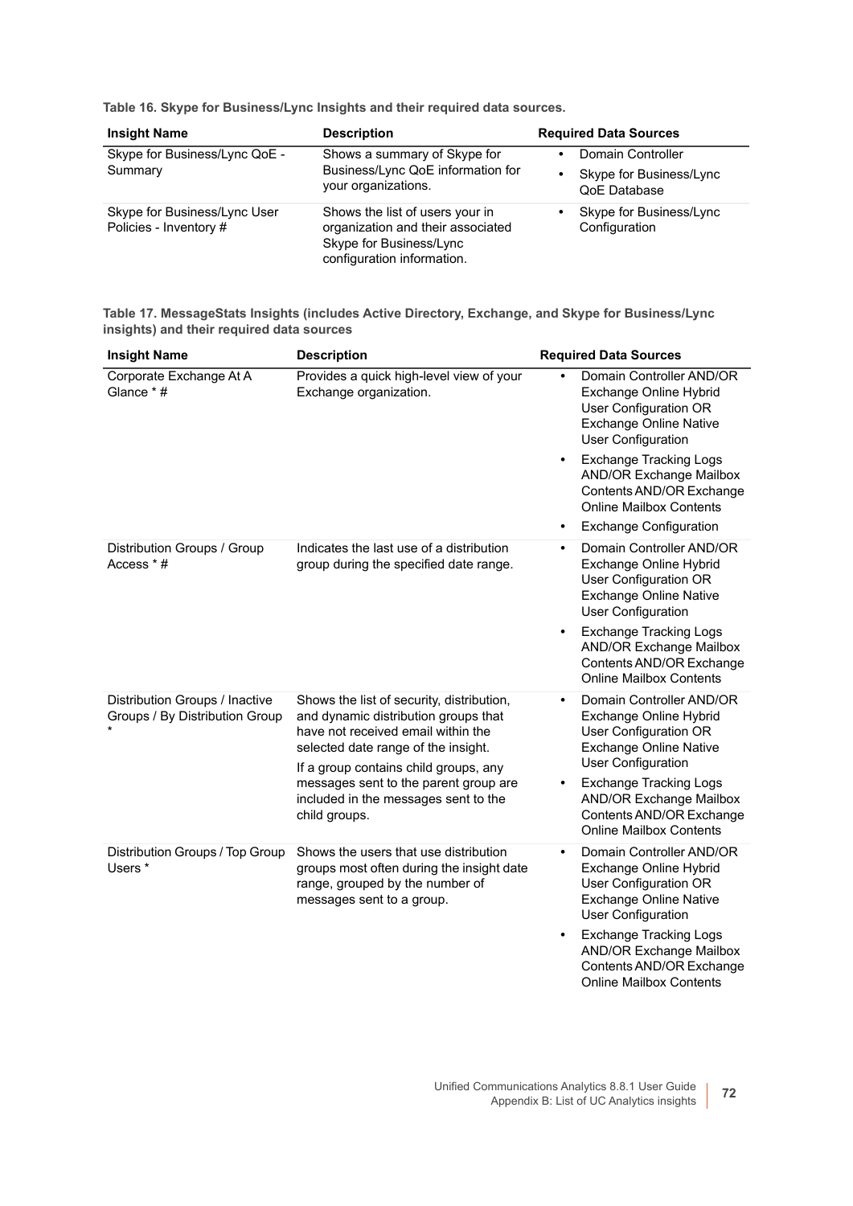**Table 16. Skype for Business/Lync Insights and their required data sources.**

| Insight Name | Description | Required Data Sources |
| --- | --- | --- |
| Skype for Business/Lync QoE - Summary | Shows a summary of Skype for Business/Lync QoE information for your organizations. | • Domain Controller<br>• Skype for Business/Lync QoE Database |
| Skype for Business/Lync User Policies - Inventory # | Shows the list of users your in organization and their associated Skype for Business/Lync configuration information. | • Skype for Business/Lync Configuration |

**Table 17. MessageStats Insights (includes Active Directory, Exchange, and Skype for Business/Lync insights) and their required data sources**

| Insight Name | Description | Required Data Sources |
| --- | --- | --- |
| Corporate Exchange At A Glance * # | Provides a quick high-level view of your Exchange organization. | • Domain Controller AND/OR Exchange Online Hybrid User Configuration OR Exchange Online Native User Configuration<br>• Exchange Tracking Logs AND/OR Exchange Mailbox Contents AND/OR Exchange Online Mailbox Contents<br>• Exchange Configuration |
| Distribution Groups / Group Access * # | Indicates the last use of a distribution group during the specified date range. | • Domain Controller AND/OR Exchange Online Hybrid User Configuration OR Exchange Online Native User Configuration<br>• Exchange Tracking Logs AND/OR Exchange Mailbox Contents AND/OR Exchange Online Mailbox Contents |
| Distribution Groups / Inactive Groups / By Distribution Group * | Shows the list of security, distribution, and dynamic distribution groups that have not received email within the selected date range of the insight.<br>If a group contains child groups, any messages sent to the parent group are included in the messages sent to the child groups. | • Domain Controller AND/OR Exchange Online Hybrid User Configuration OR Exchange Online Native User Configuration<br>• Exchange Tracking Logs AND/OR Exchange Mailbox Contents AND/OR Exchange Online Mailbox Contents |
| Distribution Groups / Top Group Users * | Shows the users that use distribution groups most often during the insight date range, grouped by the number of messages sent to a group. | • Domain Controller AND/OR Exchange Online Hybrid User Configuration OR Exchange Online Native User Configuration<br>• Exchange Tracking Logs AND/OR Exchange Mailbox Contents AND/OR Exchange Online Mailbox Contents |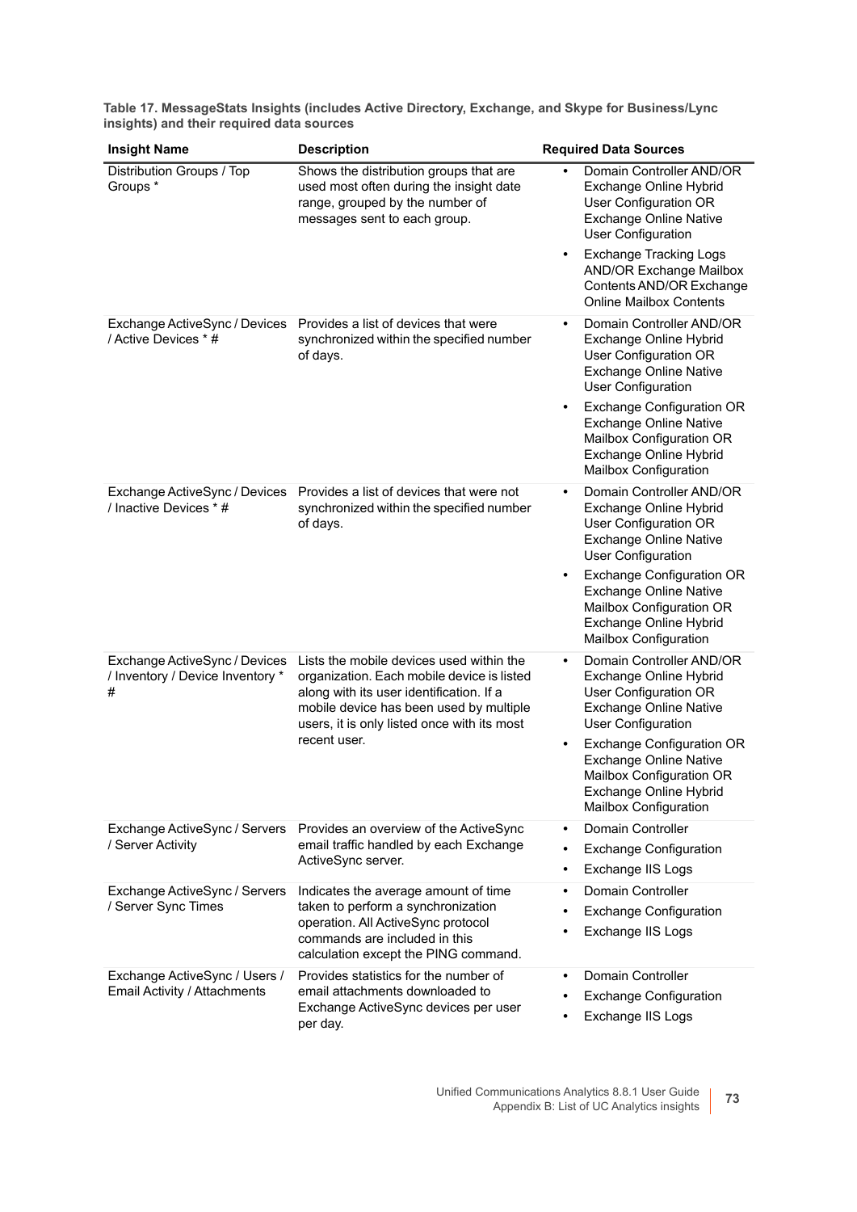**Table 17. MessageStats Insights (includes Active Directory, Exchange, and Skype for Business/Lync insights) and their required data sources**

| Insight Name | Description | Required Data Sources |
|---|---|---|
| Distribution Groups / Top Groups * | Shows the distribution groups that are used most often during the insight date range, grouped by the number of messages sent to each group. | • Domain Controller AND/OR Exchange Online Hybrid User Configuration OR Exchange Online Native User Configuration<br>• Exchange Tracking Logs AND/OR Exchange Mailbox Contents AND/OR Exchange Online Mailbox Contents |
| Exchange ActiveSync / Devices / Active Devices * # | Provides a list of devices that were synchronized within the specified number of days. | • Domain Controller AND/OR Exchange Online Hybrid User Configuration OR Exchange Online Native User Configuration<br>• Exchange Configuration OR Exchange Online Native Mailbox Configuration OR Exchange Online Hybrid Mailbox Configuration |
| Exchange ActiveSync / Devices / Inactive Devices * # | Provides a list of devices that were not synchronized within the specified number of days. | • Domain Controller AND/OR Exchange Online Hybrid User Configuration OR Exchange Online Native User Configuration<br>• Exchange Configuration OR Exchange Online Native Mailbox Configuration OR Exchange Online Hybrid Mailbox Configuration |
| Exchange ActiveSync / Devices / Inventory / Device Inventory * # | Lists the mobile devices used within the organization. Each mobile device is listed along with its user identification. If a mobile device has been used by multiple users, it is only listed once with its most recent user. | • Domain Controller AND/OR Exchange Online Hybrid User Configuration OR Exchange Online Native User Configuration<br>• Exchange Configuration OR Exchange Online Native Mailbox Configuration OR Exchange Online Hybrid Mailbox Configuration |
| Exchange ActiveSync / Servers / Server Activity | Provides an overview of the ActiveSync email traffic handled by each Exchange ActiveSync server. | • Domain Controller<br>• Exchange Configuration<br>• Exchange IIS Logs |
| Exchange ActiveSync / Servers / Server Sync Times | Indicates the average amount of time taken to perform a synchronization operation. All ActiveSync protocol commands are included in this calculation except the PING command. | • Domain Controller<br>• Exchange Configuration<br>• Exchange IIS Logs |
| Exchange ActiveSync / Users / Email Activity / Attachments | Provides statistics for the number of email attachments downloaded to Exchange ActiveSync devices per user per day. | • Domain Controller<br>• Exchange Configuration<br>• Exchange IIS Logs |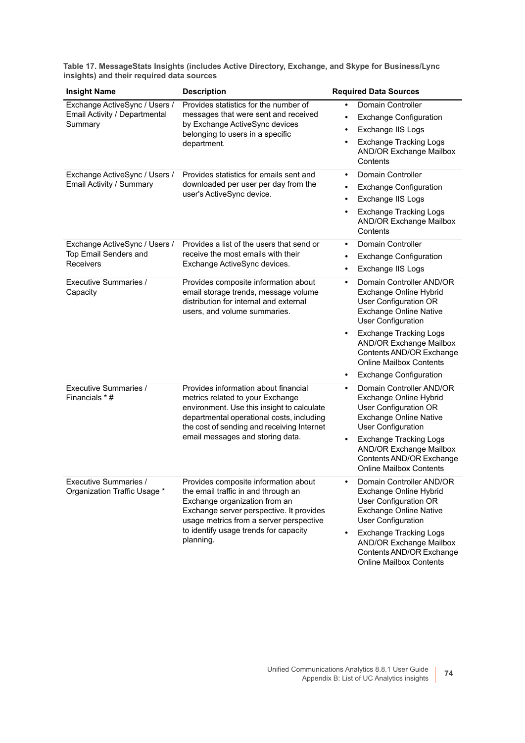**Table 17. MessageStats Insights (includes Active Directory, Exchange, and Skype for Business/Lync insights) and their required data sources**

| Insight Name | Description | Required Data Sources |
| --- | --- | --- |
| Exchange ActiveSync / Users / Email Activity / Departmental Summary | Provides statistics for the number of messages that were sent and received by Exchange ActiveSync devices belonging to users in a specific department. | • Domain Controller<br>• Exchange Configuration<br>• Exchange IIS Logs<br>• Exchange Tracking Logs AND/OR Exchange Mailbox Contents |
| Exchange ActiveSync / Users / Email Activity / Summary | Provides statistics for emails sent and downloaded per user per day from the user's ActiveSync device. | • Domain Controller<br>• Exchange Configuration<br>• Exchange IIS Logs<br>• Exchange Tracking Logs AND/OR Exchange Mailbox Contents |
| Exchange ActiveSync / Users / Top Email Senders and Receivers | Provides a list of the users that send or receive the most emails with their Exchange ActiveSync devices. | • Domain Controller<br>• Exchange Configuration<br>• Exchange IIS Logs |
| Executive Summaries / Capacity | Provides composite information about email storage trends, message volume distribution for internal and external users, and volume summaries. | • Domain Controller AND/OR Exchange Online Hybrid User Configuration OR Exchange Online Native User Configuration<br>• Exchange Tracking Logs AND/OR Exchange Mailbox Contents AND/OR Exchange Online Mailbox Contents<br>• Exchange Configuration |
| Executive Summaries / Financials * # | Provides information about financial metrics related to your Exchange environment. Use this insight to calculate departmental operational costs, including the cost of sending and receiving Internet email messages and storing data. | • Domain Controller AND/OR Exchange Online Hybrid User Configuration OR Exchange Online Native User Configuration<br>• Exchange Tracking Logs AND/OR Exchange Mailbox Contents AND/OR Exchange Online Mailbox Contents |
| Executive Summaries / Organization Traffic Usage * | Provides composite information about the email traffic in and through an Exchange organization from an Exchange server perspective. It provides usage metrics from a server perspective to identify usage trends for capacity planning. | • Domain Controller AND/OR Exchange Online Hybrid User Configuration OR Exchange Online Native User Configuration<br>• Exchange Tracking Logs AND/OR Exchange Mailbox Contents AND/OR Exchange Online Mailbox Contents |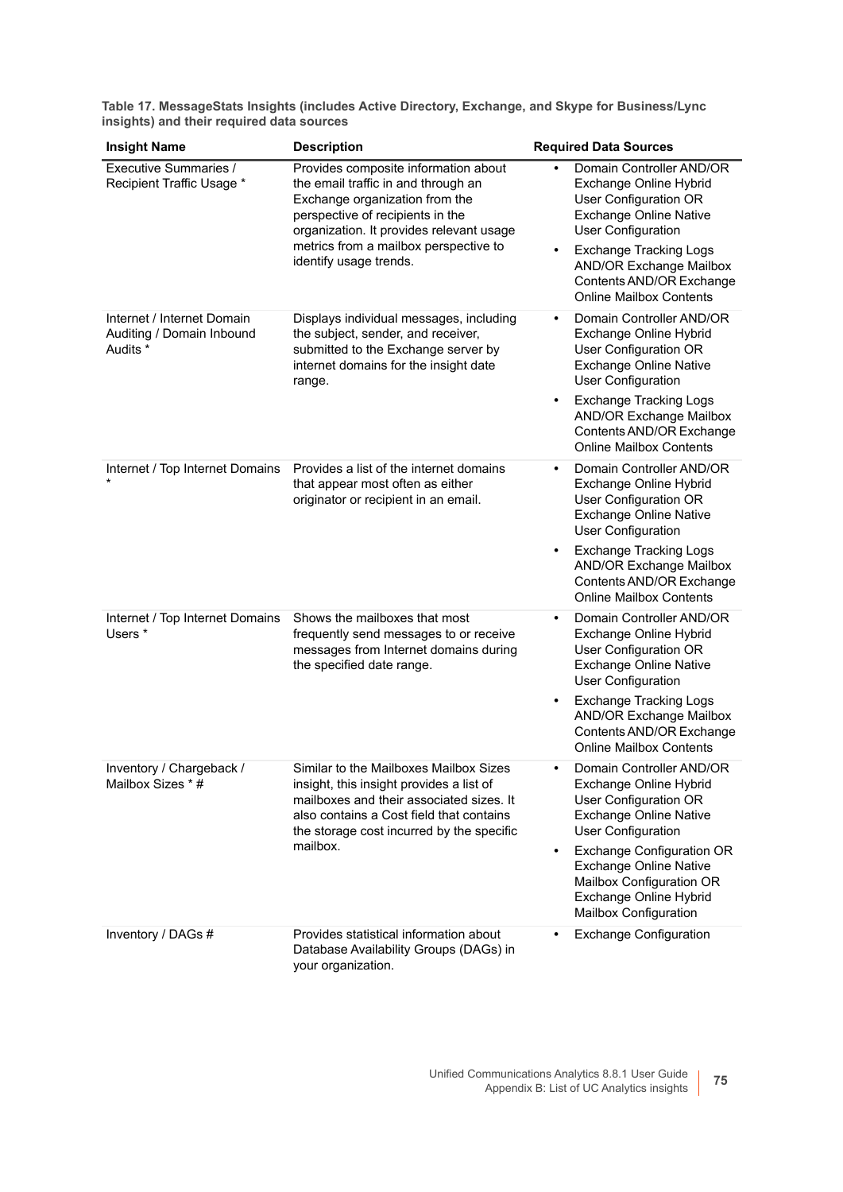**Table 17. MessageStats Insights (includes Active Directory, Exchange, and Skype for Business/Lync insights) and their required data sources**

| Insight Name | Description | Required Data Sources |
|---|---|---|
| Executive Summaries / Recipient Traffic Usage * | Provides composite information about the email traffic in and through an Exchange organization from the perspective of recipients in the organization. It provides relevant usage metrics from a mailbox perspective to identify usage trends. | • Domain Controller AND/OR Exchange Online Hybrid User Configuration OR Exchange Online Native User Configuration<br>• Exchange Tracking Logs AND/OR Exchange Mailbox Contents AND/OR Exchange Online Mailbox Contents |
| Internet / Internet Domain Auditing / Domain Inbound Audits * | Displays individual messages, including the subject, sender, and receiver, submitted to the Exchange server by internet domains for the insight date range. | • Domain Controller AND/OR Exchange Online Hybrid User Configuration OR Exchange Online Native User Configuration<br>• Exchange Tracking Logs AND/OR Exchange Mailbox Contents AND/OR Exchange Online Mailbox Contents |
| Internet / Top Internet Domains * | Provides a list of the internet domains that appear most often as either originator or recipient in an email. | • Domain Controller AND/OR Exchange Online Hybrid User Configuration OR Exchange Online Native User Configuration<br>• Exchange Tracking Logs AND/OR Exchange Mailbox Contents AND/OR Exchange Online Mailbox Contents |
| Internet / Top Internet Domains Users * | Shows the mailboxes that most frequently send messages to or receive messages from Internet domains during the specified date range. | • Domain Controller AND/OR Exchange Online Hybrid User Configuration OR Exchange Online Native User Configuration<br>• Exchange Tracking Logs AND/OR Exchange Mailbox Contents AND/OR Exchange Online Mailbox Contents |
| Inventory / Chargeback / Mailbox Sizes * # | Similar to the Mailboxes Mailbox Sizes insight, this insight provides a list of mailboxes and their associated sizes. It also contains a Cost field that contains the storage cost incurred by the specific mailbox. | • Domain Controller AND/OR Exchange Online Hybrid User Configuration OR Exchange Online Native User Configuration<br>• Exchange Configuration OR Exchange Online Native Mailbox Configuration OR Exchange Online Hybrid Mailbox Configuration |
| Inventory / DAGs # | Provides statistical information about Database Availability Groups (DAGs) in your organization. | • Exchange Configuration |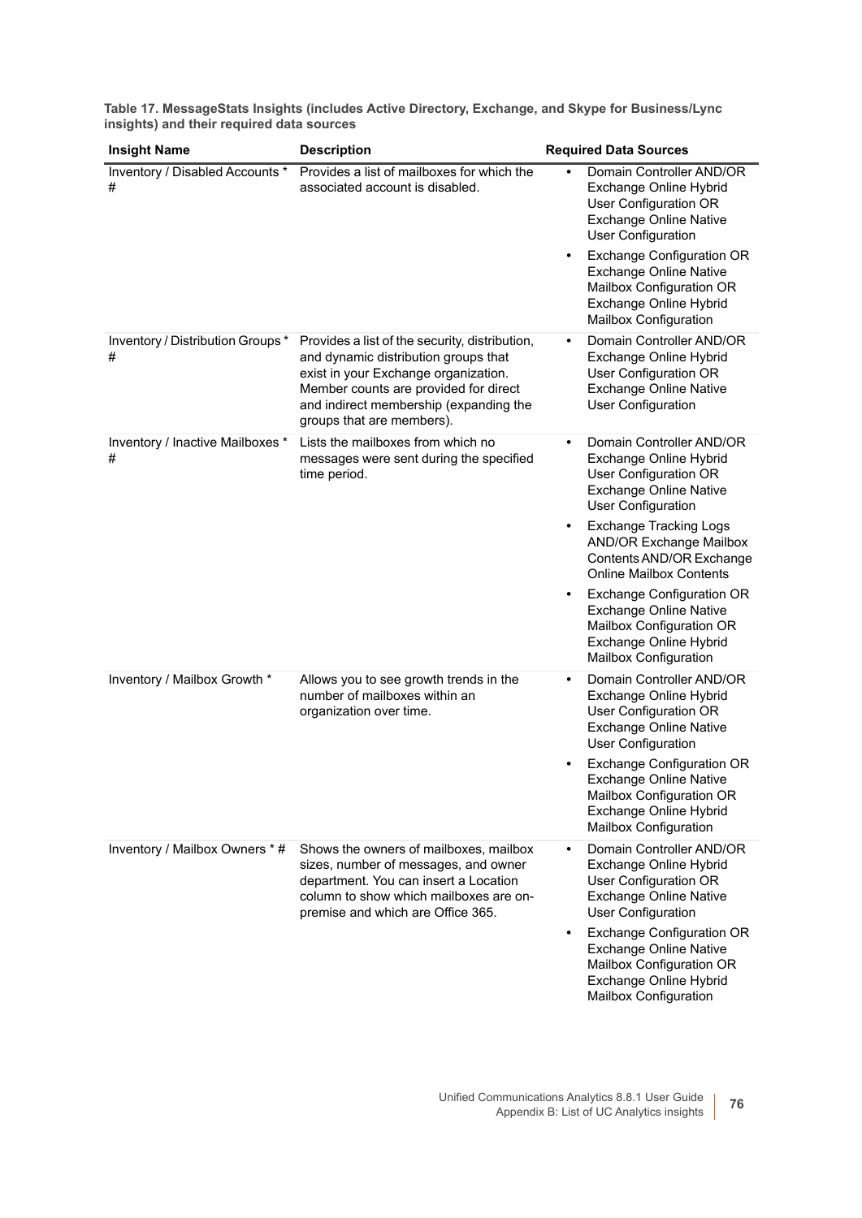**Table 17. MessageStats Insights (includes Active Directory, Exchange, and Skype for Business/Lync insights) and their required data sources**

| Insight Name | Description | Required Data Sources |
|---|---|---|
| Inventory / Disabled Accounts * # | Provides a list of mailboxes for which the associated account is disabled. | • Domain Controller AND/OR Exchange Online Hybrid User Configuration OR Exchange Online Native User Configuration<br>• Exchange Configuration OR Exchange Online Native Mailbox Configuration OR Exchange Online Hybrid Mailbox Configuration |
| Inventory / Distribution Groups * # | Provides a list of the security, distribution, and dynamic distribution groups that exist in your Exchange organization. Member counts are provided for direct and indirect membership (expanding the groups that are members). | • Domain Controller AND/OR Exchange Online Hybrid User Configuration OR Exchange Online Native User Configuration |
| Inventory / Inactive Mailboxes * # | Lists the mailboxes from which no messages were sent during the specified time period. | • Domain Controller AND/OR Exchange Online Hybrid User Configuration OR Exchange Online Native User Configuration<br>• Exchange Tracking Logs AND/OR Exchange Mailbox Contents AND/OR Exchange Online Mailbox Contents<br>• Exchange Configuration OR Exchange Online Native Mailbox Configuration OR Exchange Online Hybrid Mailbox Configuration |
| Inventory / Mailbox Growth * | Allows you to see growth trends in the number of mailboxes within an organization over time. | • Domain Controller AND/OR Exchange Online Hybrid User Configuration OR Exchange Online Native User Configuration<br>• Exchange Configuration OR Exchange Online Native Mailbox Configuration OR Exchange Online Hybrid Mailbox Configuration |
| Inventory / Mailbox Owners * # | Shows the owners of mailboxes, mailbox sizes, number of messages, and owner department. You can insert a Location column to show which mailboxes are on-premise and which are Office 365. | • Domain Controller AND/OR Exchange Online Hybrid User Configuration OR Exchange Online Native User Configuration<br>• Exchange Configuration OR Exchange Online Native Mailbox Configuration OR Exchange Online Hybrid Mailbox Configuration |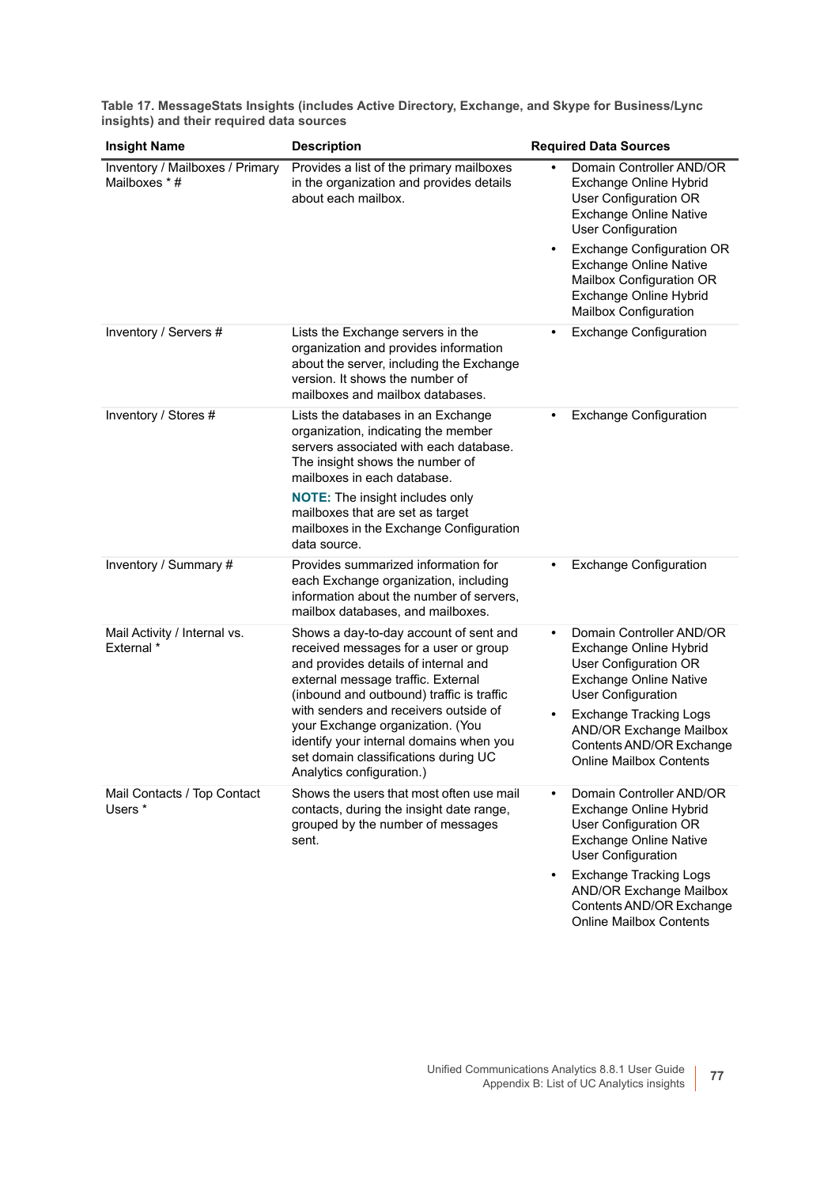**Table 17. MessageStats Insights (includes Active Directory, Exchange, and Skype for Business/Lync insights) and their required data sources**

| Insight Name | Description | Required Data Sources |
|---|---|---|
| Inventory / Mailboxes / Primary Mailboxes * # | Provides a list of the primary mailboxes in the organization and provides details about each mailbox. | • Domain Controller AND/OR Exchange Online Hybrid User Configuration OR Exchange Online Native User Configuration<br>• Exchange Configuration OR Exchange Online Native Mailbox Configuration OR Exchange Online Hybrid Mailbox Configuration |
| Inventory / Servers # | Lists the Exchange servers in the organization and provides information about the server, including the Exchange version. It shows the number of mailboxes and mailbox databases. | • Exchange Configuration |
| Inventory / Stores # | Lists the databases in an Exchange organization, indicating the member servers associated with each database. The insight shows the number of mailboxes in each database.<br>**NOTE:** The insight includes only mailboxes that are set as target mailboxes in the Exchange Configuration data source. | • Exchange Configuration |
| Inventory / Summary # | Provides summarized information for each Exchange organization, including information about the number of servers, mailbox databases, and mailboxes. | • Exchange Configuration |
| Mail Activity / Internal vs. External * | Shows a day-to-day account of sent and received messages for a user or group and provides details of internal and external message traffic. External (inbound and outbound) traffic is traffic with senders and receivers outside of your Exchange organization. (You identify your internal domains when you set domain classifications during UC Analytics configuration.) | • Domain Controller AND/OR Exchange Online Hybrid User Configuration OR Exchange Online Native User Configuration<br>• Exchange Tracking Logs AND/OR Exchange Mailbox Contents AND/OR Exchange Online Mailbox Contents |
| Mail Contacts / Top Contact Users * | Shows the users that most often use mail contacts, during the insight date range, grouped by the number of messages sent. | • Domain Controller AND/OR Exchange Online Hybrid User Configuration OR Exchange Online Native User Configuration<br>• Exchange Tracking Logs AND/OR Exchange Mailbox Contents AND/OR Exchange Online Mailbox Contents |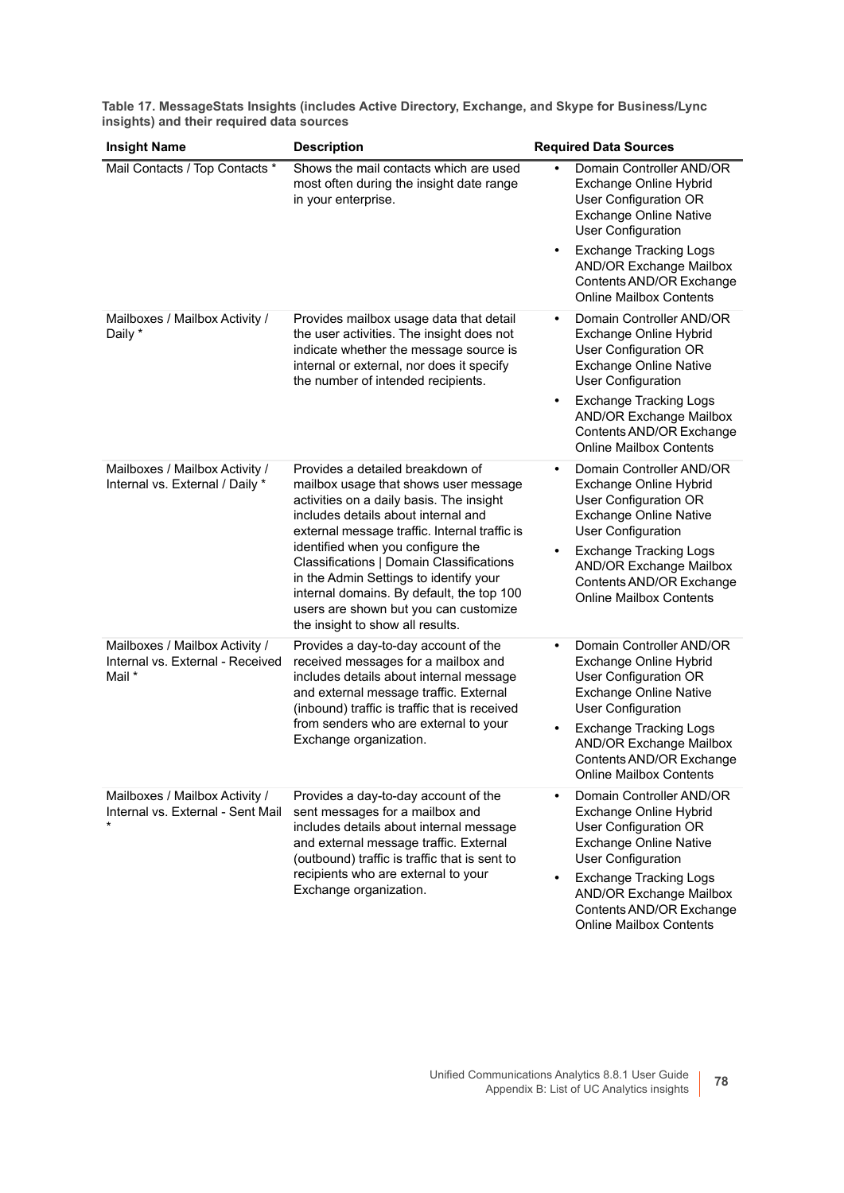**Table 17. MessageStats Insights (includes Active Directory, Exchange, and Skype for Business/Lync insights) and their required data sources**

| Insight Name | Description | Required Data Sources |
|---|---|---|
| Mail Contacts / Top Contacts * | Shows the mail contacts which are used most often during the insight date range in your enterprise. | • Domain Controller AND/OR Exchange Online Hybrid User Configuration OR Exchange Online Native User Configuration<br>• Exchange Tracking Logs AND/OR Exchange Mailbox Contents AND/OR Exchange Online Mailbox Contents |
| Mailboxes / Mailbox Activity / Daily * | Provides mailbox usage data that detail the user activities. The insight does not indicate whether the message source is internal or external, nor does it specify the number of intended recipients. | • Domain Controller AND/OR Exchange Online Hybrid User Configuration OR Exchange Online Native User Configuration<br>• Exchange Tracking Logs AND/OR Exchange Mailbox Contents AND/OR Exchange Online Mailbox Contents |
| Mailboxes / Mailbox Activity / Internal vs. External / Daily * | Provides a detailed breakdown of mailbox usage that shows user message activities on a daily basis. The insight includes details about internal and external message traffic. Internal traffic is identified when you configure the Classifications \| Domain Classifications in the Admin Settings to identify your internal domains. By default, the top 100 users are shown but you can customize the insight to show all results. | • Domain Controller AND/OR Exchange Online Hybrid User Configuration OR Exchange Online Native User Configuration<br>• Exchange Tracking Logs AND/OR Exchange Mailbox Contents AND/OR Exchange Online Mailbox Contents |
| Mailboxes / Mailbox Activity / Internal vs. External - Received Mail * | Provides a day-to-day account of the received messages for a mailbox and includes details about internal message and external message traffic. External (inbound) traffic is traffic that is received from senders who are external to your Exchange organization. | • Domain Controller AND/OR Exchange Online Hybrid User Configuration OR Exchange Online Native User Configuration<br>• Exchange Tracking Logs AND/OR Exchange Mailbox Contents AND/OR Exchange Online Mailbox Contents |
| Mailboxes / Mailbox Activity / Internal vs. External - Sent Mail * | Provides a day-to-day account of the sent messages for a mailbox and includes details about internal message and external message traffic. External (outbound) traffic is traffic that is sent to recipients who are external to your Exchange organization. | • Domain Controller AND/OR Exchange Online Hybrid User Configuration OR Exchange Online Native User Configuration<br>• Exchange Tracking Logs AND/OR Exchange Mailbox Contents AND/OR Exchange Online Mailbox Contents |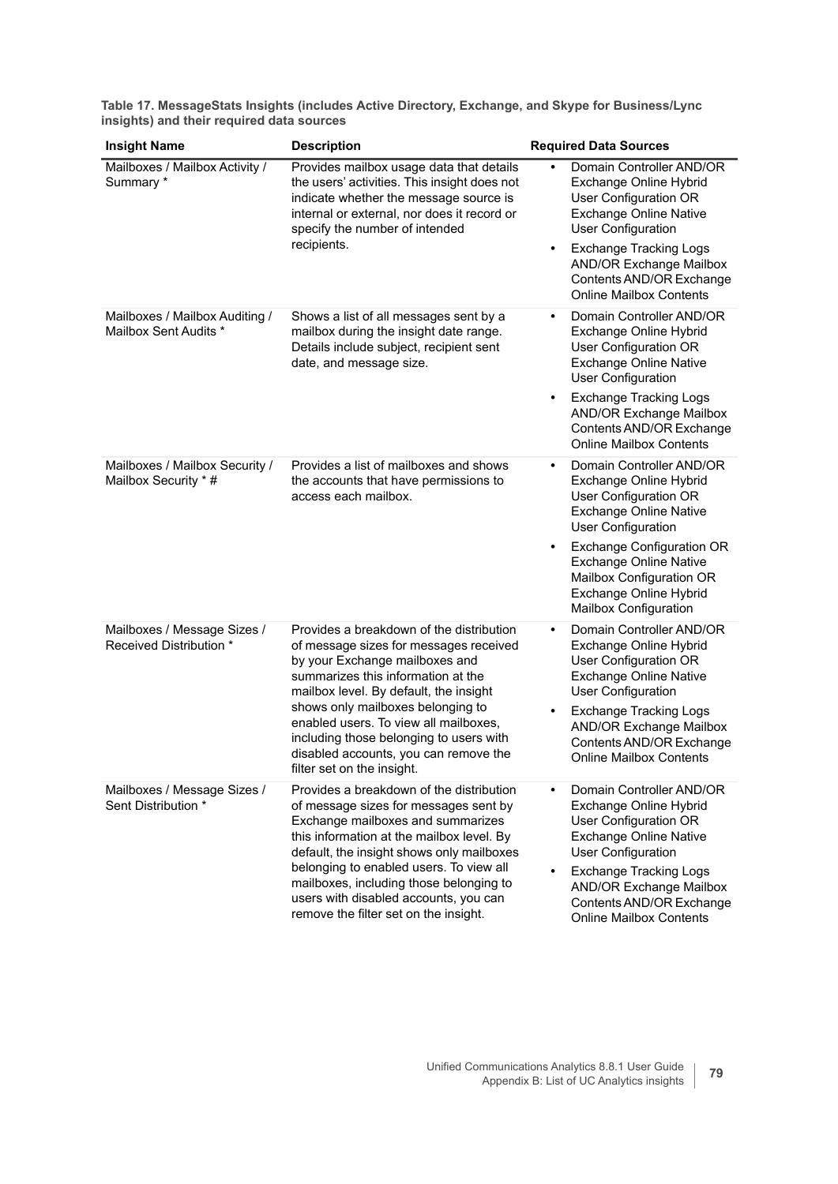**Table 17. MessageStats Insights (includes Active Directory, Exchange, and Skype for Business/Lync insights) and their required data sources**

| Insight Name | Description | Required Data Sources |
|---|---|---|
| Mailboxes / Mailbox Activity / Summary * | Provides mailbox usage data that details the users' activities. This insight does not indicate whether the message source is internal or external, nor does it record or specify the number of intended recipients. | • Domain Controller AND/OR Exchange Online Hybrid User Configuration OR Exchange Online Native User Configuration<br>• Exchange Tracking Logs AND/OR Exchange Mailbox Contents AND/OR Exchange Online Mailbox Contents |
| Mailboxes / Mailbox Auditing / Mailbox Sent Audits * | Shows a list of all messages sent by a mailbox during the insight date range. Details include subject, recipient sent date, and message size. | • Domain Controller AND/OR Exchange Online Hybrid User Configuration OR Exchange Online Native User Configuration<br>• Exchange Tracking Logs AND/OR Exchange Mailbox Contents AND/OR Exchange Online Mailbox Contents |
| Mailboxes / Mailbox Security / Mailbox Security * # | Provides a list of mailboxes and shows the accounts that have permissions to access each mailbox. | • Domain Controller AND/OR Exchange Online Hybrid User Configuration OR Exchange Online Native User Configuration<br>• Exchange Configuration OR Exchange Online Native Mailbox Configuration OR Exchange Online Hybrid Mailbox Configuration |
| Mailboxes / Message Sizes / Received Distribution * | Provides a breakdown of the distribution of message sizes for messages received by your Exchange mailboxes and summarizes this information at the mailbox level. By default, the insight shows only mailboxes belonging to enabled users. To view all mailboxes, including those belonging to users with disabled accounts, you can remove the filter set on the insight. | • Domain Controller AND/OR Exchange Online Hybrid User Configuration OR Exchange Online Native User Configuration<br>• Exchange Tracking Logs AND/OR Exchange Mailbox Contents AND/OR Exchange Online Mailbox Contents |
| Mailboxes / Message Sizes / Sent Distribution * | Provides a breakdown of the distribution of message sizes for messages sent by Exchange mailboxes and summarizes this information at the mailbox level. By default, the insight shows only mailboxes belonging to enabled users. To view all mailboxes, including those belonging to users with disabled accounts, you can remove the filter set on the insight. | • Domain Controller AND/OR Exchange Online Hybrid User Configuration OR Exchange Online Native User Configuration<br>• Exchange Tracking Logs AND/OR Exchange Mailbox Contents AND/OR Exchange Online Mailbox Contents |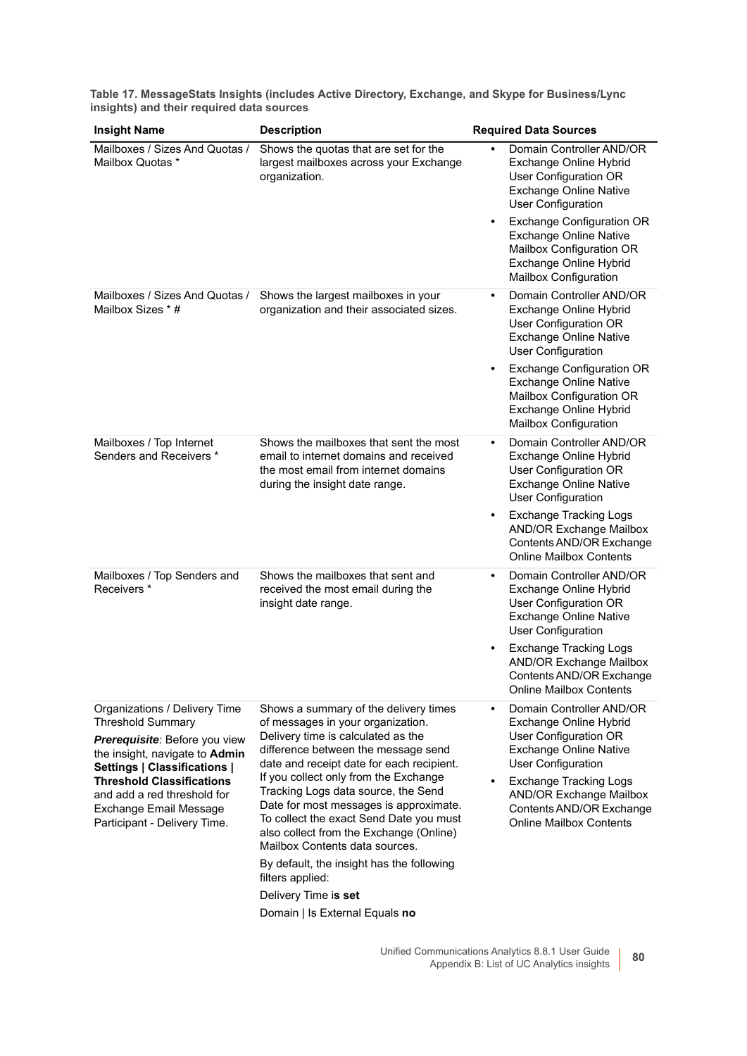**Table 17. MessageStats Insights (includes Active Directory, Exchange, and Skype for Business/Lync insights) and their required data sources**

| Insight Name | Description | Required Data Sources |
|---|---|---|
| Mailboxes / Sizes And Quotas / Mailbox Quotas * | Shows the quotas that are set for the largest mailboxes across your Exchange organization. | • Domain Controller AND/OR Exchange Online Hybrid User Configuration OR Exchange Online Native User Configuration<br>• Exchange Configuration OR Exchange Online Native Mailbox Configuration OR Exchange Online Hybrid Mailbox Configuration |
| Mailboxes / Sizes And Quotas / Mailbox Sizes * # | Shows the largest mailboxes in your organization and their associated sizes. | • Domain Controller AND/OR Exchange Online Hybrid User Configuration OR Exchange Online Native User Configuration<br>• Exchange Configuration OR Exchange Online Native Mailbox Configuration OR Exchange Online Hybrid Mailbox Configuration |
| Mailboxes / Top Internet Senders and Receivers * | Shows the mailboxes that sent the most email to internet domains and received the most email from internet domains during the insight date range. | • Domain Controller AND/OR Exchange Online Hybrid User Configuration OR Exchange Online Native User Configuration<br>• Exchange Tracking Logs AND/OR Exchange Mailbox Contents AND/OR Exchange Online Mailbox Contents |
| Mailboxes / Top Senders and Receivers * | Shows the mailboxes that sent and received the most email during the insight date range. | • Domain Controller AND/OR Exchange Online Hybrid User Configuration OR Exchange Online Native User Configuration<br>• Exchange Tracking Logs AND/OR Exchange Mailbox Contents AND/OR Exchange Online Mailbox Contents |
| Organizations / Delivery Time Threshold Summary<br>***Prerequisite***: Before you view the insight, navigate to **Admin Settings \| Classifications \| Threshold Classifications** and add a red threshold for Exchange Email Message Participant - Delivery Time. | Shows a summary of the delivery times of messages in your organization. Delivery time is calculated as the difference between the message send date and receipt date for each recipient. If you collect only from the Exchange Tracking Logs data source, the Send Date for most messages is approximate. To collect the exact Send Date you must also collect from the Exchange (Online) Mailbox Contents data sources.<br>By default, the insight has the following filters applied:<br>Delivery Time i**s set**<br>Domain \| Is External Equals **no** | • Domain Controller AND/OR Exchange Online Hybrid User Configuration OR Exchange Online Native User Configuration<br>• Exchange Tracking Logs AND/OR Exchange Mailbox Contents AND/OR Exchange Online Mailbox Contents |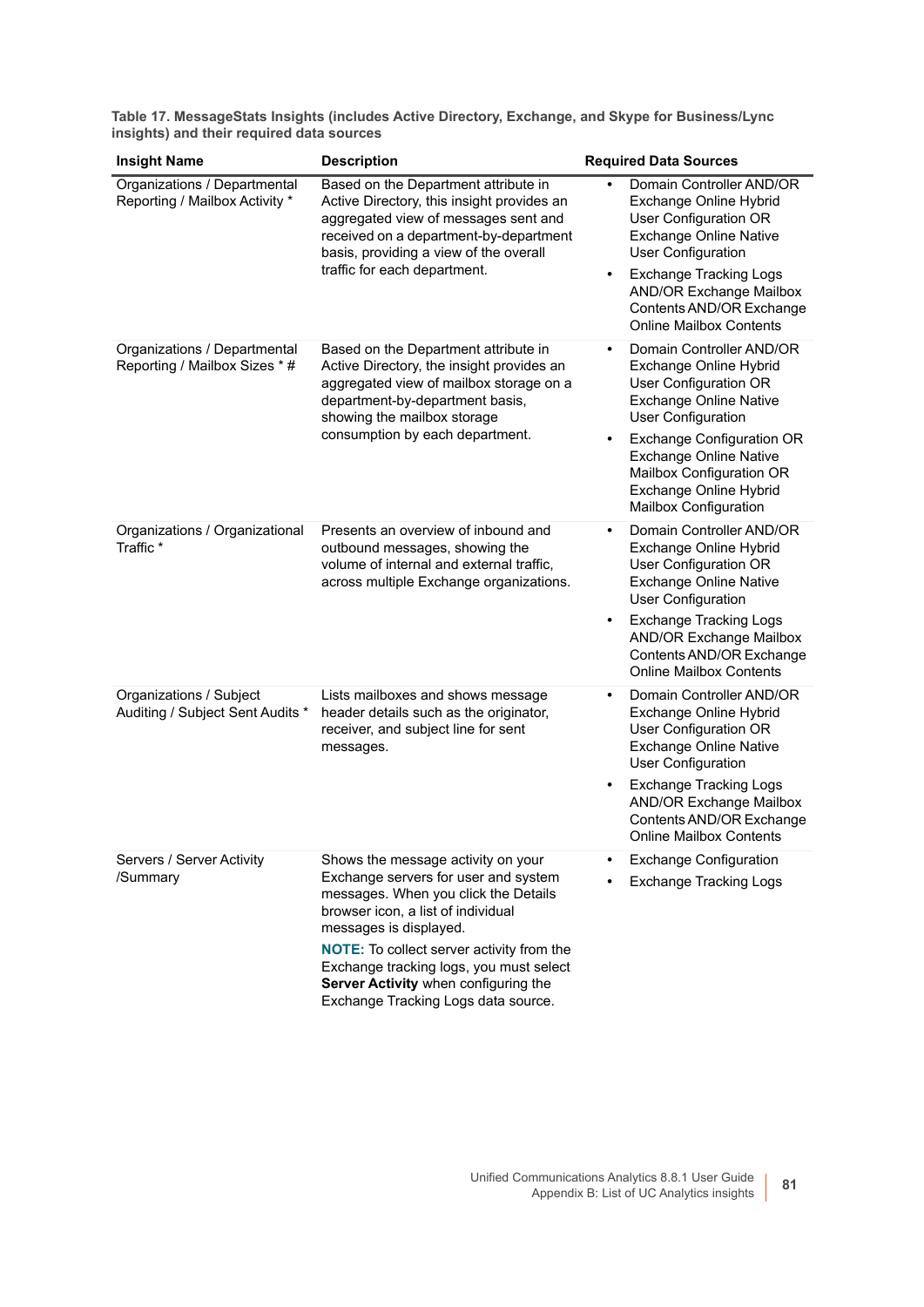**Table 17. MessageStats Insights (includes Active Directory, Exchange, and Skype for Business/Lync insights) and their required data sources**

| Insight Name | Description | Required Data Sources |
|---|---|---|
| Organizations / Departmental Reporting / Mailbox Activity * | Based on the Department attribute in Active Directory, this insight provides an aggregated view of messages sent and received on a department-by-department basis, providing a view of the overall traffic for each department. | • Domain Controller AND/OR Exchange Online Hybrid User Configuration OR Exchange Online Native User Configuration<br>• Exchange Tracking Logs AND/OR Exchange Mailbox Contents AND/OR Exchange Online Mailbox Contents |
| Organizations / Departmental Reporting / Mailbox Sizes * # | Based on the Department attribute in Active Directory, the insight provides an aggregated view of mailbox storage on a department-by-department basis, showing the mailbox storage consumption by each department. | • Domain Controller AND/OR Exchange Online Hybrid User Configuration OR Exchange Online Native User Configuration<br>• Exchange Configuration OR Exchange Online Native Mailbox Configuration OR Exchange Online Hybrid Mailbox Configuration |
| Organizations / Organizational Traffic * | Presents an overview of inbound and outbound messages, showing the volume of internal and external traffic, across multiple Exchange organizations. | • Domain Controller AND/OR Exchange Online Hybrid User Configuration OR Exchange Online Native User Configuration<br>• Exchange Tracking Logs AND/OR Exchange Mailbox Contents AND/OR Exchange Online Mailbox Contents |
| Organizations / Subject Auditing / Subject Sent Audits * | Lists mailboxes and shows message header details such as the originator, receiver, and subject line for sent messages. | • Domain Controller AND/OR Exchange Online Hybrid User Configuration OR Exchange Online Native User Configuration<br>• Exchange Tracking Logs AND/OR Exchange Mailbox Contents AND/OR Exchange Online Mailbox Contents |
| Servers / Server Activity /Summary | Shows the message activity on your Exchange servers for user and system messages. When you click the Details browser icon, a list of individual messages is displayed.<br>**NOTE:** To collect server activity from the Exchange tracking logs, you must select **Server Activity** when configuring the Exchange Tracking Logs data source. | • Exchange Configuration<br>• Exchange Tracking Logs |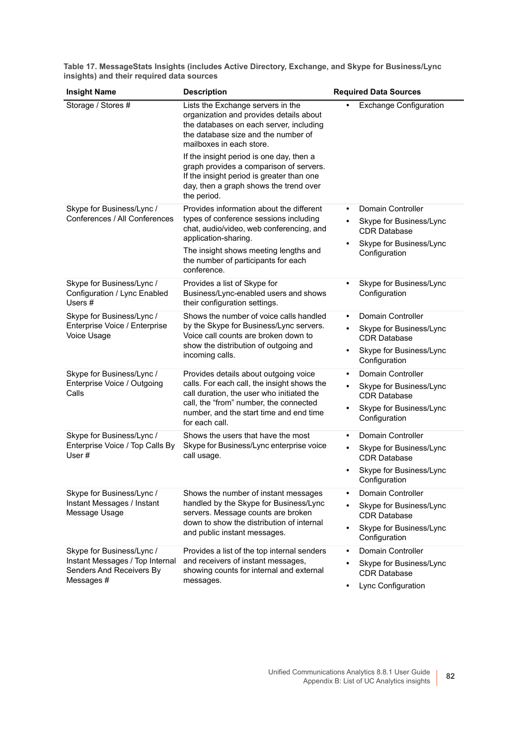**Table 17. MessageStats Insights (includes Active Directory, Exchange, and Skype for Business/Lync insights) and their required data sources**

| Insight Name | Description | Required Data Sources |
|---|---|---|
| Storage / Stores # | Lists the Exchange servers in the organization and provides details about the databases on each server, including the database size and the number of mailboxes in each store.<br><br>If the insight period is one day, then a graph provides a comparison of servers. If the insight period is greater than one day, then a graph shows the trend over the period. | • Exchange Configuration |
| Skype for Business/Lync / Conferences / All Conferences | Provides information about the different types of conference sessions including chat, audio/video, web conferencing, and application-sharing.<br><br>The insight shows meeting lengths and the number of participants for each conference. | • Domain Controller<br>• Skype for Business/Lync CDR Database<br>• Skype for Business/Lync Configuration |
| Skype for Business/Lync / Configuration / Lync Enabled Users # | Provides a list of Skype for Business/Lync-enabled users and shows their configuration settings. | • Skype for Business/Lync Configuration |
| Skype for Business/Lync / Enterprise Voice / Enterprise Voice Usage | Shows the number of voice calls handled by the Skype for Business/Lync servers. Voice call counts are broken down to show the distribution of outgoing and incoming calls. | • Domain Controller<br>• Skype for Business/Lync CDR Database<br>• Skype for Business/Lync Configuration |
| Skype for Business/Lync / Enterprise Voice / Outgoing Calls | Provides details about outgoing voice calls. For each call, the insight shows the call duration, the user who initiated the call, the "from" number, the connected number, and the start time and end time for each call. | • Domain Controller<br>• Skype for Business/Lync CDR Database<br>• Skype for Business/Lync Configuration |
| Skype for Business/Lync / Enterprise Voice / Top Calls By User # | Shows the users that have the most Skype for Business/Lync enterprise voice call usage. | • Domain Controller<br>• Skype for Business/Lync CDR Database<br>• Skype for Business/Lync Configuration |
| Skype for Business/Lync / Instant Messages / Instant Message Usage | Shows the number of instant messages handled by the Skype for Business/Lync servers. Message counts are broken down to show the distribution of internal and public instant messages. | • Domain Controller<br>• Skype for Business/Lync CDR Database<br>• Skype for Business/Lync Configuration |
| Skype for Business/Lync / Instant Messages / Top Internal Senders And Receivers By Messages # | Provides a list of the top internal senders and receivers of instant messages, showing counts for internal and external messages. | • Domain Controller<br>• Skype for Business/Lync CDR Database<br>• Lync Configuration |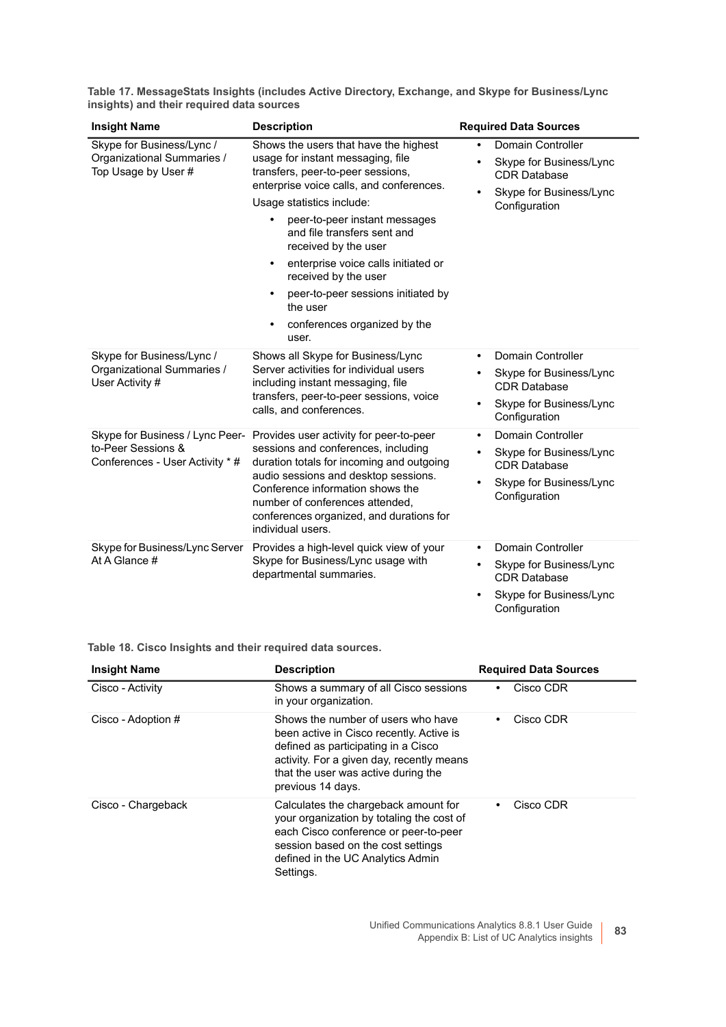**Table 17. MessageStats Insights (includes Active Directory, Exchange, and Skype for Business/Lync insights) and their required data sources**

| Insight Name | Description | Required Data Sources |
|---|---|---|
| Skype for Business/Lync / Organizational Summaries / Top Usage by User # | Shows the users that have the highest usage for instant messaging, file transfers, peer-to-peer sessions, enterprise voice calls, and conferences.<br>Usage statistics include:<br>• peer-to-peer instant messages and file transfers sent and received by the user<br>• enterprise voice calls initiated or received by the user<br>• peer-to-peer sessions initiated by the user<br>• conferences organized by the user. | • Domain Controller<br>• Skype for Business/Lync CDR Database<br>• Skype for Business/Lync Configuration |
| Skype for Business/Lync / Organizational Summaries / User Activity # | Shows all Skype for Business/Lync Server activities for individual users including instant messaging, file transfers, peer-to-peer sessions, voice calls, and conferences. | • Domain Controller<br>• Skype for Business/Lync CDR Database<br>• Skype for Business/Lync Configuration |
| Skype for Business / Lync Peer-to-Peer Sessions & Conferences - User Activity * # | Provides user activity for peer-to-peer sessions and conferences, including duration totals for incoming and outgoing audio sessions and desktop sessions. Conference information shows the number of conferences attended, conferences organized, and durations for individual users. | • Domain Controller<br>• Skype for Business/Lync CDR Database<br>• Skype for Business/Lync Configuration |
| Skype for Business/Lync Server At A Glance # | Provides a high-level quick view of your Skype for Business/Lync usage with departmental summaries. | • Domain Controller<br>• Skype for Business/Lync CDR Database<br>• Skype for Business/Lync Configuration |

**Table 18. Cisco Insights and their required data sources.**

| Insight Name | Description | Required Data Sources |
|---|---|---|
| Cisco - Activity | Shows a summary of all Cisco sessions in your organization. | • Cisco CDR |
| Cisco - Adoption # | Shows the number of users who have been active in Cisco recently. Active is defined as participating in a Cisco activity. For a given day, recently means that the user was active during the previous 14 days. | • Cisco CDR |
| Cisco - Chargeback | Calculates the chargeback amount for your organization by totaling the cost of each Cisco conference or peer-to-peer session based on the cost settings defined in the UC Analytics Admin Settings. | • Cisco CDR |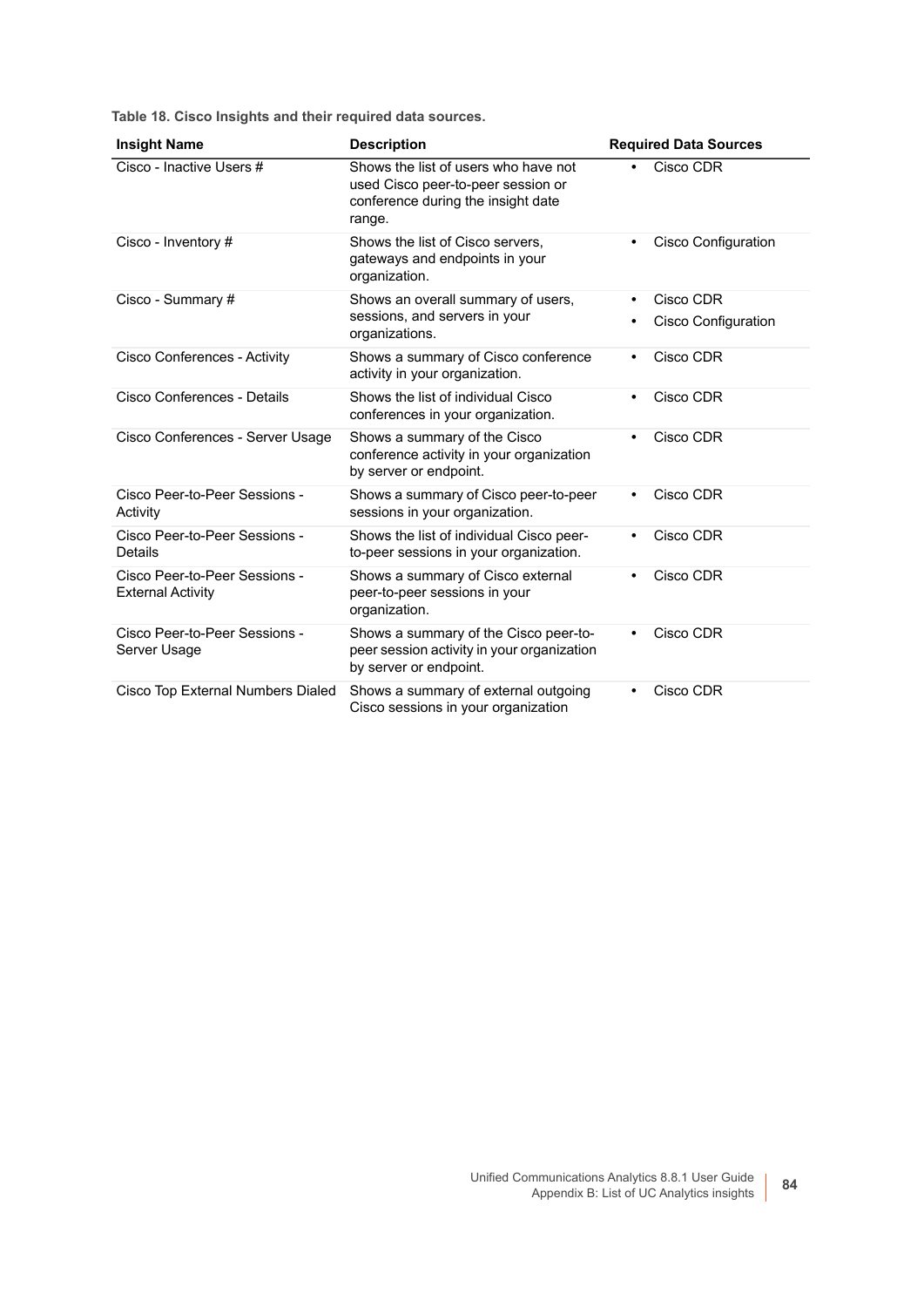**Table 18. Cisco Insights and their required data sources.**

| Insight Name | Description | Required Data Sources |
| --- | --- | --- |
| Cisco - Inactive Users # | Shows the list of users who have not used Cisco peer-to-peer session or conference during the insight date range. | • Cisco CDR |
| Cisco - Inventory # | Shows the list of Cisco servers, gateways and endpoints in your organization. | • Cisco Configuration |
| Cisco - Summary # | Shows an overall summary of users, sessions, and servers in your organizations. | • Cisco CDR<br>• Cisco Configuration |
| Cisco Conferences - Activity | Shows a summary of Cisco conference activity in your organization. | • Cisco CDR |
| Cisco Conferences - Details | Shows the list of individual Cisco conferences in your organization. | • Cisco CDR |
| Cisco Conferences - Server Usage | Shows a summary of the Cisco conference activity in your organization by server or endpoint. | • Cisco CDR |
| Cisco Peer-to-Peer Sessions - Activity | Shows a summary of Cisco peer-to-peer sessions in your organization. | • Cisco CDR |
| Cisco Peer-to-Peer Sessions - Details | Shows the list of individual Cisco peer-to-peer sessions in your organization. | • Cisco CDR |
| Cisco Peer-to-Peer Sessions - External Activity | Shows a summary of Cisco external peer-to-peer sessions in your organization. | • Cisco CDR |
| Cisco Peer-to-Peer Sessions - Server Usage | Shows a summary of the Cisco peer-to-peer session activity in your organization by server or endpoint. | • Cisco CDR |
| Cisco Top External Numbers Dialed | Shows a summary of external outgoing Cisco sessions in your organization | • Cisco CDR |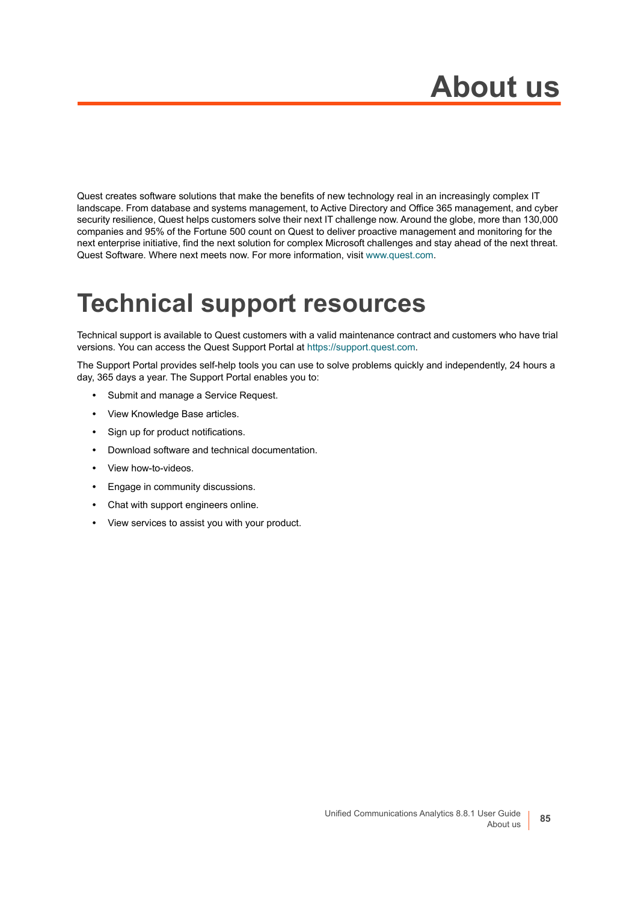# About us

Quest creates software solutions that make the benefits of new technology real in an increasingly complex IT landscape. From database and systems management, to Active Directory and Office 365 management, and cyber security resilience, Quest helps customers solve their next IT challenge now. Around the globe, more than 130,000 companies and 95% of the Fortune 500 count on Quest to deliver proactive management and monitoring for the next enterprise initiative, find the next solution for complex Microsoft challenges and stay ahead of the next threat. Quest Software. Where next meets now. For more information, visit www.quest.com.

# Technical support resources

Technical support is available to Quest customers with a valid maintenance contract and customers who have trial versions. You can access the Quest Support Portal at https://support.quest.com.

The Support Portal provides self-help tools you can use to solve problems quickly and independently, 24 hours a day, 365 days a year. The Support Portal enables you to:

- Submit and manage a Service Request.
- View Knowledge Base articles.
- Sign up for product notifications.
- Download software and technical documentation.
- View how-to-videos.
- Engage in community discussions.
- Chat with support engineers online.
- View services to assist you with your product.